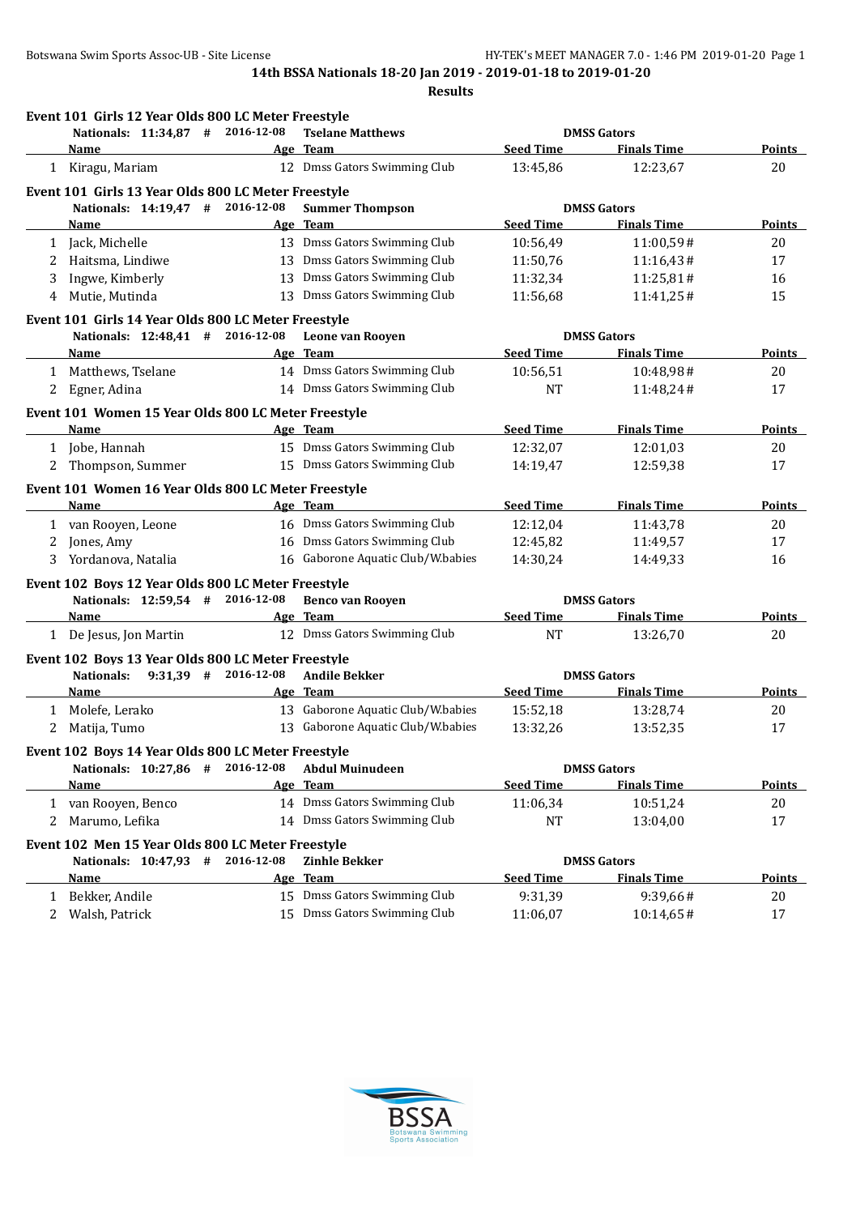**14th BSSA Nationals 18-20 Jan 2019 - 2019-01-18 to 2019-01-20**

**Results**

### Event 101 Girls 12 Year Olds 800 LC Meter Freestyle

Nationals: 11:34,87 # 2016-12-08 Tselane Matthews DMSS Gators

| | Name | Age | Team | Seed Time | Finals Time | Points |
|---|---|---|---|---|---|---|
| 1 | Kiragu, Mariam | 12 | Dmss Gators Swimming Club | 13:45,86 | 12:23,67 | 20 |

### Event 101 Girls 13 Year Olds 800 LC Meter Freestyle

Nationals: 14:19,47 # 2016-12-08 Summer Thompson DMSS Gators

| | Name | Age | Team | Seed Time | Finals Time | Points |
|---|---|---|---|---|---|---|
| 1 | Jack, Michelle | 13 | Dmss Gators Swimming Club | 10:56,49 | 11:00,59# | 20 |
| 2 | Haitsma, Lindiwe | 13 | Dmss Gators Swimming Club | 11:50,76 | 11:16,43# | 17 |
| 3 | Ingwe, Kimberly | 13 | Dmss Gators Swimming Club | 11:32,34 | 11:25,81# | 16 |
| 4 | Mutie, Mutinda | 13 | Dmss Gators Swimming Club | 11:56,68 | 11:41,25# | 15 |

### Event 101 Girls 14 Year Olds 800 LC Meter Freestyle

Nationals: 12:48,41 # 2016-12-08 Leone van Rooyen DMSS Gators

| | Name | Age | Team | Seed Time | Finals Time | Points |
|---|---|---|---|---|---|---|
| 1 | Matthews, Tselane | 14 | Dmss Gators Swimming Club | 10:56,51 | 10:48,98# | 20 |
| 2 | Egner, Adina | 14 | Dmss Gators Swimming Club | NT | 11:48,24# | 17 |

### Event 101 Women 15 Year Olds 800 LC Meter Freestyle

| | Name | Age | Team | Seed Time | Finals Time | Points |
|---|---|---|---|---|---|---|
| 1 | Jobe, Hannah | 15 | Dmss Gators Swimming Club | 12:32,07 | 12:01,03 | 20 |
| 2 | Thompson, Summer | 15 | Dmss Gators Swimming Club | 14:19,47 | 12:59,38 | 17 |

### Event 101 Women 16 Year Olds 800 LC Meter Freestyle

| | Name | Age | Team | Seed Time | Finals Time | Points |
|---|---|---|---|---|---|---|
| 1 | van Rooyen, Leone | 16 | Dmss Gators Swimming Club | 12:12,04 | 11:43,78 | 20 |
| 2 | Jones, Amy | 16 | Dmss Gators Swimming Club | 12:45,82 | 11:49,57 | 17 |
| 3 | Yordanova, Natalia | 16 | Gaborone Aquatic Club/W.babies | 14:30,24 | 14:49,33 | 16 |

### Event 102 Boys 12 Year Olds 800 LC Meter Freestyle

Nationals: 12:59,54 # 2016-12-08 Benco van Rooyen DMSS Gators

| | Name | Age | Team | Seed Time | Finals Time | Points |
|---|---|---|---|---|---|---|
| 1 | De Jesus, Jon Martin | 12 | Dmss Gators Swimming Club | NT | 13:26,70 | 20 |

### Event 102 Boys 13 Year Olds 800 LC Meter Freestyle

Nationals: 9:31,39 # 2016-12-08 Andile Bekker DMSS Gators

| | Name | Age | Team | Seed Time | Finals Time | Points |
|---|---|---|---|---|---|---|
| 1 | Molefe, Lerako | 13 | Gaborone Aquatic Club/W.babies | 15:52,18 | 13:28,74 | 20 |
| 2 | Matija, Tumo | 13 | Gaborone Aquatic Club/W.babies | 13:32,26 | 13:52,35 | 17 |

### Event 102 Boys 14 Year Olds 800 LC Meter Freestyle

Nationals: 10:27,86 # 2016-12-08 Abdul Muinudeen DMSS Gators

| | Name | Age | Team | Seed Time | Finals Time | Points |
|---|---|---|---|---|---|---|
| 1 | van Rooyen, Benco | 14 | Dmss Gators Swimming Club | 11:06,34 | 10:51,24 | 20 |
| 2 | Marumo, Lefika | 14 | Dmss Gators Swimming Club | NT | 13:04,00 | 17 |

### Event 102 Men 15 Year Olds 800 LC Meter Freestyle

Nationals: 10:47,93 # 2016-12-08 Zinhle Bekker DMSS Gators

| | Name | Age | Team | Seed Time | Finals Time | Points |
|---|---|---|---|---|---|---|
| 1 | Bekker, Andile | 15 | Dmss Gators Swimming Club | 9:31,39 | 9:39,66# | 20 |
| 2 | Walsh, Patrick | 15 | Dmss Gators Swimming Club | 11:06,07 | 10:14,65# | 17 |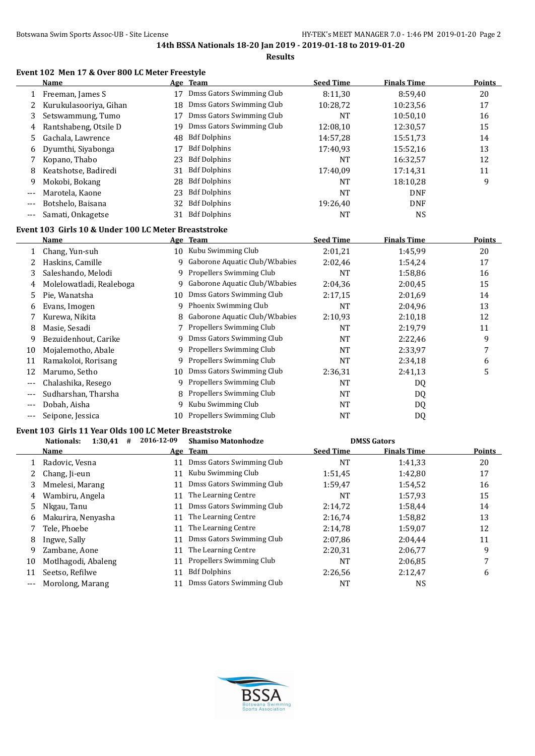**14th BSSA Nationals 18-20 Jan 2019 - 2019-01-18 to 2019-01-20**

**Results**

### Event 102 Men 17 & Over 800 LC Meter Freestyle

| | Name | Age | Team | Seed Time | Finals Time | Points |
|---|---|---|---|---|---|---|
| 1 | Freeman, James S | 17 | Dmss Gators Swimming Club | 8:11,30 | 8:59,40 | 20 |
| 2 | Kurukulasooriya, Gihan | 18 | Dmss Gators Swimming Club | 10:28,72 | 10:23,56 | 17 |
| 3 | Setswammung, Tumo | 17 | Dmss Gators Swimming Club | NT | 10:50,10 | 16 |
| 4 | Rantshabeng, Otsile D | 19 | Dmss Gators Swimming Club | 12:08,10 | 12:30,57 | 15 |
| 5 | Gachala, Lawrence | 48 | Bdf Dolphins | 14:57,28 | 15:51,73 | 14 |
| 6 | Dyumthi, Siyabonga | 17 | Bdf Dolphins | 17:40,93 | 15:52,16 | 13 |
| 7 | Kopano, Thabo | 23 | Bdf Dolphins | NT | 16:32,57 | 12 |
| 8 | Keatshotse, Badiredi | 31 | Bdf Dolphins | 17:40,09 | 17:14,31 | 11 |
| 9 | Mokobi, Bokang | 28 | Bdf Dolphins | NT | 18:10,28 | 9 |
| --- | Marotela, Kaone | 23 | Bdf Dolphins | NT | DNF | |
| --- | Botshelo, Baisana | 32 | Bdf Dolphins | 19:26,40 | DNF | |
| --- | Samati, Onkagetse | 31 | Bdf Dolphins | NT | NS | |

### Event 103 Girls 10 & Under 100 LC Meter Breaststroke

| | Name | Age | Team | Seed Time | Finals Time | Points |
|---|---|---|---|---|---|---|
| 1 | Chang, Yun-suh | 10 | Kubu Swimming Club | 2:01,21 | 1:45,99 | 20 |
| 2 | Haskins, Camille | 9 | Gaborone Aquatic Club/W.babies | 2:02,46 | 1:54,24 | 17 |
| 3 | Saleshando, Melodi | 9 | Propellers Swimming Club | NT | 1:58,86 | 16 |
| 4 | Molelowatladi, Realeboga | 9 | Gaborone Aquatic Club/W.babies | 2:04,36 | 2:00,45 | 15 |
| 5 | Pie, Wanatsha | 10 | Dmss Gators Swimming Club | 2:17,15 | 2:01,69 | 14 |
| 6 | Evans, Imogen | 9 | Phoenix Swimming Club | NT | 2:04,96 | 13 |
| 7 | Kurewa, Nikita | 8 | Gaborone Aquatic Club/W.babies | 2:10,93 | 2:10,18 | 12 |
| 8 | Masie, Sesadi | 7 | Propellers Swimming Club | NT | 2:19,79 | 11 |
| 9 | Bezuidenhout, Carike | 9 | Dmss Gators Swimming Club | NT | 2:22,46 | 9 |
| 10 | Mojalemotho, Abale | 9 | Propellers Swimming Club | NT | 2:33,97 | 7 |
| 11 | Ramakoloi, Rorisang | 9 | Propellers Swimming Club | NT | 2:34,18 | 6 |
| 12 | Marumo, Setho | 10 | Dmss Gators Swimming Club | 2:36,31 | 2:41,13 | 5 |
| --- | Chalashika, Resego | 9 | Propellers Swimming Club | NT | DQ | |
| --- | Sudharshan, Tharsha | 8 | Propellers Swimming Club | NT | DQ | |
| --- | Dobah, Aisha | 9 | Kubu Swimming Club | NT | DQ | |
| --- | Seipone, Jessica | 10 | Propellers Swimming Club | NT | DQ | |

### Event 103 Girls 11 Year Olds 100 LC Meter Breaststroke

**Nationals: 1:30,41 # 2016-12-09 Shamiso Matonhodze DMSS Gators**

| | Name | Age | Team | Seed Time | Finals Time | Points |
|---|---|---|---|---|---|---|
| 1 | Radovic, Vesna | 11 | Dmss Gators Swimming Club | NT | 1:41,33 | 20 |
| 2 | Chang, Ji-eun | 11 | Kubu Swimming Club | 1:51,45 | 1:42,80 | 17 |
| 3 | Mmelesi, Marang | 11 | Dmss Gators Swimming Club | 1:59,47 | 1:54,52 | 16 |
| 4 | Wambiru, Angela | 11 | The Learning Centre | NT | 1:57,93 | 15 |
| 5 | Nkgau, Tanu | 11 | Dmss Gators Swimming Club | 2:14,72 | 1:58,44 | 14 |
| 6 | Makurira, Nenyasha | 11 | The Learning Centre | 2:16,74 | 1:58,82 | 13 |
| 7 | Tele, Phoebe | 11 | The Learning Centre | 2:14,78 | 1:59,07 | 12 |
| 8 | Ingwe, Sally | 11 | Dmss Gators Swimming Club | 2:07,86 | 2:04,44 | 11 |
| 9 | Zambane, Aone | 11 | The Learning Centre | 2:20,31 | 2:06,77 | 9 |
| 10 | Motlhagodi, Abaleng | 11 | Propellers Swimming Club | NT | 2:06,85 | 7 |
| 11 | Seetso, Refilwe | 11 | Bdf Dolphins | 2:26,56 | 2:12,47 | 6 |
| --- | Morolong, Marang | 11 | Dmss Gators Swimming Club | NT | NS | |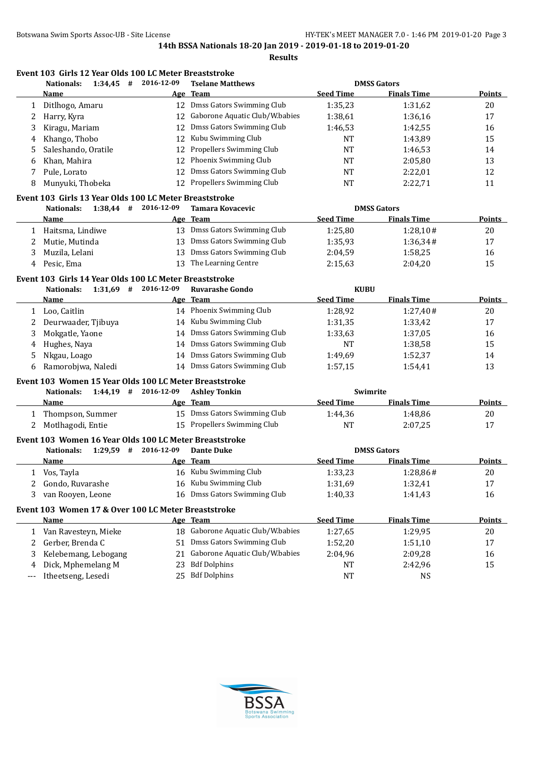**14th BSSA Nationals 18-20 Jan 2019 - 2019-01-18 to 2019-01-20**

**Results**

### Event 103 Girls 12 Year Olds 100 LC Meter Breaststroke

Nationals: 1:34,45 # 2016-12-09 Tselane Matthews DMSS Gators

| | Name | Age | Team | Seed Time | Finals Time | Points |
|---|---|---|---|---|---|---|
| 1 | Ditlhogo, Amaru | 12 | Dmss Gators Swimming Club | 1:35,23 | 1:31,62 | 20 |
| 2 | Harry, Kyra | 12 | Gaborone Aquatic Club/W.babies | 1:38,61 | 1:36,16 | 17 |
| 3 | Kiragu, Mariam | 12 | Dmss Gators Swimming Club | 1:46,53 | 1:42,55 | 16 |
| 4 | Khango, Thobo | 12 | Kubu Swimming Club | NT | 1:43,89 | 15 |
| 5 | Saleshando, Oratile | 12 | Propellers Swimming Club | NT | 1:46,53 | 14 |
| 6 | Khan, Mahira | 12 | Phoenix Swimming Club | NT | 2:05,80 | 13 |
| 7 | Pule, Lorato | 12 | Dmss Gators Swimming Club | NT | 2:22,01 | 12 |
| 8 | Munyuki, Thobeka | 12 | Propellers Swimming Club | NT | 2:22,71 | 11 |

### Event 103 Girls 13 Year Olds 100 LC Meter Breaststroke

Nationals: 1:38,44 # 2016-12-09 Tamara Kovacevic DMSS Gators

| | Name | Age | Team | Seed Time | Finals Time | Points |
|---|---|---|---|---|---|---|
| 1 | Haitsma, Lindiwe | 13 | Dmss Gators Swimming Club | 1:25,80 | 1:28,10# | 20 |
| 2 | Mutie, Mutinda | 13 | Dmss Gators Swimming Club | 1:35,93 | 1:36,34# | 17 |
| 3 | Muzila, Lelani | 13 | Dmss Gators Swimming Club | 2:04,59 | 1:58,25 | 16 |
| 4 | Pesic, Ema | 13 | The Learning Centre | 2:15,63 | 2:04,20 | 15 |

### Event 103 Girls 14 Year Olds 100 LC Meter Breaststroke

Nationals: 1:31,69 # 2016-12-09 Ruvarashe Gondo KUBU

| | Name | Age | Team | Seed Time | Finals Time | Points |
|---|---|---|---|---|---|---|
| 1 | Loo, Caitlin | 14 | Phoenix Swimming Club | 1:28,92 | 1:27,40# | 20 |
| 2 | Deurwaader, Tjibuya | 14 | Kubu Swimming Club | 1:31,35 | 1:33,42 | 17 |
| 3 | Mokgatle, Yaone | 14 | Dmss Gators Swimming Club | 1:33,63 | 1:37,05 | 16 |
| 4 | Hughes, Naya | 14 | Dmss Gators Swimming Club | NT | 1:38,58 | 15 |
| 5 | Nkgau, Loago | 14 | Dmss Gators Swimming Club | 1:49,69 | 1:52,37 | 14 |
| 6 | Ramorobjwa, Naledi | 14 | Dmss Gators Swimming Club | 1:57,15 | 1:54,41 | 13 |

### Event 103 Women 15 Year Olds 100 LC Meter Breaststroke

Nationals: 1:44,19 # 2016-12-09 Ashley Tonkin Swimrite

| | Name | Age | Team | Seed Time | Finals Time | Points |
|---|---|---|---|---|---|---|
| 1 | Thompson, Summer | 15 | Dmss Gators Swimming Club | 1:44,36 | 1:48,86 | 20 |
| 2 | Motlhagodi, Entie | 15 | Propellers Swimming Club | NT | 2:07,25 | 17 |

### Event 103 Women 16 Year Olds 100 LC Meter Breaststroke

Nationals: 1:29,59 # 2016-12-09 Dante Duke DMSS Gators

| | Name | Age | Team | Seed Time | Finals Time | Points |
|---|---|---|---|---|---|---|
| 1 | Vos, Tayla | 16 | Kubu Swimming Club | 1:33,23 | 1:28,86# | 20 |
| 2 | Gondo, Ruvarashe | 16 | Kubu Swimming Club | 1:31,69 | 1:32,41 | 17 |
| 3 | van Rooyen, Leone | 16 | Dmss Gators Swimming Club | 1:40,33 | 1:41,43 | 16 |

### Event 103 Women 17 & Over 100 LC Meter Breaststroke

| | Name | Age | Team | Seed Time | Finals Time | Points |
|---|---|---|---|---|---|---|
| 1 | Van Ravesteyn, Mieke | 18 | Gaborone Aquatic Club/W.babies | 1:27,65 | 1:29,95 | 20 |
| 2 | Gerber, Brenda C | 51 | Dmss Gators Swimming Club | 1:52,20 | 1:51,10 | 17 |
| 3 | Kelebemang, Lebogang | 21 | Gaborone Aquatic Club/W.babies | 2:04,96 | 2:09,28 | 16 |
| 4 | Dick, Mphemelang M | 23 | Bdf Dolphins | NT | 2:42,96 | 15 |
| --- | Itheetseng, Lesedi | 25 | Bdf Dolphins | NT | NS | |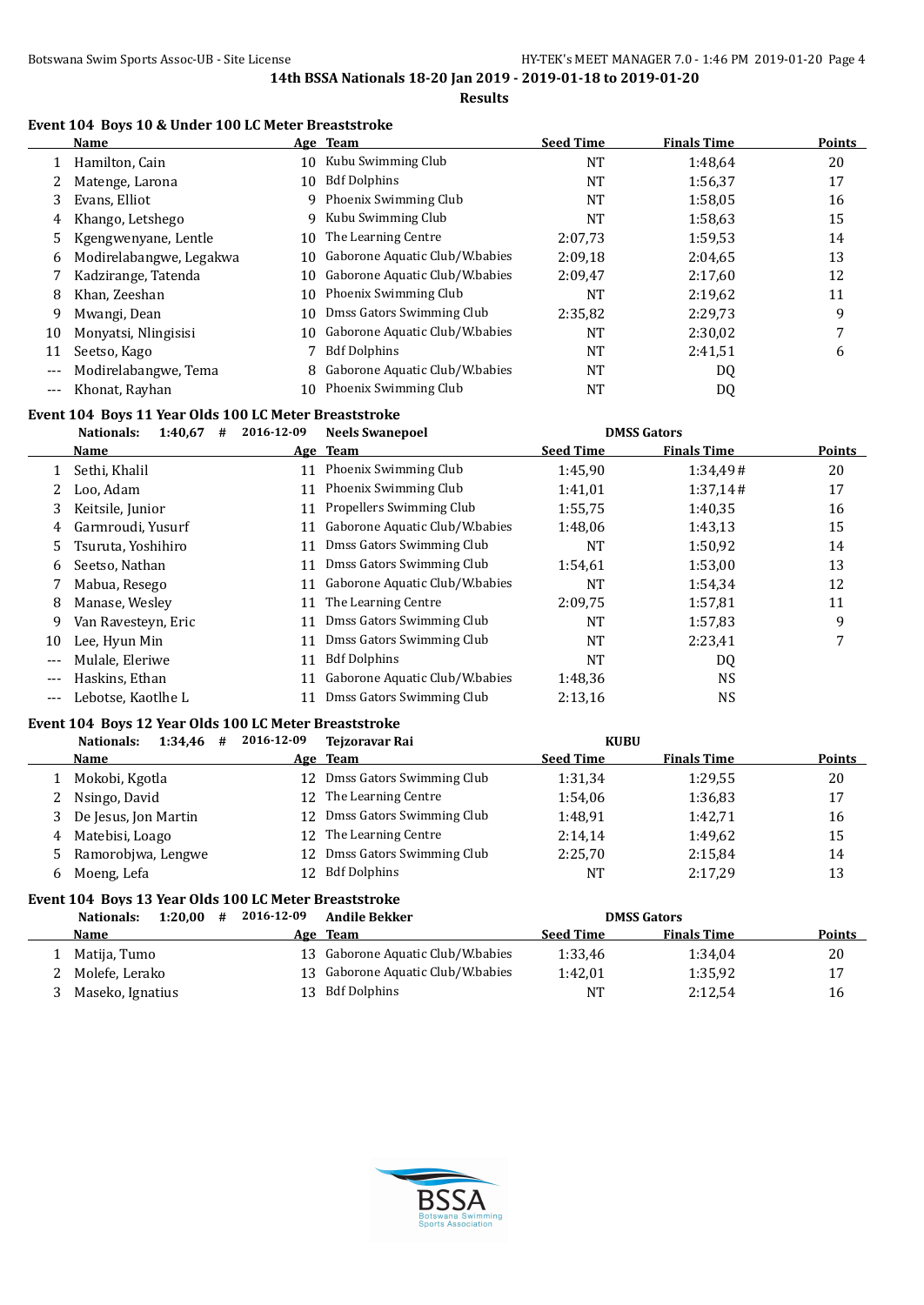**14th BSSA Nationals 18-20 Jan 2019 - 2019-01-18 to 2019-01-20**

**Results**

### Event 104 Boys 10 & Under 100 LC Meter Breaststroke

| | Name | Age | Team | Seed Time | Finals Time | Points |
|---|---|---|---|---|---|---|
| 1 | Hamilton, Cain | 10 | Kubu Swimming Club | NT | 1:48,64 | 20 |
| 2 | Matenge, Larona | 10 | Bdf Dolphins | NT | 1:56,37 | 17 |
| 3 | Evans, Elliot | 9 | Phoenix Swimming Club | NT | 1:58,05 | 16 |
| 4 | Khango, Letshego | 9 | Kubu Swimming Club | NT | 1:58,63 | 15 |
| 5 | Kgengwenyane, Lentle | 10 | The Learning Centre | 2:07,73 | 1:59,53 | 14 |
| 6 | Modirelabangwe, Legakwa | 10 | Gaborone Aquatic Club/W.babies | 2:09,18 | 2:04,65 | 13 |
| 7 | Kadzirange, Tatenda | 10 | Gaborone Aquatic Club/W.babies | 2:09,47 | 2:17,60 | 12 |
| 8 | Khan, Zeeshan | 10 | Phoenix Swimming Club | NT | 2:19,62 | 11 |
| 9 | Mwangi, Dean | 10 | Dmss Gators Swimming Club | 2:35,82 | 2:29,73 | 9 |
| 10 | Monyatsi, Nlingisisi | 10 | Gaborone Aquatic Club/W.babies | NT | 2:30,02 | 7 |
| 11 | Seetso, Kago | 7 | Bdf Dolphins | NT | 2:41,51 | 6 |
| --- | Modirelabangwe, Tema | 8 | Gaborone Aquatic Club/W.babies | NT | DQ | |
| --- | Khonat, Rayhan | 10 | Phoenix Swimming Club | NT | DQ | |

### Event 104 Boys 11 Year Olds 100 LC Meter Breaststroke

Nationals: 1:40,67 # 2016-12-09 Neels Swanepoel DMSS Gators

| | Name | Age | Team | Seed Time | Finals Time | Points |
|---|---|---|---|---|---|---|
| 1 | Sethi, Khalil | 11 | Phoenix Swimming Club | 1:45,90 | 1:34,49# | 20 |
| 2 | Loo, Adam | 11 | Phoenix Swimming Club | 1:41,01 | 1:37,14# | 17 |
| 3 | Keitsile, Junior | 11 | Propellers Swimming Club | 1:55,75 | 1:40,35 | 16 |
| 4 | Garmroudi, Yusurf | 11 | Gaborone Aquatic Club/W.babies | 1:48,06 | 1:43,13 | 15 |
| 5 | Tsuruta, Yoshihiro | 11 | Dmss Gators Swimming Club | NT | 1:50,92 | 14 |
| 6 | Seetso, Nathan | 11 | Dmss Gators Swimming Club | 1:54,61 | 1:53,00 | 13 |
| 7 | Mabua, Resego | 11 | Gaborone Aquatic Club/W.babies | NT | 1:54,34 | 12 |
| 8 | Manase, Wesley | 11 | The Learning Centre | 2:09,75 | 1:57,81 | 11 |
| 9 | Van Ravesteyn, Eric | 11 | Dmss Gators Swimming Club | NT | 1:57,83 | 9 |
| 10 | Lee, Hyun Min | 11 | Dmss Gators Swimming Club | NT | 2:23,41 | 7 |
| --- | Mulale, Eleriwe | 11 | Bdf Dolphins | NT | DQ | |
| --- | Haskins, Ethan | 11 | Gaborone Aquatic Club/W.babies | 1:48,36 | NS | |
| --- | Lebotse, Kaotlhe L | 11 | Dmss Gators Swimming Club | 2:13,16 | NS | |

### Event 104 Boys 12 Year Olds 100 LC Meter Breaststroke

Nationals: 1:34,46 # 2016-12-09 Tejzoravar Rai KUBU

| | Name | Age | Team | Seed Time | Finals Time | Points |
|---|---|---|---|---|---|---|
| 1 | Mokobi, Kgotla | 12 | Dmss Gators Swimming Club | 1:31,34 | 1:29,55 | 20 |
| 2 | Nsingo, David | 12 | The Learning Centre | 1:54,06 | 1:36,83 | 17 |
| 3 | De Jesus, Jon Martin | 12 | Dmss Gators Swimming Club | 1:48,91 | 1:42,71 | 16 |
| 4 | Matebisi, Loago | 12 | The Learning Centre | 2:14,14 | 1:49,62 | 15 |
| 5 | Ramorobjwa, Lengwe | 12 | Dmss Gators Swimming Club | 2:25,70 | 2:15,84 | 14 |
| 6 | Moeng, Lefa | 12 | Bdf Dolphins | NT | 2:17,29 | 13 |

### Event 104 Boys 13 Year Olds 100 LC Meter Breaststroke

Nationals: 1:20,00 # 2016-12-09 Andile Bekker DMSS Gators

| | Name | Age | Team | Seed Time | Finals Time | Points |
|---|---|---|---|---|---|---|
| 1 | Matija, Tumo | 13 | Gaborone Aquatic Club/W.babies | 1:33,46 | 1:34,04 | 20 |
| 2 | Molefe, Lerako | 13 | Gaborone Aquatic Club/W.babies | 1:42,01 | 1:35,92 | 17 |
| 3 | Maseko, Ignatius | 13 | Bdf Dolphins | NT | 2:12,54 | 16 |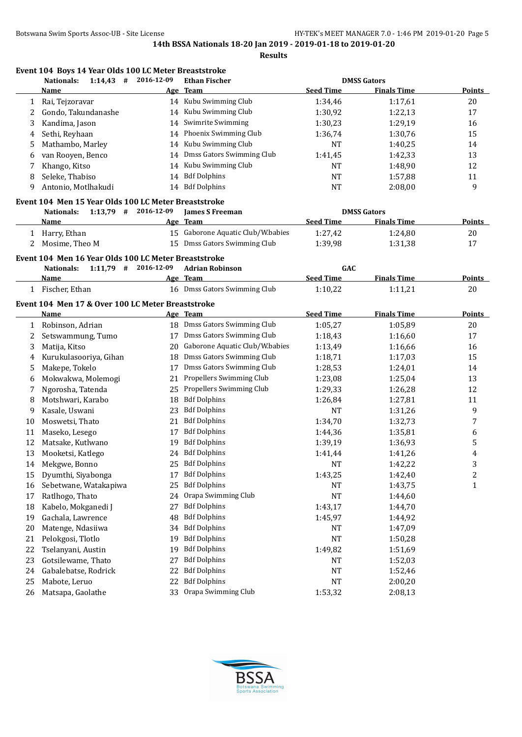**14th BSSA Nationals 18-20 Jan 2019 - 2019-01-18 to 2019-01-20**

**Results**

### Event 104 Boys 14 Year Olds 100 LC Meter Breaststroke

Nationals: 1:14,43 # 2016-12-09 Ethan Fischer DMSS Gators

| | Name | Age | Team | Seed Time | Finals Time | Points |
|---|---|---|---|---|---|---|
| 1 | Rai, Tejzoravar | 14 | Kubu Swimming Club | 1:34,46 | 1:17,61 | 20 |
| 2 | Gondo, Takundanashe | 14 | Kubu Swimming Club | 1:30,92 | 1:22,13 | 17 |
| 3 | Kandima, Jason | 14 | Swimrite Swimming | 1:30,23 | 1:29,19 | 16 |
| 4 | Sethi, Reyhaan | 14 | Phoenix Swimming Club | 1:36,74 | 1:30,76 | 15 |
| 5 | Mathambo, Marley | 14 | Kubu Swimming Club | NT | 1:40,25 | 14 |
| 6 | van Rooyen, Benco | 14 | Dmss Gators Swimming Club | 1:41,45 | 1:42,33 | 13 |
| 7 | Khango, Kitso | 14 | Kubu Swimming Club | NT | 1:48,90 | 12 |
| 8 | Seleke, Thabiso | 14 | Bdf Dolphins | NT | 1:57,88 | 11 |
| 9 | Antonio, Motlhakudi | 14 | Bdf Dolphins | NT | 2:08,00 | 9 |

### Event 104 Men 15 Year Olds 100 LC Meter Breaststroke

Nationals: 1:13,79 # 2016-12-09 James S Freeman DMSS Gators

| | Name | Age | Team | Seed Time | Finals Time | Points |
|---|---|---|---|---|---|---|
| 1 | Harry, Ethan | 15 | Gaborone Aquatic Club/W.babies | 1:27,42 | 1:24,80 | 20 |
| 2 | Mosime, Theo M | 15 | Dmss Gators Swimming Club | 1:39,98 | 1:31,38 | 17 |

### Event 104 Men 16 Year Olds 100 LC Meter Breaststroke

Nationals: 1:11,79 # 2016-12-09 Adrian Robinson GAC

| | Name | Age | Team | Seed Time | Finals Time | Points |
|---|---|---|---|---|---|---|
| 1 | Fischer, Ethan | 16 | Dmss Gators Swimming Club | 1:10,22 | 1:11,21 | 20 |

### Event 104 Men 17 & Over 100 LC Meter Breaststroke

| | Name | Age | Team | Seed Time | Finals Time | Points |
|---|---|---|---|---|---|---|
| 1 | Robinson, Adrian | 18 | Dmss Gators Swimming Club | 1:05,27 | 1:05,89 | 20 |
| 2 | Setswammung, Tumo | 17 | Dmss Gators Swimming Club | 1:18,43 | 1:16,60 | 17 |
| 3 | Matija, Kitso | 20 | Gaborone Aquatic Club/W.babies | 1:13,49 | 1:16,66 | 16 |
| 4 | Kurukulasooriya, Gihan | 18 | Dmss Gators Swimming Club | 1:18,71 | 1:17,03 | 15 |
| 5 | Makepe, Tokelo | 17 | Dmss Gators Swimming Club | 1:28,53 | 1:24,01 | 14 |
| 6 | Mokwakwa, Molemogi | 21 | Propellers Swimming Club | 1:23,08 | 1:25,04 | 13 |
| 7 | Ngorosha, Tatenda | 25 | Propellers Swimming Club | 1:29,33 | 1:26,28 | 12 |
| 8 | Motshwari, Karabo | 18 | Bdf Dolphins | 1:26,84 | 1:27,81 | 11 |
| 9 | Kasale, Uswani | 23 | Bdf Dolphins | NT | 1:31,26 | 9 |
| 10 | Moswetsi, Thato | 21 | Bdf Dolphins | 1:34,70 | 1:32,73 | 7 |
| 11 | Maseko, Lesego | 17 | Bdf Dolphins | 1:44,36 | 1:35,81 | 6 |
| 12 | Matsake, Kutlwano | 19 | Bdf Dolphins | 1:39,19 | 1:36,93 | 5 |
| 13 | Mooketsi, Katlego | 24 | Bdf Dolphins | 1:41,44 | 1:41,26 | 4 |
| 14 | Mekgwe, Bonno | 25 | Bdf Dolphins | NT | 1:42,22 | 3 |
| 15 | Dyumthi, Siyabonga | 17 | Bdf Dolphins | 1:43,25 | 1:42,40 | 2 |
| 16 | Sebetwane, Watakapiwa | 25 | Bdf Dolphins | NT | 1:43,75 | 1 |
| 17 | Ratlhogo, Thato | 24 | Orapa Swimming Club | NT | 1:44,60 | |
| 18 | Kabelo, Mokganedi J | 27 | Bdf Dolphins | 1:43,17 | 1:44,70 | |
| 19 | Gachala, Lawrence | 48 | Bdf Dolphins | 1:45,97 | 1:44,92 | |
| 20 | Matenge, Ndasiiwa | 34 | Bdf Dolphins | NT | 1:47,09 | |
| 21 | Pelokgosi, Tlotlo | 19 | Bdf Dolphins | NT | 1:50,28 | |
| 22 | Tselanyani, Austin | 19 | Bdf Dolphins | 1:49,82 | 1:51,69 | |
| 23 | Gotsilewame, Thato | 27 | Bdf Dolphins | NT | 1:52,03 | |
| 24 | Gabalebatse, Rodrick | 22 | Bdf Dolphins | NT | 1:52,46 | |
| 25 | Mabote, Leruo | 22 | Bdf Dolphins | NT | 2:00,20 | |
| 26 | Matsapa, Gaolathe | 33 | Orapa Swimming Club | 1:53,32 | 2:08,13 | |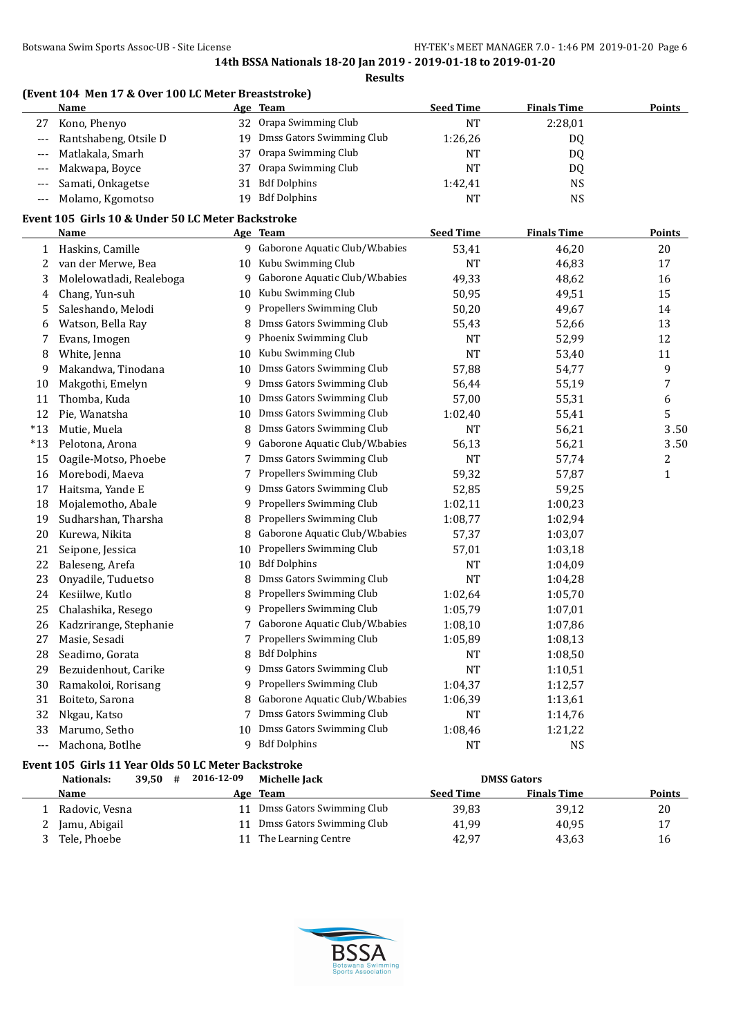**14th BSSA Nationals 18-20 Jan 2019 - 2019-01-18 to 2019-01-20**

**Results**

### (Event 104 Men 17 & Over 100 LC Meter Breaststroke)

| | Name | Age | Team | Seed Time | Finals Time | Points |
|---|---|---|---|---|---|---|
| 27 | Kono, Phenyo | 32 | Orapa Swimming Club | NT | 2:28,01 | |
| --- | Rantshabeng, Otsile D | 19 | Dmss Gators Swimming Club | 1:26,26 | DQ | |
| --- | Matlakala, Smarh | 37 | Orapa Swimming Club | NT | DQ | |
| --- | Makwapa, Boyce | 37 | Orapa Swimming Club | NT | DQ | |
| --- | Samati, Onkagetse | 31 | Bdf Dolphins | 1:42,41 | NS | |
| --- | Molamo, Kgomotso | 19 | Bdf Dolphins | NT | NS | |

### Event 105 Girls 10 & Under 50 LC Meter Backstroke

| | Name | Age | Team | Seed Time | Finals Time | Points |
|---|---|---|---|---|---|---|
| 1 | Haskins, Camille | 9 | Gaborone Aquatic Club/W.babies | 53,41 | 46,20 | 20 |
| 2 | van der Merwe, Bea | 10 | Kubu Swimming Club | NT | 46,83 | 17 |
| 3 | Molelowatladi, Realeboga | 9 | Gaborone Aquatic Club/W.babies | 49,33 | 48,62 | 16 |
| 4 | Chang, Yun-suh | 10 | Kubu Swimming Club | 50,95 | 49,51 | 15 |
| 5 | Saleshando, Melodi | 9 | Propellers Swimming Club | 50,20 | 49,67 | 14 |
| 6 | Watson, Bella Ray | 8 | Dmss Gators Swimming Club | 55,43 | 52,66 | 13 |
| 7 | Evans, Imogen | 9 | Phoenix Swimming Club | NT | 52,99 | 12 |
| 8 | White, Jenna | 10 | Kubu Swimming Club | NT | 53,40 | 11 |
| 9 | Makandwa, Tinodana | 10 | Dmss Gators Swimming Club | 57,88 | 54,77 | 9 |
| 10 | Makgothi, Emelyn | 9 | Dmss Gators Swimming Club | 56,44 | 55,19 | 7 |
| 11 | Thomba, Kuda | 10 | Dmss Gators Swimming Club | 57,00 | 55,31 | 6 |
| 12 | Pie, Wanatsha | 10 | Dmss Gators Swimming Club | 1:02,40 | 55,41 | 5 |
| *13 | Mutie, Muela | 8 | Dmss Gators Swimming Club | NT | 56,21 | 3.50 |
| *13 | Pelotona, Arona | 9 | Gaborone Aquatic Club/W.babies | 56,13 | 56,21 | 3.50 |
| 15 | Oagile-Motso, Phoebe | 7 | Dmss Gators Swimming Club | NT | 57,74 | 2 |
| 16 | Morebodi, Maeva | 7 | Propellers Swimming Club | 59,32 | 57,87 | 1 |
| 17 | Haitsma, Yande E | 9 | Dmss Gators Swimming Club | 52,85 | 59,25 | |
| 18 | Mojalemotho, Abale | 9 | Propellers Swimming Club | 1:02,11 | 1:00,23 | |
| 19 | Sudharshan, Tharsha | 8 | Propellers Swimming Club | 1:08,77 | 1:02,94 | |
| 20 | Kurewa, Nikita | 8 | Gaborone Aquatic Club/W.babies | 57,37 | 1:03,07 | |
| 21 | Seipone, Jessica | 10 | Propellers Swimming Club | 57,01 | 1:03,18 | |
| 22 | Baleseng, Arefa | 10 | Bdf Dolphins | NT | 1:04,09 | |
| 23 | Onyadile, Tuduetso | 8 | Dmss Gators Swimming Club | NT | 1:04,28 | |
| 24 | Kesiilwe, Kutlo | 8 | Propellers Swimming Club | 1:02,64 | 1:05,70 | |
| 25 | Chalashika, Resego | 9 | Propellers Swimming Club | 1:05,79 | 1:07,01 | |
| 26 | Kadzrirange, Stephanie | 7 | Gaborone Aquatic Club/W.babies | 1:08,10 | 1:07,86 | |
| 27 | Masie, Sesadi | 7 | Propellers Swimming Club | 1:05,89 | 1:08,13 | |
| 28 | Seadimo, Gorata | 8 | Bdf Dolphins | NT | 1:08,50 | |
| 29 | Bezuidenhout, Carike | 9 | Dmss Gators Swimming Club | NT | 1:10,51 | |
| 30 | Ramakoloi, Rorisang | 9 | Propellers Swimming Club | 1:04,37 | 1:12,57 | |
| 31 | Boiteto, Sarona | 8 | Gaborone Aquatic Club/W.babies | 1:06,39 | 1:13,61 | |
| 32 | Nkgau, Katso | 7 | Dmss Gators Swimming Club | NT | 1:14,76 | |
| 33 | Marumo, Setho | 10 | Dmss Gators Swimming Club | 1:08,46 | 1:21,22 | |
| --- | Machona, Botlhe | 9 | Bdf Dolphins | NT | NS | |

### Event 105 Girls 11 Year Olds 50 LC Meter Backstroke

Nationals: 39,50 # 2016-12-09 Michelle Jack DMSS Gators

| | Name | Age | Team | Seed Time | Finals Time | Points |
|---|---|---|---|---|---|---|
| 1 | Radovic, Vesna | 11 | Dmss Gators Swimming Club | 39,83 | 39,12 | 20 |
| 2 | Jamu, Abigail | 11 | Dmss Gators Swimming Club | 41,99 | 40,95 | 17 |
| 3 | Tele, Phoebe | 11 | The Learning Centre | 42,97 | 43,63 | 16 |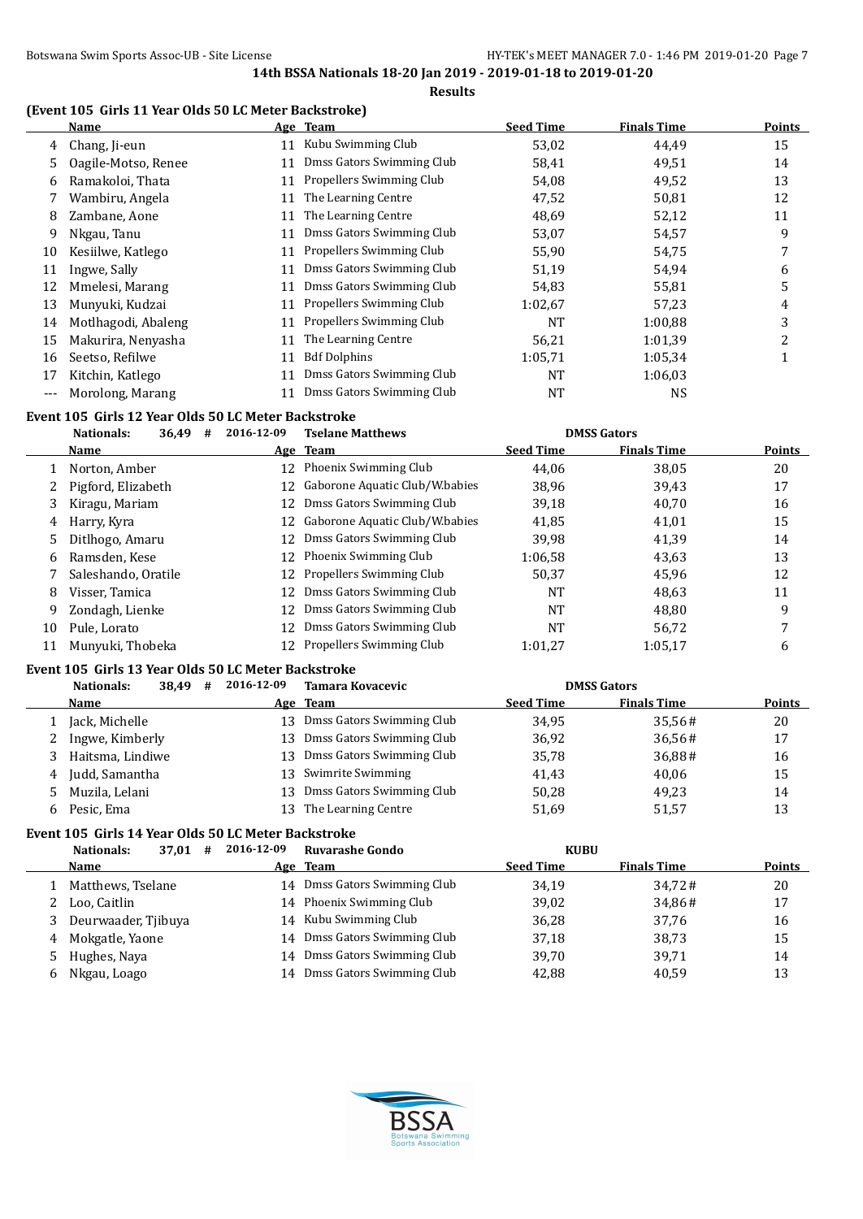**14th BSSA Nationals 18-20 Jan 2019 - 2019-01-18 to 2019-01-20**

**Results**

### (Event 105 Girls 11 Year Olds 50 LC Meter Backstroke)

| | Name | Age | Team | Seed Time | Finals Time | Points |
|---|---|---|---|---|---|---|
| 4 | Chang, Ji-eun | 11 | Kubu Swimming Club | 53,02 | 44,49 | 15 |
| 5 | Oagile-Motso, Renee | 11 | Dmss Gators Swimming Club | 58,41 | 49,51 | 14 |
| 6 | Ramakoloi, Thata | 11 | Propellers Swimming Club | 54,08 | 49,52 | 13 |
| 7 | Wambiru, Angela | 11 | The Learning Centre | 47,52 | 50,81 | 12 |
| 8 | Zambane, Aone | 11 | The Learning Centre | 48,69 | 52,12 | 11 |
| 9 | Nkgau, Tanu | 11 | Dmss Gators Swimming Club | 53,07 | 54,57 | 9 |
| 10 | Kesiilwe, Katlego | 11 | Propellers Swimming Club | 55,90 | 54,75 | 7 |
| 11 | Ingwe, Sally | 11 | Dmss Gators Swimming Club | 51,19 | 54,94 | 6 |
| 12 | Mmelesi, Marang | 11 | Dmss Gators Swimming Club | 54,83 | 55,81 | 5 |
| 13 | Munyuki, Kudzai | 11 | Propellers Swimming Club | 1:02,67 | 57,23 | 4 |
| 14 | Motlhagodi, Abaleng | 11 | Propellers Swimming Club | NT | 1:00,88 | 3 |
| 15 | Makurira, Nenyasha | 11 | The Learning Centre | 56,21 | 1:01,39 | 2 |
| 16 | Seetso, Refilwe | 11 | Bdf Dolphins | 1:05,71 | 1:05,34 | 1 |
| 17 | Kitchin, Katlego | 11 | Dmss Gators Swimming Club | NT | 1:06,03 | |
| --- | Morolong, Marang | 11 | Dmss Gators Swimming Club | NT | NS | |

### Event 105 Girls 12 Year Olds 50 LC Meter Backstroke

**Nationals: 36,49 # 2016-12-09 Tselane Matthews DMSS Gators**

| | Name | Age | Team | Seed Time | Finals Time | Points |
|---|---|---|---|---|---|---|
| 1 | Norton, Amber | 12 | Phoenix Swimming Club | 44,06 | 38,05 | 20 |
| 2 | Pigford, Elizabeth | 12 | Gaborone Aquatic Club/W.babies | 38,96 | 39,43 | 17 |
| 3 | Kiragu, Mariam | 12 | Dmss Gators Swimming Club | 39,18 | 40,70 | 16 |
| 4 | Harry, Kyra | 12 | Gaborone Aquatic Club/W.babies | 41,85 | 41,01 | 15 |
| 5 | Ditlhogo, Amaru | 12 | Dmss Gators Swimming Club | 39,98 | 41,39 | 14 |
| 6 | Ramsden, Kese | 12 | Phoenix Swimming Club | 1:06,58 | 43,63 | 13 |
| 7 | Saleshando, Oratile | 12 | Propellers Swimming Club | 50,37 | 45,96 | 12 |
| 8 | Visser, Tamica | 12 | Dmss Gators Swimming Club | NT | 48,63 | 11 |
| 9 | Zondagh, Lienke | 12 | Dmss Gators Swimming Club | NT | 48,80 | 9 |
| 10 | Pule, Lorato | 12 | Dmss Gators Swimming Club | NT | 56,72 | 7 |
| 11 | Munyuki, Thobeka | 12 | Propellers Swimming Club | 1:01,27 | 1:05,17 | 6 |

### Event 105 Girls 13 Year Olds 50 LC Meter Backstroke

**Nationals: 38,49 # 2016-12-09 Tamara Kovacevic DMSS Gators**

| | Name | Age | Team | Seed Time | Finals Time | Points |
|---|---|---|---|---|---|---|
| 1 | Jack, Michelle | 13 | Dmss Gators Swimming Club | 34,95 | 35,56# | 20 |
| 2 | Ingwe, Kimberly | 13 | Dmss Gators Swimming Club | 36,92 | 36,56# | 17 |
| 3 | Haitsma, Lindiwe | 13 | Dmss Gators Swimming Club | 35,78 | 36,88# | 16 |
| 4 | Judd, Samantha | 13 | Swimrite Swimming | 41,43 | 40,06 | 15 |
| 5 | Muzila, Lelani | 13 | Dmss Gators Swimming Club | 50,28 | 49,23 | 14 |
| 6 | Pesic, Ema | 13 | The Learning Centre | 51,69 | 51,57 | 13 |

### Event 105 Girls 14 Year Olds 50 LC Meter Backstroke

**Nationals: 37,01 # 2016-12-09 Ruvarashe Gondo KUBU**

| | Name | Age | Team | Seed Time | Finals Time | Points |
|---|---|---|---|---|---|---|
| 1 | Matthews, Tselane | 14 | Dmss Gators Swimming Club | 34,19 | 34,72# | 20 |
| 2 | Loo, Caitlin | 14 | Phoenix Swimming Club | 39,02 | 34,86# | 17 |
| 3 | Deurwaader, Tjibuya | 14 | Kubu Swimming Club | 36,28 | 37,76 | 16 |
| 4 | Mokgatle, Yaone | 14 | Dmss Gators Swimming Club | 37,18 | 38,73 | 15 |
| 5 | Hughes, Naya | 14 | Dmss Gators Swimming Club | 39,70 | 39,71 | 14 |
| 6 | Nkgau, Loago | 14 | Dmss Gators Swimming Club | 42,88 | 40,59 | 13 |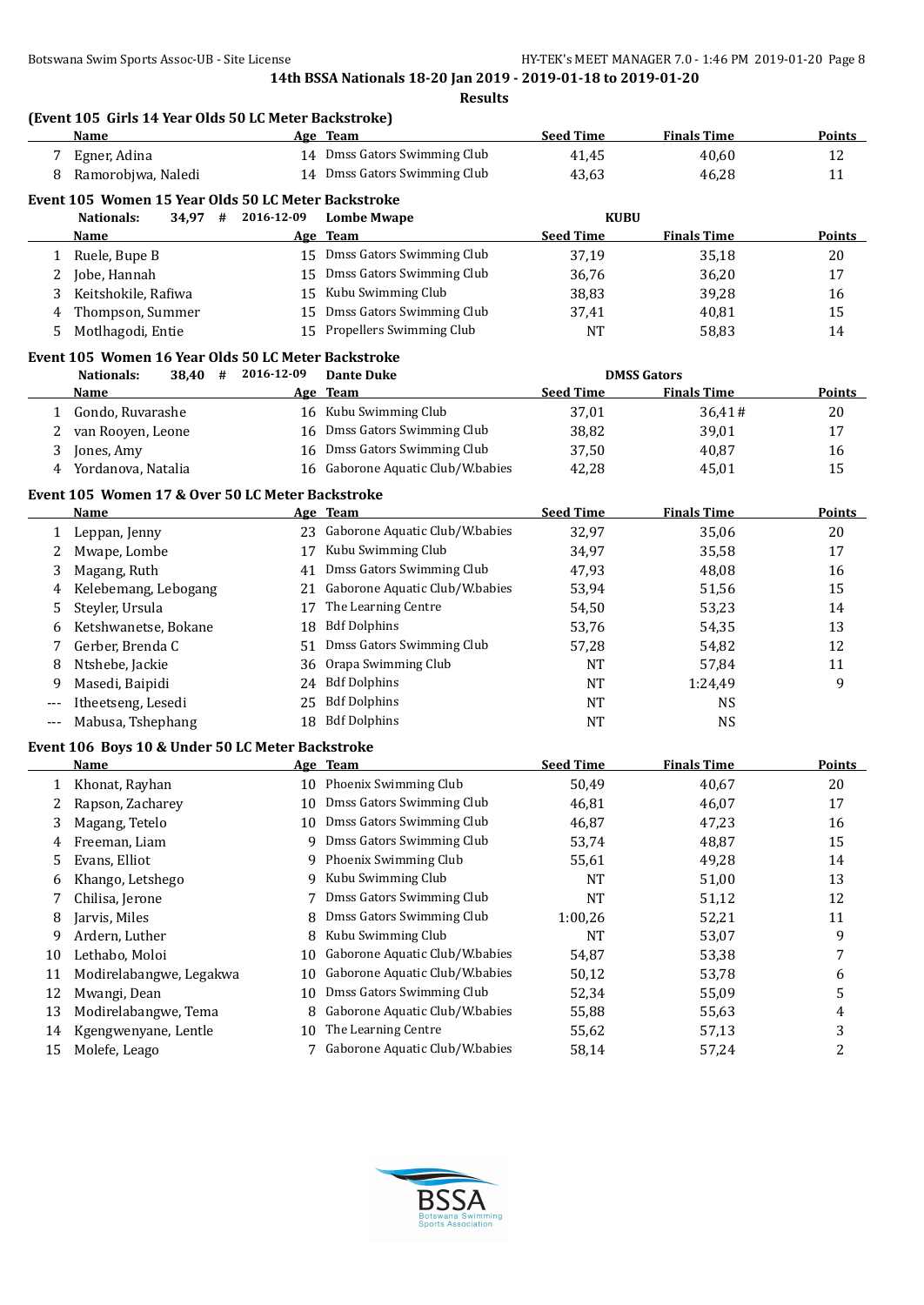**14th BSSA Nationals 18-20 Jan 2019 - 2019-01-18 to 2019-01-20**

**Results**

### (Event 105 Girls 14 Year Olds 50 LC Meter Backstroke)

| | Name | Age | Team | Seed Time | Finals Time | Points |
|---|---|---|---|---|---|---|
| 7 | Egner, Adina | 14 | Dmss Gators Swimming Club | 41,45 | 40,60 | 12 |
| 8 | Ramorobjwa, Naledi | 14 | Dmss Gators Swimming Club | 43,63 | 46,28 | 11 |

### Event 105 Women 15 Year Olds 50 LC Meter Backstroke

Nationals: 34,97 # 2016-12-09 Lombe Mwape KUBU

| | Name | Age | Team | Seed Time | Finals Time | Points |
|---|---|---|---|---|---|---|
| 1 | Ruele, Bupe B | 15 | Dmss Gators Swimming Club | 37,19 | 35,18 | 20 |
| 2 | Jobe, Hannah | 15 | Dmss Gators Swimming Club | 36,76 | 36,20 | 17 |
| 3 | Keitshokile, Rafiwa | 15 | Kubu Swimming Club | 38,83 | 39,28 | 16 |
| 4 | Thompson, Summer | 15 | Dmss Gators Swimming Club | 37,41 | 40,81 | 15 |
| 5 | Motlhagodi, Entie | 15 | Propellers Swimming Club | NT | 58,83 | 14 |

### Event 105 Women 16 Year Olds 50 LC Meter Backstroke

Nationals: 38,40 # 2016-12-09 Dante Duke DMSS Gators

| | Name | Age | Team | Seed Time | Finals Time | Points |
|---|---|---|---|---|---|---|
| 1 | Gondo, Ruvarashe | 16 | Kubu Swimming Club | 37,01 | 36,41# | 20 |
| 2 | van Rooyen, Leone | 16 | Dmss Gators Swimming Club | 38,82 | 39,01 | 17 |
| 3 | Jones, Amy | 16 | Dmss Gators Swimming Club | 37,50 | 40,87 | 16 |
| 4 | Yordanova, Natalia | 16 | Gaborone Aquatic Club/W.babies | 42,28 | 45,01 | 15 |

### Event 105 Women 17 & Over 50 LC Meter Backstroke

| | Name | Age | Team | Seed Time | Finals Time | Points |
|---|---|---|---|---|---|---|
| 1 | Leppan, Jenny | 23 | Gaborone Aquatic Club/W.babies | 32,97 | 35,06 | 20 |
| 2 | Mwape, Lombe | 17 | Kubu Swimming Club | 34,97 | 35,58 | 17 |
| 3 | Magang, Ruth | 41 | Dmss Gators Swimming Club | 47,93 | 48,08 | 16 |
| 4 | Kelebemang, Lebogang | 21 | Gaborone Aquatic Club/W.babies | 53,94 | 51,56 | 15 |
| 5 | Steyler, Ursula | 17 | The Learning Centre | 54,50 | 53,23 | 14 |
| 6 | Ketshwanetse, Bokane | 18 | Bdf Dolphins | 53,76 | 54,35 | 13 |
| 7 | Gerber, Brenda C | 51 | Dmss Gators Swimming Club | 57,28 | 54,82 | 12 |
| 8 | Ntshebe, Jackie | 36 | Orapa Swimming Club | NT | 57,84 | 11 |
| 9 | Masedi, Baipidi | 24 | Bdf Dolphins | NT | 1:24,49 | 9 |
| --- | Itheetseng, Lesedi | 25 | Bdf Dolphins | NT | NS | |
| --- | Mabusa, Tshephang | 18 | Bdf Dolphins | NT | NS | |

### Event 106 Boys 10 & Under 50 LC Meter Backstroke

| | Name | Age | Team | Seed Time | Finals Time | Points |
|---|---|---|---|---|---|---|
| 1 | Khonat, Rayhan | 10 | Phoenix Swimming Club | 50,49 | 40,67 | 20 |
| 2 | Rapson, Zacharey | 10 | Dmss Gators Swimming Club | 46,81 | 46,07 | 17 |
| 3 | Magang, Tetelo | 10 | Dmss Gators Swimming Club | 46,87 | 47,23 | 16 |
| 4 | Freeman, Liam | 9 | Dmss Gators Swimming Club | 53,74 | 48,87 | 15 |
| 5 | Evans, Elliot | 9 | Phoenix Swimming Club | 55,61 | 49,28 | 14 |
| 6 | Khango, Letshego | 9 | Kubu Swimming Club | NT | 51,00 | 13 |
| 7 | Chilisa, Jerone | 7 | Dmss Gators Swimming Club | NT | 51,12 | 12 |
| 8 | Jarvis, Miles | 8 | Dmss Gators Swimming Club | 1:00,26 | 52,21 | 11 |
| 9 | Ardern, Luther | 8 | Kubu Swimming Club | NT | 53,07 | 9 |
| 10 | Lethabo, Moloi | 10 | Gaborone Aquatic Club/W.babies | 54,87 | 53,38 | 7 |
| 11 | Modirelabangwe, Legakwa | 10 | Gaborone Aquatic Club/W.babies | 50,12 | 53,78 | 6 |
| 12 | Mwangi, Dean | 10 | Dmss Gators Swimming Club | 52,34 | 55,09 | 5 |
| 13 | Modirelabangwe, Tema | 8 | Gaborone Aquatic Club/W.babies | 55,88 | 55,63 | 4 |
| 14 | Kgengwenyane, Lentle | 10 | The Learning Centre | 55,62 | 57,13 | 3 |
| 15 | Molefe, Leago | 7 | Gaborone Aquatic Club/W.babies | 58,14 | 57,24 | 2 |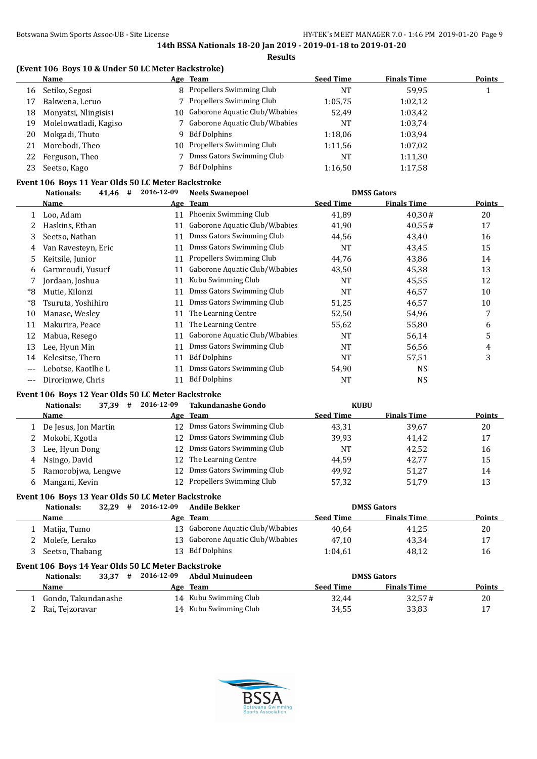**14th BSSA Nationals 18-20 Jan 2019 - 2019-01-18 to 2019-01-20**

**Results**

### (Event 106 Boys 10 & Under 50 LC Meter Backstroke)

| | Name | Age | Team | Seed Time | Finals Time | Points |
|---|---|---|---|---|---|---|
| 16 | Setiko, Segosi | 8 | Propellers Swimming Club | NT | 59,95 | 1 |
| 17 | Bakwena, Leruo | 7 | Propellers Swimming Club | 1:05,75 | 1:02,12 | |
| 18 | Monyatsi, Nlingisisi | 10 | Gaborone Aquatic Club/W.babies | 52,49 | 1:03,42 | |
| 19 | Molelowatladi, Kagiso | 7 | Gaborone Aquatic Club/W.babies | NT | 1:03,74 | |
| 20 | Mokgadi, Thuto | 9 | Bdf Dolphins | 1:18,06 | 1:03,94 | |
| 21 | Morebodi, Theo | 10 | Propellers Swimming Club | 1:11,56 | 1:07,02 | |
| 22 | Ferguson, Theo | 7 | Dmss Gators Swimming Club | NT | 1:11,30 | |
| 23 | Seetso, Kago | 7 | Bdf Dolphins | 1:16,50 | 1:17,58 | |

### Event 106 Boys 11 Year Olds 50 LC Meter Backstroke

Nationals: 41,46 # 2016-12-09 Neels Swanepoel DMSS Gators

| | Name | Age | Team | Seed Time | Finals Time | Points |
|---|---|---|---|---|---|---|
| 1 | Loo, Adam | 11 | Phoenix Swimming Club | 41,89 | 40,30# | 20 |
| 2 | Haskins, Ethan | 11 | Gaborone Aquatic Club/W.babies | 41,90 | 40,55# | 17 |
| 3 | Seetso, Nathan | 11 | Dmss Gators Swimming Club | 44,56 | 43,40 | 16 |
| 4 | Van Ravesteyn, Eric | 11 | Dmss Gators Swimming Club | NT | 43,45 | 15 |
| 5 | Keitsile, Junior | 11 | Propellers Swimming Club | 44,76 | 43,86 | 14 |
| 6 | Garmroudi, Yusurf | 11 | Gaborone Aquatic Club/W.babies | 43,50 | 45,38 | 13 |
| 7 | Jordaan, Joshua | 11 | Kubu Swimming Club | NT | 45,55 | 12 |
| *8 | Mutie, Kilonzi | 11 | Dmss Gators Swimming Club | NT | 46,57 | 10 |
| *8 | Tsuruta, Yoshihiro | 11 | Dmss Gators Swimming Club | 51,25 | 46,57 | 10 |
| 10 | Manase, Wesley | 11 | The Learning Centre | 52,50 | 54,96 | 7 |
| 11 | Makurira, Peace | 11 | The Learning Centre | 55,62 | 55,80 | 6 |
| 12 | Mabua, Resego | 11 | Gaborone Aquatic Club/W.babies | NT | 56,14 | 5 |
| 13 | Lee, Hyun Min | 11 | Dmss Gators Swimming Club | NT | 56,56 | 4 |
| 14 | Kelesitse, Thero | 11 | Bdf Dolphins | NT | 57,51 | 3 |
| --- | Lebotse, Kaotlhe L | 11 | Dmss Gators Swimming Club | 54,90 | NS | |
| --- | Dirorimwe, Chris | 11 | Bdf Dolphins | NT | NS | |

### Event 106 Boys 12 Year Olds 50 LC Meter Backstroke

Nationals: 37,39 # 2016-12-09 Takundanashe Gondo KUBU

| | Name | Age | Team | Seed Time | Finals Time | Points |
|---|---|---|---|---|---|---|
| 1 | De Jesus, Jon Martin | 12 | Dmss Gators Swimming Club | 43,31 | 39,67 | 20 |
| 2 | Mokobi, Kgotla | 12 | Dmss Gators Swimming Club | 39,93 | 41,42 | 17 |
| 3 | Lee, Hyun Dong | 12 | Dmss Gators Swimming Club | NT | 42,52 | 16 |
| 4 | Nsingo, David | 12 | The Learning Centre | 44,59 | 42,77 | 15 |
| 5 | Ramorobjwa, Lengwe | 12 | Dmss Gators Swimming Club | 49,92 | 51,27 | 14 |
| 6 | Mangani, Kevin | 12 | Propellers Swimming Club | 57,32 | 51,79 | 13 |

### Event 106 Boys 13 Year Olds 50 LC Meter Backstroke

Nationals: 32,29 # 2016-12-09 Andile Bekker DMSS Gators

| | Name | Age | Team | Seed Time | Finals Time | Points |
|---|---|---|---|---|---|---|
| 1 | Matija, Tumo | 13 | Gaborone Aquatic Club/W.babies | 40,64 | 41,25 | 20 |
| 2 | Molefe, Lerako | 13 | Gaborone Aquatic Club/W.babies | 47,10 | 43,34 | 17 |
| 3 | Seetso, Thabang | 13 | Bdf Dolphins | 1:04,61 | 48,12 | 16 |

### Event 106 Boys 14 Year Olds 50 LC Meter Backstroke

Nationals: 33,37 # 2016-12-09 Abdul Muinudeen DMSS Gators

| | Name | Age | Team | Seed Time | Finals Time | Points |
|---|---|---|---|---|---|---|
| 1 | Gondo, Takundanashe | 14 | Kubu Swimming Club | 32,44 | 32,57# | 20 |
| 2 | Rai, Tejzoravar | 14 | Kubu Swimming Club | 34,55 | 33,83 | 17 |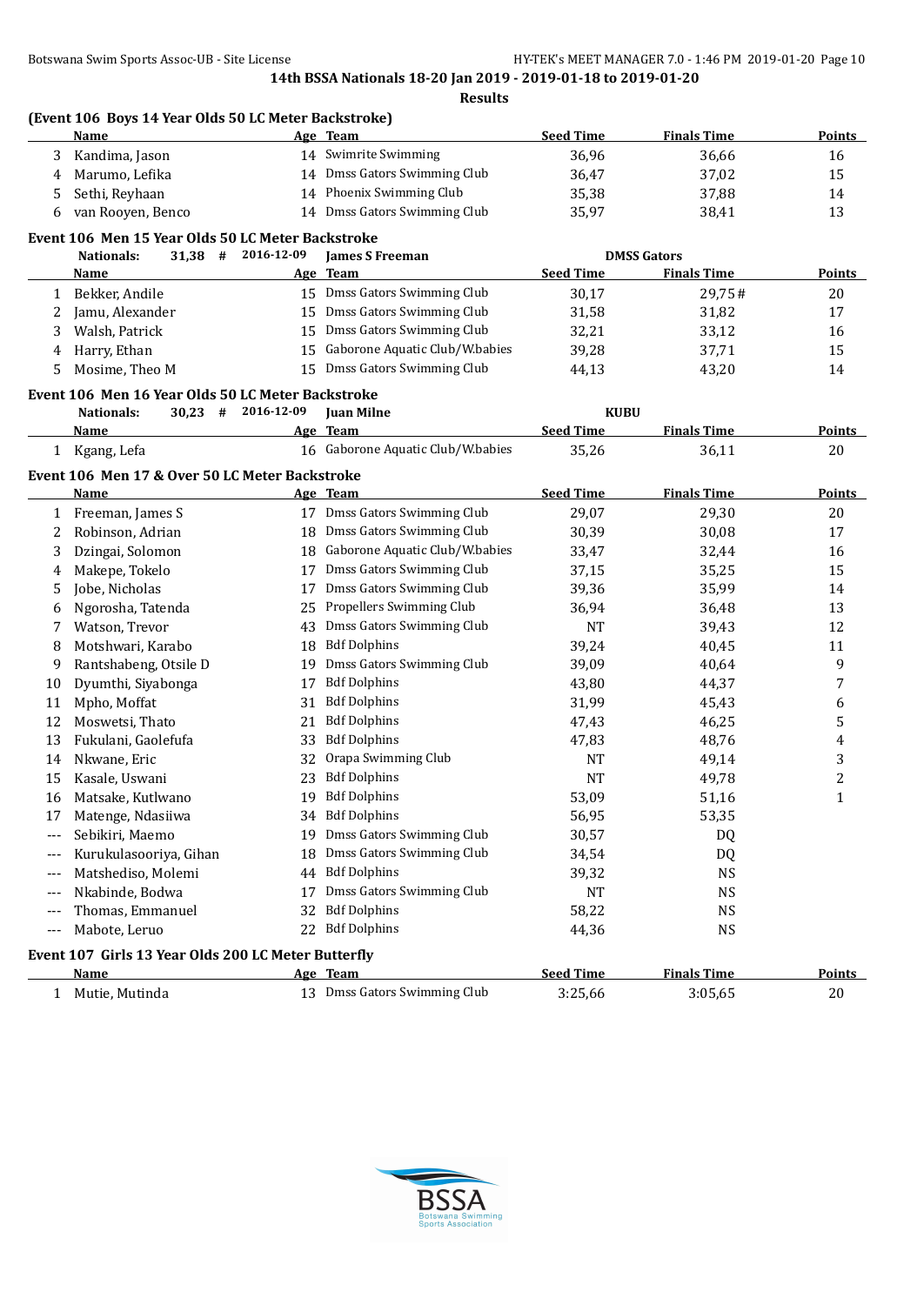**14th BSSA Nationals 18-20 Jan 2019 - 2019-01-18 to 2019-01-20**

**Results**

### (Event 106 Boys 14 Year Olds 50 LC Meter Backstroke)

| | Name | Age | Team | Seed Time | Finals Time | Points |
|---|---|---|---|---|---|---|
| 3 | Kandima, Jason | 14 | Swimrite Swimming | 36,96 | 36,66 | 16 |
| 4 | Marumo, Lefika | 14 | Dmss Gators Swimming Club | 36,47 | 37,02 | 15 |
| 5 | Sethi, Reyhaan | 14 | Phoenix Swimming Club | 35,38 | 37,88 | 14 |
| 6 | van Rooyen, Benco | 14 | Dmss Gators Swimming Club | 35,97 | 38,41 | 13 |

### Event 106 Men 15 Year Olds 50 LC Meter Backstroke

Nationals: 31,38 # 2016-12-09 James S Freeman DMSS Gators

| | Name | Age | Team | Seed Time | Finals Time | Points |
|---|---|---|---|---|---|---|
| 1 | Bekker, Andile | 15 | Dmss Gators Swimming Club | 30,17 | 29,75# | 20 |
| 2 | Jamu, Alexander | 15 | Dmss Gators Swimming Club | 31,58 | 31,82 | 17 |
| 3 | Walsh, Patrick | 15 | Dmss Gators Swimming Club | 32,21 | 33,12 | 16 |
| 4 | Harry, Ethan | 15 | Gaborone Aquatic Club/W.babies | 39,28 | 37,71 | 15 |
| 5 | Mosime, Theo M | 15 | Dmss Gators Swimming Club | 44,13 | 43,20 | 14 |

### Event 106 Men 16 Year Olds 50 LC Meter Backstroke

Nationals: 30,23 # 2016-12-09 Juan Milne KUBU

| | Name | Age | Team | Seed Time | Finals Time | Points |
|---|---|---|---|---|---|---|
| 1 | Kgang, Lefa | 16 | Gaborone Aquatic Club/W.babies | 35,26 | 36,11 | 20 |

### Event 106 Men 17 & Over 50 LC Meter Backstroke

| | Name | Age | Team | Seed Time | Finals Time | Points |
|---|---|---|---|---|---|---|
| 1 | Freeman, James S | 17 | Dmss Gators Swimming Club | 29,07 | 29,30 | 20 |
| 2 | Robinson, Adrian | 18 | Dmss Gators Swimming Club | 30,39 | 30,08 | 17 |
| 3 | Dzingai, Solomon | 18 | Gaborone Aquatic Club/W.babies | 33,47 | 32,44 | 16 |
| 4 | Makepe, Tokelo | 17 | Dmss Gators Swimming Club | 37,15 | 35,25 | 15 |
| 5 | Jobe, Nicholas | 17 | Dmss Gators Swimming Club | 39,36 | 35,99 | 14 |
| 6 | Ngorosha, Tatenda | 25 | Propellers Swimming Club | 36,94 | 36,48 | 13 |
| 7 | Watson, Trevor | 43 | Dmss Gators Swimming Club | NT | 39,43 | 12 |
| 8 | Motshwari, Karabo | 18 | Bdf Dolphins | 39,24 | 40,45 | 11 |
| 9 | Rantshabeng, Otsile D | 19 | Dmss Gators Swimming Club | 39,09 | 40,64 | 9 |
| 10 | Dyumthi, Siyabonga | 17 | Bdf Dolphins | 43,80 | 44,37 | 7 |
| 11 | Mpho, Moffat | 31 | Bdf Dolphins | 31,99 | 45,43 | 6 |
| 12 | Moswetsi, Thato | 21 | Bdf Dolphins | 47,43 | 46,25 | 5 |
| 13 | Fukulani, Gaolefufa | 33 | Bdf Dolphins | 47,83 | 48,76 | 4 |
| 14 | Nkwane, Eric | 32 | Orapa Swimming Club | NT | 49,14 | 3 |
| 15 | Kasale, Uswani | 23 | Bdf Dolphins | NT | 49,78 | 2 |
| 16 | Matsake, Kutlwano | 19 | Bdf Dolphins | 53,09 | 51,16 | 1 |
| 17 | Matenge, Ndasiiwa | 34 | Bdf Dolphins | 56,95 | 53,35 | |
| --- | Sebikiri, Maemo | 19 | Dmss Gators Swimming Club | 30,57 | DQ | |
| --- | Kurukulasooriya, Gihan | 18 | Dmss Gators Swimming Club | 34,54 | DQ | |
| --- | Matshediso, Molemi | 44 | Bdf Dolphins | 39,32 | NS | |
| --- | Nkabinde, Bodwa | 17 | Dmss Gators Swimming Club | NT | NS | |
| --- | Thomas, Emmanuel | 32 | Bdf Dolphins | 58,22 | NS | |
| --- | Mabote, Leruo | 22 | Bdf Dolphins | 44,36 | NS | |

### Event 107 Girls 13 Year Olds 200 LC Meter Butterfly

| | Name | Age | Team | Seed Time | Finals Time | Points |
|---|---|---|---|---|---|---|
| 1 | Mutie, Mutinda | 13 | Dmss Gators Swimming Club | 3:25,66 | 3:05,65 | 20 |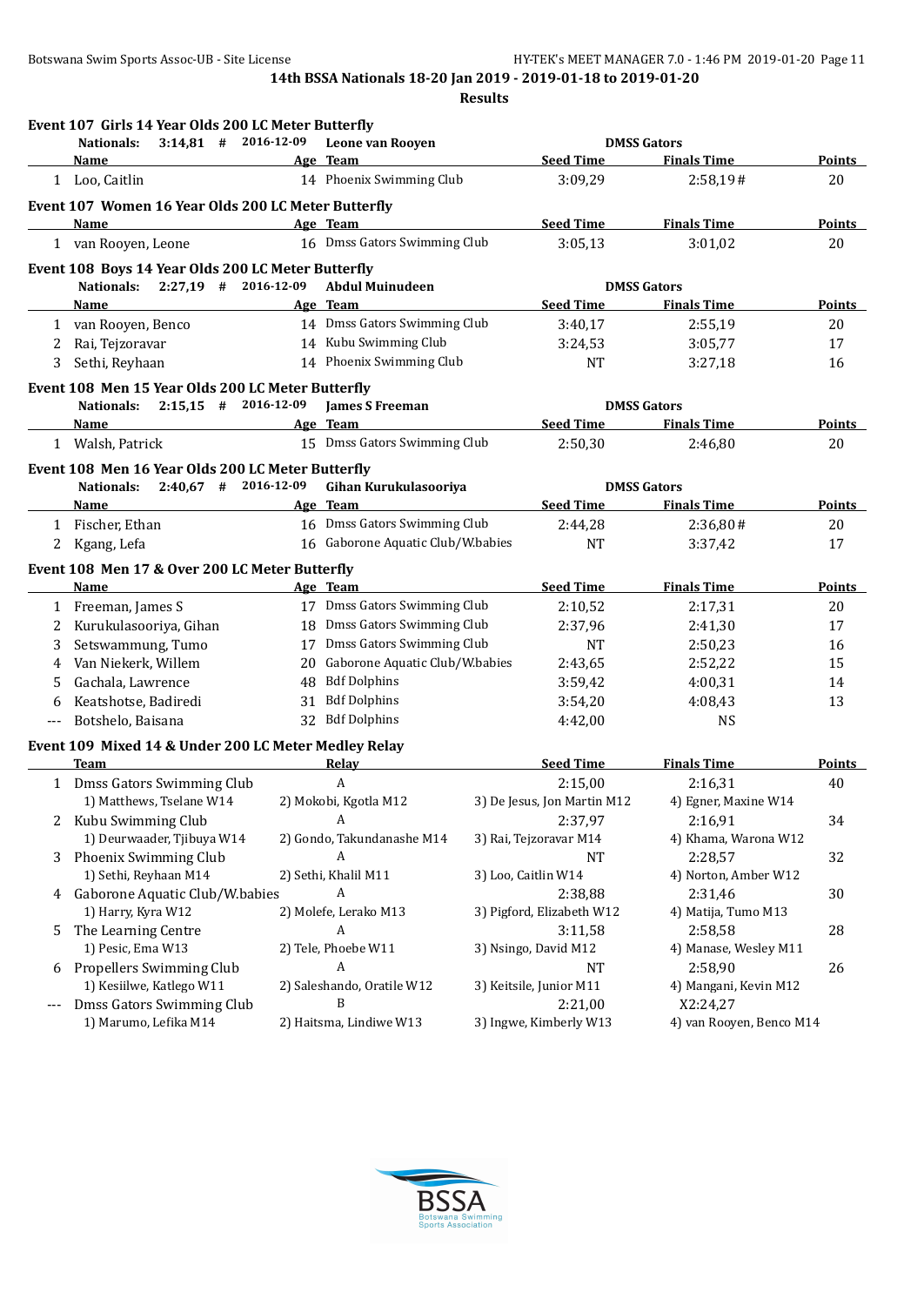**14th BSSA Nationals 18-20 Jan 2019 - 2019-01-18 to 2019-01-20**

**Results**

### Event 107 Girls 14 Year Olds 200 LC Meter Butterfly

Nationals: 3:14,81 # 2016-12-09 Leone van Rooyen DMSS Gators

| | Name | Age | Team | Seed Time | Finals Time | Points |
|---|---|---|---|---|---|---|
| 1 | Loo, Caitlin | 14 | Phoenix Swimming Club | 3:09,29 | 2:58,19# | 20 |

### Event 107 Women 16 Year Olds 200 LC Meter Butterfly

| | Name | Age | Team | Seed Time | Finals Time | Points |
|---|---|---|---|---|---|---|
| 1 | van Rooyen, Leone | 16 | Dmss Gators Swimming Club | 3:05,13 | 3:01,02 | 20 |

### Event 108 Boys 14 Year Olds 200 LC Meter Butterfly

Nationals: 2:27,19 # 2016-12-09 Abdul Muinudeen DMSS Gators

| | Name | Age | Team | Seed Time | Finals Time | Points |
|---|---|---|---|---|---|---|
| 1 | van Rooyen, Benco | 14 | Dmss Gators Swimming Club | 3:40,17 | 2:55,19 | 20 |
| 2 | Rai, Tejzoravar | 14 | Kubu Swimming Club | 3:24,53 | 3:05,77 | 17 |
| 3 | Sethi, Reyhaan | 14 | Phoenix Swimming Club | NT | 3:27,18 | 16 |

### Event 108 Men 15 Year Olds 200 LC Meter Butterfly

Nationals: 2:15,15 # 2016-12-09 James S Freeman DMSS Gators

| | Name | Age | Team | Seed Time | Finals Time | Points |
|---|---|---|---|---|---|---|
| 1 | Walsh, Patrick | 15 | Dmss Gators Swimming Club | 2:50,30 | 2:46,80 | 20 |

### Event 108 Men 16 Year Olds 200 LC Meter Butterfly

Nationals: 2:40,67 # 2016-12-09 Gihan Kurukulasooriya DMSS Gators

| | Name | Age | Team | Seed Time | Finals Time | Points |
|---|---|---|---|---|---|---|
| 1 | Fischer, Ethan | 16 | Dmss Gators Swimming Club | 2:44,28 | 2:36,80# | 20 |
| 2 | Kgang, Lefa | 16 | Gaborone Aquatic Club/W.babies | NT | 3:37,42 | 17 |

### Event 108 Men 17 & Over 200 LC Meter Butterfly

| | Name | Age | Team | Seed Time | Finals Time | Points |
|---|---|---|---|---|---|---|
| 1 | Freeman, James S | 17 | Dmss Gators Swimming Club | 2:10,52 | 2:17,31 | 20 |
| 2 | Kurukulasooriya, Gihan | 18 | Dmss Gators Swimming Club | 2:37,96 | 2:41,30 | 17 |
| 3 | Setswammung, Tumo | 17 | Dmss Gators Swimming Club | NT | 2:50,23 | 16 |
| 4 | Van Niekerk, Willem | 20 | Gaborone Aquatic Club/W.babies | 2:43,65 | 2:52,22 | 15 |
| 5 | Gachala, Lawrence | 48 | Bdf Dolphins | 3:59,42 | 4:00,31 | 14 |
| 6 | Keatshotse, Badiredi | 31 | Bdf Dolphins | 3:54,20 | 4:08,43 | 13 |
| --- | Botshelo, Baisana | 32 | Bdf Dolphins | 4:42,00 | NS | |

### Event 109 Mixed 14 & Under 200 LC Meter Medley Relay

| | Team | Relay | Seed Time | Finals Time | Points |
|---|---|---|---|---|---|
| 1 | Dmss Gators Swimming Club | A | 2:15,00 | 2:16,31 | 40 |
| | 1) Matthews, Tselane W14 | 2) Mokobi, Kgotla M12 | 3) De Jesus, Jon Martin M12 | 4) Egner, Maxine W14 | |
| 2 | Kubu Swimming Club | A | 2:37,97 | 2:16,91 | 34 |
| | 1) Deurwaader, Tjibuya W14 | 2) Gondo, Takundanashe M14 | 3) Rai, Tejzoravar M14 | 4) Khama, Warona W12 | |
| 3 | Phoenix Swimming Club | A | NT | 2:28,57 | 32 |
| | 1) Sethi, Reyhaan M14 | 2) Sethi, Khalil M11 | 3) Loo, Caitlin W14 | 4) Norton, Amber W12 | |
| 4 | Gaborone Aquatic Club/W.babies | A | 2:38,88 | 2:31,46 | 30 |
| | 1) Harry, Kyra W12 | 2) Molefe, Lerako M13 | 3) Pigford, Elizabeth W12 | 4) Matija, Tumo M13 | |
| 5 | The Learning Centre | A | 3:11,58 | 2:58,58 | 28 |
| | 1) Pesic, Ema W13 | 2) Tele, Phoebe W11 | 3) Nsingo, David M12 | 4) Manase, Wesley M11 | |
| 6 | Propellers Swimming Club | A | NT | 2:58,90 | 26 |
| | 1) Kesiilwe, Katlego W11 | 2) Saleshando, Oratile W12 | 3) Keitsile, Junior M11 | 4) Mangani, Kevin M12 | |
| --- | Dmss Gators Swimming Club | B | 2:21,00 | X2:24,27 | |
| | 1) Marumo, Lefika M14 | 2) Haitsma, Lindiwe W13 | 3) Ingwe, Kimberly W13 | 4) van Rooyen, Benco M14 | |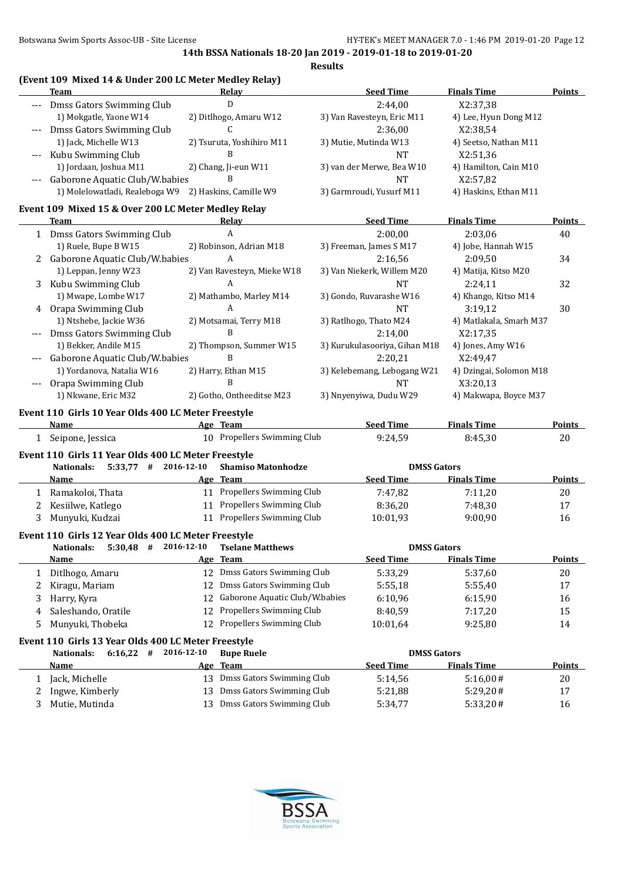**(Event 109 Mixed 14 & Under 200 LC Meter Medley Relay)**

| | Team | Relay | Seed Time | Finals Time | Points |
|---|---|---|---|---|---|
| --- | Dmss Gators Swimming Club | D | 2:44,00 | X2:37,38 | |
| | 1) Mokgatle, Yaone W14 | 2) Ditlhogo, Amaru W12 | 3) Van Ravesteyn, Eric M11 | 4) Lee, Hyun Dong M12 | |
| --- | Dmss Gators Swimming Club | C | 2:36,00 | X2:38,54 | |
| | 1) Jack, Michelle W13 | 2) Tsuruta, Yoshihiro M11 | 3) Mutie, Mutinda W13 | 4) Seetso, Nathan M11 | |
| --- | Kubu Swimming Club | B | NT | X2:51,36 | |
| | 1) Jordaan, Joshua M11 | 2) Chang, Ji-eun W11 | 3) van der Merwe, Bea W10 | 4) Hamilton, Cain M10 | |
| --- | Gaborone Aquatic Club/W.babies | B | NT | X2:57,82 | |
| | 1) Molelowatladi, Realeboga W9 | 2) Haskins, Camille W9 | 3) Garmroudi, Yusurf M11 | 4) Haskins, Ethan M11 | |

**Event 109 Mixed 15 & Over 200 LC Meter Medley Relay**

| | Team | Relay | Seed Time | Finals Time | Points |
|---|---|---|---|---|---|
| 1 | Dmss Gators Swimming Club | A | 2:00,00 | 2:03,06 | 40 |
| | 1) Ruele, Bupe B W15 | 2) Robinson, Adrian M18 | 3) Freeman, James S M17 | 4) Jobe, Hannah W15 | |
| 2 | Gaborone Aquatic Club/W.babies | A | 2:16,56 | 2:09,50 | 34 |
| | 1) Leppan, Jenny W23 | 2) Van Ravesteyn, Mieke W18 | 3) Van Niekerk, Willem M20 | 4) Matija, Kitso M20 | |
| 3 | Kubu Swimming Club | A | NT | 2:24,11 | 32 |
| | 1) Mwape, Lombe W17 | 2) Mathambo, Marley M14 | 3) Gondo, Ruvarashe W16 | 4) Khango, Kitso M14 | |
| 4 | Orapa Swimming Club | A | NT | 3:19,12 | 30 |
| | 1) Ntshebe, Jackie W36 | 2) Motsamai, Terry M18 | 3) Ratlhogo, Thato M24 | 4) Matlakala, Smarh M37 | |
| --- | Dmss Gators Swimming Club | B | 2:14,00 | X2:17,35 | |
| | 1) Bekker, Andile M15 | 2) Thompson, Summer W15 | 3) Kurukulasooriya, Gihan M18 | 4) Jones, Amy W16 | |
| --- | Gaborone Aquatic Club/W.babies | B | 2:20,21 | X2:49,47 | |
| | 1) Yordanova, Natalia W16 | 2) Harry, Ethan M15 | 3) Kelebemang, Lebogang W21 | 4) Dzingai, Solomon M18 | |
| --- | Orapa Swimming Club | B | NT | X3:20,13 | |
| | 1) Nkwane, Eric M32 | 2) Gotho, Ontheeditse M23 | 3) Nnyenyiwa, Dudu W29 | 4) Makwapa, Boyce M37 | |

**Event 110 Girls 10 Year Olds 400 LC Meter Freestyle**

| | Name | Age | Team | Seed Time | Finals Time | Points |
|---|---|---|---|---|---|---|
| 1 | Seipone, Jessica | 10 | Propellers Swimming Club | 9:24,59 | 8:45,30 | 20 |

**Event 110 Girls 11 Year Olds 400 LC Meter Freestyle**

Nationals: 5:33,77 # 2016-12-10 Shamiso Matonhodze DMSS Gators

| | Name | Age | Team | Seed Time | Finals Time | Points |
|---|---|---|---|---|---|---|
| 1 | Ramakoloi, Thata | 11 | Propellers Swimming Club | 7:47,82 | 7:11,20 | 20 |
| 2 | Kesiilwe, Katlego | 11 | Propellers Swimming Club | 8:36,20 | 7:48,30 | 17 |
| 3 | Munyuki, Kudzai | 11 | Propellers Swimming Club | 10:01,93 | 9:00,90 | 16 |

**Event 110 Girls 12 Year Olds 400 LC Meter Freestyle**

Nationals: 5:30,48 # 2016-12-10 Tselane Matthews DMSS Gators

| | Name | Age | Team | Seed Time | Finals Time | Points |
|---|---|---|---|---|---|---|
| 1 | Ditlhogo, Amaru | 12 | Dmss Gators Swimming Club | 5:33,29 | 5:37,60 | 20 |
| 2 | Kiragu, Mariam | 12 | Dmss Gators Swimming Club | 5:55,18 | 5:55,40 | 17 |
| 3 | Harry, Kyra | 12 | Gaborone Aquatic Club/W.babies | 6:10,96 | 6:15,90 | 16 |
| 4 | Saleshando, Oratile | 12 | Propellers Swimming Club | 8:40,59 | 7:17,20 | 15 |
| 5 | Munyuki, Thobeka | 12 | Propellers Swimming Club | 10:01,64 | 9:25,80 | 14 |

**Event 110 Girls 13 Year Olds 400 LC Meter Freestyle**

Nationals: 6:16,22 # 2016-12-10 Bupe Ruele DMSS Gators

| | Name | Age | Team | Seed Time | Finals Time | Points |
|---|---|---|---|---|---|---|
| 1 | Jack, Michelle | 13 | Dmss Gators Swimming Club | 5:14,56 | 5:16,00# | 20 |
| 2 | Ingwe, Kimberly | 13 | Dmss Gators Swimming Club | 5:21,88 | 5:29,20# | 17 |
| 3 | Mutie, Mutinda | 13 | Dmss Gators Swimming Club | 5:34,77 | 5:33,20# | 16 |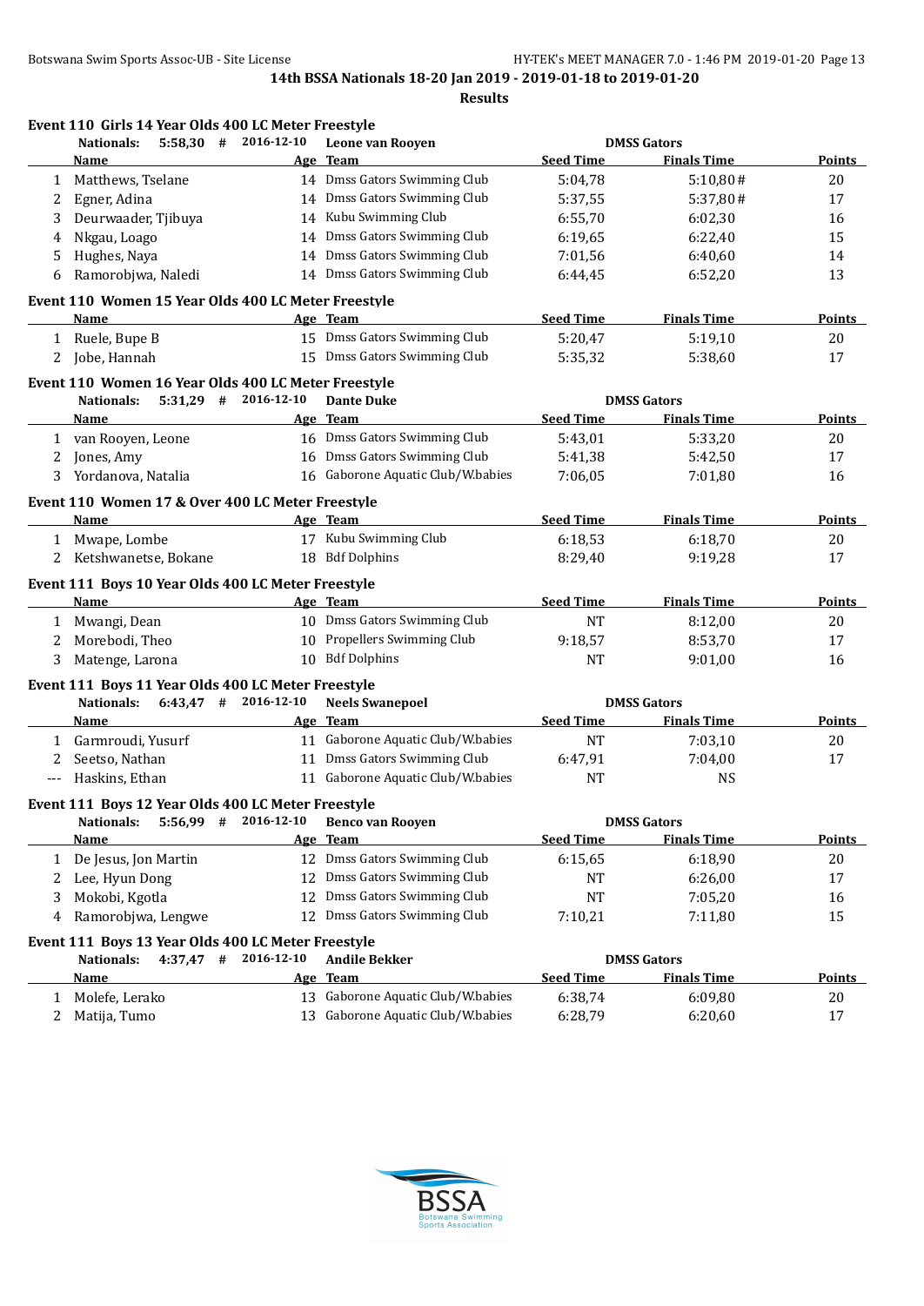**14th BSSA Nationals 18-20 Jan 2019 - 2019-01-18 to 2019-01-20**

**Results**

### Event 110 Girls 14 Year Olds 400 LC Meter Freestyle

Nationals: 5:58,30 # 2016-12-10 Leone van Rooyen — DMSS Gators

| | Name | Age | Team | Seed Time | Finals Time | Points |
|---|---|---|---|---|---|---|
| 1 | Matthews, Tselane | 14 | Dmss Gators Swimming Club | 5:04,78 | 5:10,80# | 20 |
| 2 | Egner, Adina | 14 | Dmss Gators Swimming Club | 5:37,55 | 5:37,80# | 17 |
| 3 | Deurwaader, Tjibuya | 14 | Kubu Swimming Club | 6:55,70 | 6:02,30 | 16 |
| 4 | Nkgau, Loago | 14 | Dmss Gators Swimming Club | 6:19,65 | 6:22,40 | 15 |
| 5 | Hughes, Naya | 14 | Dmss Gators Swimming Club | 7:01,56 | 6:40,60 | 14 |
| 6 | Ramorobjwa, Naledi | 14 | Dmss Gators Swimming Club | 6:44,45 | 6:52,20 | 13 |

### Event 110 Women 15 Year Olds 400 LC Meter Freestyle

| | Name | Age | Team | Seed Time | Finals Time | Points |
|---|---|---|---|---|---|---|
| 1 | Ruele, Bupe B | 15 | Dmss Gators Swimming Club | 5:20,47 | 5:19,10 | 20 |
| 2 | Jobe, Hannah | 15 | Dmss Gators Swimming Club | 5:35,32 | 5:38,60 | 17 |

### Event 110 Women 16 Year Olds 400 LC Meter Freestyle

Nationals: 5:31,29 # 2016-12-10 Dante Duke — DMSS Gators

| | Name | Age | Team | Seed Time | Finals Time | Points |
|---|---|---|---|---|---|---|
| 1 | van Rooyen, Leone | 16 | Dmss Gators Swimming Club | 5:43,01 | 5:33,20 | 20 |
| 2 | Jones, Amy | 16 | Dmss Gators Swimming Club | 5:41,38 | 5:42,50 | 17 |
| 3 | Yordanova, Natalia | 16 | Gaborone Aquatic Club/W.babies | 7:06,05 | 7:01,80 | 16 |

### Event 110 Women 17 & Over 400 LC Meter Freestyle

| | Name | Age | Team | Seed Time | Finals Time | Points |
|---|---|---|---|---|---|---|
| 1 | Mwape, Lombe | 17 | Kubu Swimming Club | 6:18,53 | 6:18,70 | 20 |
| 2 | Ketshwanetse, Bokane | 18 | Bdf Dolphins | 8:29,40 | 9:19,28 | 17 |

### Event 111 Boys 10 Year Olds 400 LC Meter Freestyle

| | Name | Age | Team | Seed Time | Finals Time | Points |
|---|---|---|---|---|---|---|
| 1 | Mwangi, Dean | 10 | Dmss Gators Swimming Club | NT | 8:12,00 | 20 |
| 2 | Morebodi, Theo | 10 | Propellers Swimming Club | 9:18,57 | 8:53,70 | 17 |
| 3 | Matenge, Larona | 10 | Bdf Dolphins | NT | 9:01,00 | 16 |

### Event 111 Boys 11 Year Olds 400 LC Meter Freestyle

Nationals: 6:43,47 # 2016-12-10 Neels Swanepoel — DMSS Gators

| | Name | Age | Team | Seed Time | Finals Time | Points |
|---|---|---|---|---|---|---|
| 1 | Garmroudi, Yusurf | 11 | Gaborone Aquatic Club/W.babies | NT | 7:03,10 | 20 |
| 2 | Seetso, Nathan | 11 | Dmss Gators Swimming Club | 6:47,91 | 7:04,00 | 17 |
| --- | Haskins, Ethan | 11 | Gaborone Aquatic Club/W.babies | NT | NS | |

### Event 111 Boys 12 Year Olds 400 LC Meter Freestyle

Nationals: 5:56,99 # 2016-12-10 Benco van Rooyen — DMSS Gators

| | Name | Age | Team | Seed Time | Finals Time | Points |
|---|---|---|---|---|---|---|
| 1 | De Jesus, Jon Martin | 12 | Dmss Gators Swimming Club | 6:15,65 | 6:18,90 | 20 |
| 2 | Lee, Hyun Dong | 12 | Dmss Gators Swimming Club | NT | 6:26,00 | 17 |
| 3 | Mokobi, Kgotla | 12 | Dmss Gators Swimming Club | NT | 7:05,20 | 16 |
| 4 | Ramorobjwa, Lengwe | 12 | Dmss Gators Swimming Club | 7:10,21 | 7:11,80 | 15 |

### Event 111 Boys 13 Year Olds 400 LC Meter Freestyle

Nationals: 4:37,47 # 2016-12-10 Andile Bekker — DMSS Gators

| | Name | Age | Team | Seed Time | Finals Time | Points |
|---|---|---|---|---|---|---|
| 1 | Molefe, Lerako | 13 | Gaborone Aquatic Club/W.babies | 6:38,74 | 6:09,80 | 20 |
| 2 | Matija, Tumo | 13 | Gaborone Aquatic Club/W.babies | 6:28,79 | 6:20,60 | 17 |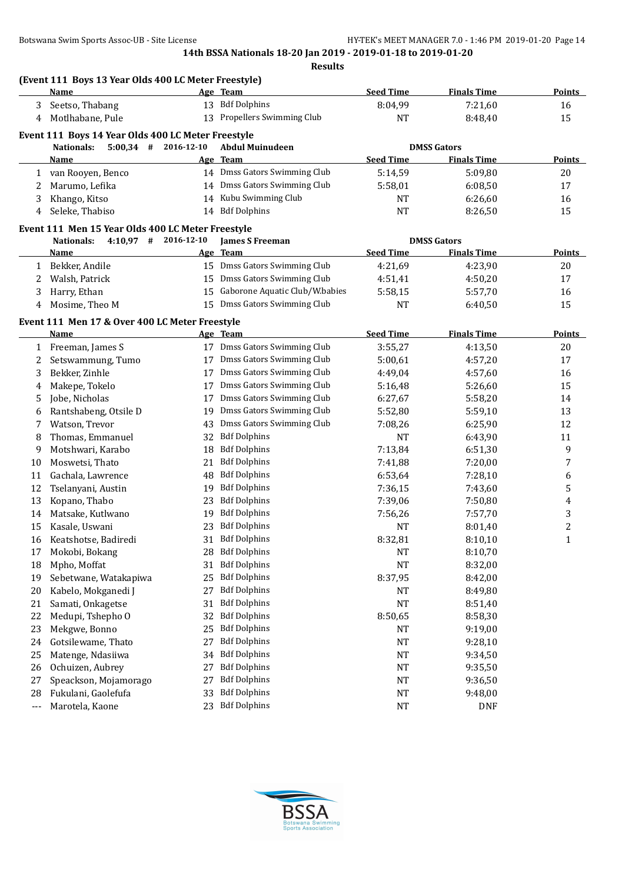14th BSSA Nationals 18-20 Jan 2019 - 2019-01-18 to 2019-01-20

Results

**(Event 111 Boys 13 Year Olds 400 LC Meter Freestyle)**

| | Name | Age | Team | Seed Time | Finals Time | Points |
|---|---|---|---|---|---|---|
| 3 | Seetso, Thabang | 13 | Bdf Dolphins | 8:04,99 | 7:21,60 | 16 |
| 4 | Motlhabane, Pule | 13 | Propellers Swimming Club | NT | 8:48,40 | 15 |

**Event 111 Boys 14 Year Olds 400 LC Meter Freestyle**

Nationals: 5:00,34 # 2016-12-10 Abdul Muinudeen DMSS Gators

| | Name | Age | Team | Seed Time | Finals Time | Points |
|---|---|---|---|---|---|---|
| 1 | van Rooyen, Benco | 14 | Dmss Gators Swimming Club | 5:14,59 | 5:09,80 | 20 |
| 2 | Marumo, Lefika | 14 | Dmss Gators Swimming Club | 5:58,01 | 6:08,50 | 17 |
| 3 | Khango, Kitso | 14 | Kubu Swimming Club | NT | 6:26,60 | 16 |
| 4 | Seleke, Thabiso | 14 | Bdf Dolphins | NT | 8:26,50 | 15 |

**Event 111 Men 15 Year Olds 400 LC Meter Freestyle**

Nationals: 4:10,97 # 2016-12-10 James S Freeman DMSS Gators

| | Name | Age | Team | Seed Time | Finals Time | Points |
|---|---|---|---|---|---|---|
| 1 | Bekker, Andile | 15 | Dmss Gators Swimming Club | 4:21,69 | 4:23,90 | 20 |
| 2 | Walsh, Patrick | 15 | Dmss Gators Swimming Club | 4:51,41 | 4:50,20 | 17 |
| 3 | Harry, Ethan | 15 | Gaborone Aquatic Club/W.babies | 5:58,15 | 5:57,70 | 16 |
| 4 | Mosime, Theo M | 15 | Dmss Gators Swimming Club | NT | 6:40,50 | 15 |

**Event 111 Men 17 & Over 400 LC Meter Freestyle**

| | Name | Age | Team | Seed Time | Finals Time | Points |
|---|---|---|---|---|---|---|
| 1 | Freeman, James S | 17 | Dmss Gators Swimming Club | 3:55,27 | 4:13,50 | 20 |
| 2 | Setswammung, Tumo | 17 | Dmss Gators Swimming Club | 5:00,61 | 4:57,20 | 17 |
| 3 | Bekker, Zinhle | 17 | Dmss Gators Swimming Club | 4:49,04 | 4:57,60 | 16 |
| 4 | Makepe, Tokelo | 17 | Dmss Gators Swimming Club | 5:16,48 | 5:26,60 | 15 |
| 5 | Jobe, Nicholas | 17 | Dmss Gators Swimming Club | 6:27,67 | 5:58,20 | 14 |
| 6 | Rantshabeng, Otsile D | 19 | Dmss Gators Swimming Club | 5:52,80 | 5:59,10 | 13 |
| 7 | Watson, Trevor | 43 | Dmss Gators Swimming Club | 7:08,26 | 6:25,90 | 12 |
| 8 | Thomas, Emmanuel | 32 | Bdf Dolphins | NT | 6:43,90 | 11 |
| 9 | Motshwari, Karabo | 18 | Bdf Dolphins | 7:13,84 | 6:51,30 | 9 |
| 10 | Moswetsi, Thato | 21 | Bdf Dolphins | 7:41,88 | 7:20,00 | 7 |
| 11 | Gachala, Lawrence | 48 | Bdf Dolphins | 6:53,64 | 7:28,10 | 6 |
| 12 | Tselanyani, Austin | 19 | Bdf Dolphins | 7:36,15 | 7:43,60 | 5 |
| 13 | Kopano, Thabo | 23 | Bdf Dolphins | 7:39,06 | 7:50,80 | 4 |
| 14 | Matsake, Kutlwano | 19 | Bdf Dolphins | 7:56,26 | 7:57,70 | 3 |
| 15 | Kasale, Uswani | 23 | Bdf Dolphins | NT | 8:01,40 | 2 |
| 16 | Keatshotse, Badiredi | 31 | Bdf Dolphins | 8:32,81 | 8:10,10 | 1 |
| 17 | Mokobi, Bokang | 28 | Bdf Dolphins | NT | 8:10,70 | |
| 18 | Mpho, Moffat | 31 | Bdf Dolphins | NT | 8:32,00 | |
| 19 | Sebetwane, Watakapiwa | 25 | Bdf Dolphins | 8:37,95 | 8:42,00 | |
| 20 | Kabelo, Mokganedi J | 27 | Bdf Dolphins | NT | 8:49,80 | |
| 21 | Samati, Onkagetse | 31 | Bdf Dolphins | NT | 8:51,40 | |
| 22 | Medupi, Tshepho O | 32 | Bdf Dolphins | 8:50,65 | 8:58,30 | |
| 23 | Mekgwe, Bonno | 25 | Bdf Dolphins | NT | 9:19,00 | |
| 24 | Gotsilewame, Thato | 27 | Bdf Dolphins | NT | 9:28,10 | |
| 25 | Matenge, Ndasiiwa | 34 | Bdf Dolphins | NT | 9:34,50 | |
| 26 | Ochuizen, Aubrey | 27 | Bdf Dolphins | NT | 9:35,50 | |
| 27 | Speackson, Mojamorago | 27 | Bdf Dolphins | NT | 9:36,50 | |
| 28 | Fukulani, Gaolefufa | 33 | Bdf Dolphins | NT | 9:48,00 | |
| --- | Marotela, Kaone | 23 | Bdf Dolphins | NT | DNF | |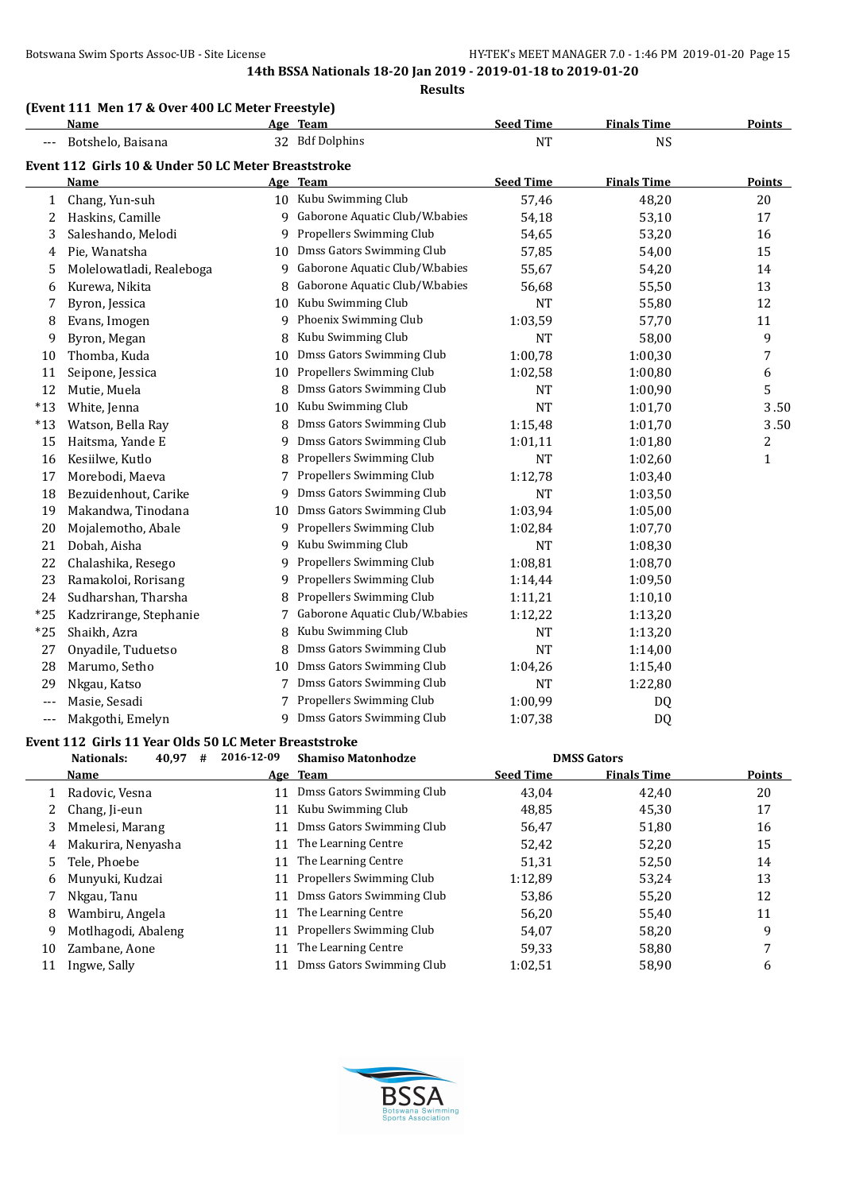**14th BSSA Nationals 18-20 Jan 2019 - 2019-01-18 to 2019-01-20**

**Results**

### (Event 111 Men 17 & Over 400 LC Meter Freestyle)

| | Name | Age | Team | Seed Time | Finals Time | Points |
|---|---|---|---|---|---|---|
| --- | Botshelo, Baisana | 32 | Bdf Dolphins | NT | NS | |

### Event 112 Girls 10 & Under 50 LC Meter Breaststroke

| | Name | Age | Team | Seed Time | Finals Time | Points |
|---|---|---|---|---|---|---|
| 1 | Chang, Yun-suh | 10 | Kubu Swimming Club | 57,46 | 48,20 | 20 |
| 2 | Haskins, Camille | 9 | Gaborone Aquatic Club/W.babies | 54,18 | 53,10 | 17 |
| 3 | Saleshando, Melodi | 9 | Propellers Swimming Club | 54,65 | 53,20 | 16 |
| 4 | Pie, Wanatsha | 10 | Dmss Gators Swimming Club | 57,85 | 54,00 | 15 |
| 5 | Molelowatladi, Realeboga | 9 | Gaborone Aquatic Club/W.babies | 55,67 | 54,20 | 14 |
| 6 | Kurewa, Nikita | 8 | Gaborone Aquatic Club/W.babies | 56,68 | 55,50 | 13 |
| 7 | Byron, Jessica | 10 | Kubu Swimming Club | NT | 55,80 | 12 |
| 8 | Evans, Imogen | 9 | Phoenix Swimming Club | 1:03,59 | 57,70 | 11 |
| 9 | Byron, Megan | 8 | Kubu Swimming Club | NT | 58,00 | 9 |
| 10 | Thomba, Kuda | 10 | Dmss Gators Swimming Club | 1:00,78 | 1:00,30 | 7 |
| 11 | Seipone, Jessica | 10 | Propellers Swimming Club | 1:02,58 | 1:00,80 | 6 |
| 12 | Mutie, Muela | 8 | Dmss Gators Swimming Club | NT | 1:00,90 | 5 |
| *13 | White, Jenna | 10 | Kubu Swimming Club | NT | 1:01,70 | 3.50 |
| *13 | Watson, Bella Ray | 8 | Dmss Gators Swimming Club | 1:15,48 | 1:01,70 | 3.50 |
| 15 | Haitsma, Yande E | 9 | Dmss Gators Swimming Club | 1:01,11 | 1:01,80 | 2 |
| 16 | Kesiilwe, Kutlo | 8 | Propellers Swimming Club | NT | 1:02,60 | 1 |
| 17 | Morebodi, Maeva | 7 | Propellers Swimming Club | 1:12,78 | 1:03,40 | |
| 18 | Bezuidenhout, Carike | 9 | Dmss Gators Swimming Club | NT | 1:03,50 | |
| 19 | Makandwa, Tinodana | 10 | Dmss Gators Swimming Club | 1:03,94 | 1:05,00 | |
| 20 | Mojalemotho, Abale | 9 | Propellers Swimming Club | 1:02,84 | 1:07,70 | |
| 21 | Dobah, Aisha | 9 | Kubu Swimming Club | NT | 1:08,30 | |
| 22 | Chalashika, Resego | 9 | Propellers Swimming Club | 1:08,81 | 1:08,70 | |
| 23 | Ramakoloi, Rorisang | 9 | Propellers Swimming Club | 1:14,44 | 1:09,50 | |
| 24 | Sudharshan, Tharsha | 8 | Propellers Swimming Club | 1:11,21 | 1:10,10 | |
| *25 | Kadzrirange, Stephanie | 7 | Gaborone Aquatic Club/W.babies | 1:12,22 | 1:13,20 | |
| *25 | Shaikh, Azra | 8 | Kubu Swimming Club | NT | 1:13,20 | |
| 27 | Onyadile, Tuduetso | 8 | Dmss Gators Swimming Club | NT | 1:14,00 | |
| 28 | Marumo, Setho | 10 | Dmss Gators Swimming Club | 1:04,26 | 1:15,40 | |
| 29 | Nkgau, Katso | 7 | Dmss Gators Swimming Club | NT | 1:22,80 | |
| --- | Masie, Sesadi | 7 | Propellers Swimming Club | 1:00,99 | DQ | |
| --- | Makgothi, Emelyn | 9 | Dmss Gators Swimming Club | 1:07,38 | DQ | |

### Event 112 Girls 11 Year Olds 50 LC Meter Breaststroke

Nationals: 40,97 # 2016-12-09 Shamiso Matonhodze DMSS Gators

| | Name | Age | Team | Seed Time | Finals Time | Points |
|---|---|---|---|---|---|---|
| 1 | Radovic, Vesna | 11 | Dmss Gators Swimming Club | 43,04 | 42,40 | 20 |
| 2 | Chang, Ji-eun | 11 | Kubu Swimming Club | 48,85 | 45,30 | 17 |
| 3 | Mmelesi, Marang | 11 | Dmss Gators Swimming Club | 56,47 | 51,80 | 16 |
| 4 | Makurira, Nenyasha | 11 | The Learning Centre | 52,42 | 52,20 | 15 |
| 5 | Tele, Phoebe | 11 | The Learning Centre | 51,31 | 52,50 | 14 |
| 6 | Munyuki, Kudzai | 11 | Propellers Swimming Club | 1:12,89 | 53,24 | 13 |
| 7 | Nkgau, Tanu | 11 | Dmss Gators Swimming Club | 53,86 | 55,20 | 12 |
| 8 | Wambiru, Angela | 11 | The Learning Centre | 56,20 | 55,40 | 11 |
| 9 | Motlhagodi, Abaleng | 11 | Propellers Swimming Club | 54,07 | 58,20 | 9 |
| 10 | Zambane, Aone | 11 | The Learning Centre | 59,33 | 58,80 | 7 |
| 11 | Ingwe, Sally | 11 | Dmss Gators Swimming Club | 1:02,51 | 58,90 | 6 |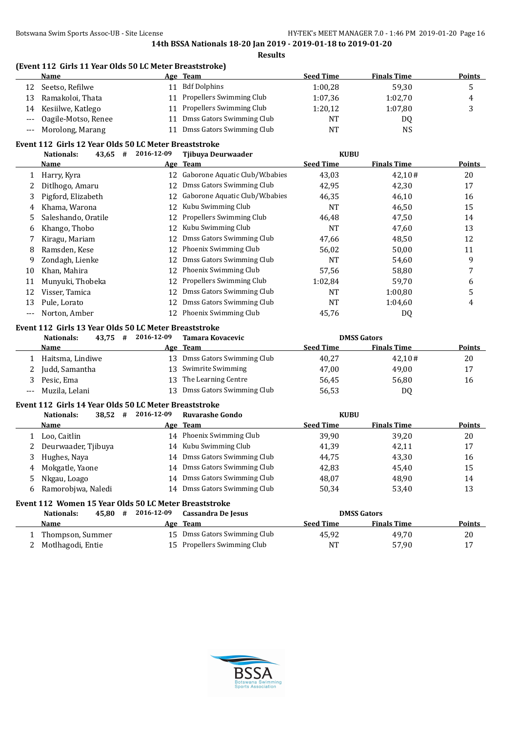**14th BSSA Nationals 18-20 Jan 2019 - 2019-01-18 to 2019-01-20**

**Results**

### (Event 112 Girls 11 Year Olds 50 LC Meter Breaststroke)

| | Name | Age | Team | Seed Time | Finals Time | Points |
|---|---|---|---|---|---|---|
| 12 | Seetso, Refilwe | 11 | Bdf Dolphins | 1:00,28 | 59,30 | 5 |
| 13 | Ramakoloi, Thata | 11 | Propellers Swimming Club | 1:07,36 | 1:02,70 | 4 |
| 14 | Kesiilwe, Katlego | 11 | Propellers Swimming Club | 1:20,12 | 1:07,80 | 3 |
| --- | Oagile-Motso, Renee | 11 | Dmss Gators Swimming Club | NT | DQ | |
| --- | Morolong, Marang | 11 | Dmss Gators Swimming Club | NT | NS | |

### Event 112 Girls 12 Year Olds 50 LC Meter Breaststroke

Nationals: 43,65 # 2016-12-09 Tjibuya Deurwaader KUBU

| | Name | Age | Team | Seed Time | Finals Time | Points |
|---|---|---|---|---|---|---|
| 1 | Harry, Kyra | 12 | Gaborone Aquatic Club/W.babies | 43,03 | 42,10# | 20 |
| 2 | Ditlhogo, Amaru | 12 | Dmss Gators Swimming Club | 42,95 | 42,30 | 17 |
| 3 | Pigford, Elizabeth | 12 | Gaborone Aquatic Club/W.babies | 46,35 | 46,10 | 16 |
| 4 | Khama, Warona | 12 | Kubu Swimming Club | NT | 46,50 | 15 |
| 5 | Saleshando, Oratile | 12 | Propellers Swimming Club | 46,48 | 47,50 | 14 |
| 6 | Khango, Thobo | 12 | Kubu Swimming Club | NT | 47,60 | 13 |
| 7 | Kiragu, Mariam | 12 | Dmss Gators Swimming Club | 47,66 | 48,50 | 12 |
| 8 | Ramsden, Kese | 12 | Phoenix Swimming Club | 56,02 | 50,00 | 11 |
| 9 | Zondagh, Lienke | 12 | Dmss Gators Swimming Club | NT | 54,60 | 9 |
| 10 | Khan, Mahira | 12 | Phoenix Swimming Club | 57,56 | 58,80 | 7 |
| 11 | Munyuki, Thobeka | 12 | Propellers Swimming Club | 1:02,84 | 59,70 | 6 |
| 12 | Visser, Tamica | 12 | Dmss Gators Swimming Club | NT | 1:00,80 | 5 |
| 13 | Pule, Lorato | 12 | Dmss Gators Swimming Club | NT | 1:04,60 | 4 |
| --- | Norton, Amber | 12 | Phoenix Swimming Club | 45,76 | DQ | |

### Event 112 Girls 13 Year Olds 50 LC Meter Breaststroke

Nationals: 43,75 # 2016-12-09 Tamara Kovacevic DMSS Gators

| | Name | Age | Team | Seed Time | Finals Time | Points |
|---|---|---|---|---|---|---|
| 1 | Haitsma, Lindiwe | 13 | Dmss Gators Swimming Club | 40,27 | 42,10# | 20 |
| 2 | Judd, Samantha | 13 | Swimrite Swimming | 47,00 | 49,00 | 17 |
| 3 | Pesic, Ema | 13 | The Learning Centre | 56,45 | 56,80 | 16 |
| --- | Muzila, Lelani | 13 | Dmss Gators Swimming Club | 56,53 | DQ | |

### Event 112 Girls 14 Year Olds 50 LC Meter Breaststroke

Nationals: 38,52 # 2016-12-09 Ruvarashe Gondo KUBU

| | Name | Age | Team | Seed Time | Finals Time | Points |
|---|---|---|---|---|---|---|
| 1 | Loo, Caitlin | 14 | Phoenix Swimming Club | 39,90 | 39,20 | 20 |
| 2 | Deurwaader, Tjibuya | 14 | Kubu Swimming Club | 41,39 | 42,11 | 17 |
| 3 | Hughes, Naya | 14 | Dmss Gators Swimming Club | 44,75 | 43,30 | 16 |
| 4 | Mokgatle, Yaone | 14 | Dmss Gators Swimming Club | 42,83 | 45,40 | 15 |
| 5 | Nkgau, Loago | 14 | Dmss Gators Swimming Club | 48,07 | 48,90 | 14 |
| 6 | Ramorobjwa, Naledi | 14 | Dmss Gators Swimming Club | 50,34 | 53,40 | 13 |

### Event 112 Women 15 Year Olds 50 LC Meter Breaststroke

Nationals: 45,80 # 2016-12-09 Cassandra De Jesus DMSS Gators

| | Name | Age | Team | Seed Time | Finals Time | Points |
|---|---|---|---|---|---|---|
| 1 | Thompson, Summer | 15 | Dmss Gators Swimming Club | 45,92 | 49,70 | 20 |
| 2 | Motlhagodi, Entie | 15 | Propellers Swimming Club | NT | 57,90 | 17 |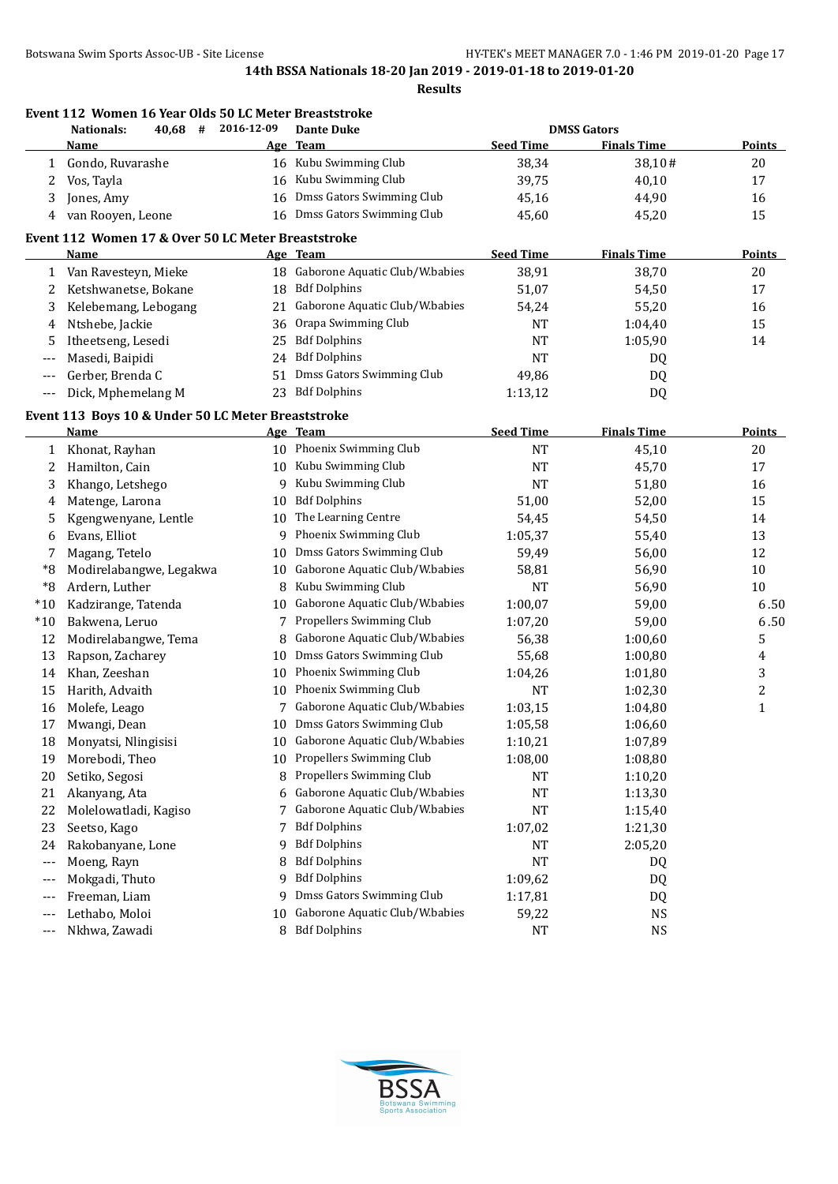**14th BSSA Nationals 18-20 Jan 2019 - 2019-01-18 to 2019-01-20**

**Results**

### Event 112 Women 16 Year Olds 50 LC Meter Breaststroke

Nationals: 40,68 # 2016-12-09 Dante Duke DMSS Gators

| | Name | Age | Team | Seed Time | Finals Time | Points |
|---|---|---|---|---|---|---|
| 1 | Gondo, Ruvarashe | 16 | Kubu Swimming Club | 38,34 | 38,10# | 20 |
| 2 | Vos, Tayla | 16 | Kubu Swimming Club | 39,75 | 40,10 | 17 |
| 3 | Jones, Amy | 16 | Dmss Gators Swimming Club | 45,16 | 44,90 | 16 |
| 4 | van Rooyen, Leone | 16 | Dmss Gators Swimming Club | 45,60 | 45,20 | 15 |

### Event 112 Women 17 & Over 50 LC Meter Breaststroke

| | Name | Age | Team | Seed Time | Finals Time | Points |
|---|---|---|---|---|---|---|
| 1 | Van Ravesteyn, Mieke | 18 | Gaborone Aquatic Club/W.babies | 38,91 | 38,70 | 20 |
| 2 | Ketshwanetse, Bokane | 18 | Bdf Dolphins | 51,07 | 54,50 | 17 |
| 3 | Kelebemang, Lebogang | 21 | Gaborone Aquatic Club/W.babies | 54,24 | 55,20 | 16 |
| 4 | Ntshebe, Jackie | 36 | Orapa Swimming Club | NT | 1:04,40 | 15 |
| 5 | Itheetseng, Lesedi | 25 | Bdf Dolphins | NT | 1:05,90 | 14 |
| --- | Masedi, Baipidi | 24 | Bdf Dolphins | NT | DQ | |
| --- | Gerber, Brenda C | 51 | Dmss Gators Swimming Club | 49,86 | DQ | |
| --- | Dick, Mphemelang M | 23 | Bdf Dolphins | 1:13,12 | DQ | |

### Event 113 Boys 10 & Under 50 LC Meter Breaststroke

| | Name | Age | Team | Seed Time | Finals Time | Points |
|---|---|---|---|---|---|---|
| 1 | Khonat, Rayhan | 10 | Phoenix Swimming Club | NT | 45,10 | 20 |
| 2 | Hamilton, Cain | 10 | Kubu Swimming Club | NT | 45,70 | 17 |
| 3 | Khango, Letshego | 9 | Kubu Swimming Club | NT | 51,80 | 16 |
| 4 | Matenge, Larona | 10 | Bdf Dolphins | 51,00 | 52,00 | 15 |
| 5 | Kgengwenyane, Lentle | 10 | The Learning Centre | 54,45 | 54,50 | 14 |
| 6 | Evans, Elliot | 9 | Phoenix Swimming Club | 1:05,37 | 55,40 | 13 |
| 7 | Magang, Tetelo | 10 | Dmss Gators Swimming Club | 59,49 | 56,00 | 12 |
| *8 | Modirelabangwe, Legakwa | 10 | Gaborone Aquatic Club/W.babies | 58,81 | 56,90 | 10 |
| *8 | Ardern, Luther | 8 | Kubu Swimming Club | NT | 56,90 | 10 |
| *10 | Kadzirange, Tatenda | 10 | Gaborone Aquatic Club/W.babies | 1:00,07 | 59,00 | 6.50 |
| *10 | Bakwena, Leruo | 7 | Propellers Swimming Club | 1:07,20 | 59,00 | 6.50 |
| 12 | Modirelabangwe, Tema | 8 | Gaborone Aquatic Club/W.babies | 56,38 | 1:00,60 | 5 |
| 13 | Rapson, Zacharey | 10 | Dmss Gators Swimming Club | 55,68 | 1:00,80 | 4 |
| 14 | Khan, Zeeshan | 10 | Phoenix Swimming Club | 1:04,26 | 1:01,80 | 3 |
| 15 | Harith, Advaith | 10 | Phoenix Swimming Club | NT | 1:02,30 | 2 |
| 16 | Molefe, Leago | 7 | Gaborone Aquatic Club/W.babies | 1:03,15 | 1:04,80 | 1 |
| 17 | Mwangi, Dean | 10 | Dmss Gators Swimming Club | 1:05,58 | 1:06,60 | |
| 18 | Monyatsi, Nlingisisi | 10 | Gaborone Aquatic Club/W.babies | 1:10,21 | 1:07,89 | |
| 19 | Morebodi, Theo | 10 | Propellers Swimming Club | 1:08,00 | 1:08,80 | |
| 20 | Setiko, Segosi | 8 | Propellers Swimming Club | NT | 1:10,20 | |
| 21 | Akanyang, Ata | 6 | Gaborone Aquatic Club/W.babies | NT | 1:13,30 | |
| 22 | Molelowatladi, Kagiso | 7 | Gaborone Aquatic Club/W.babies | NT | 1:15,40 | |
| 23 | Seetso, Kago | 7 | Bdf Dolphins | 1:07,02 | 1:21,30 | |
| 24 | Rakobanyane, Lone | 9 | Bdf Dolphins | NT | 2:05,20 | |
| --- | Moeng, Rayn | 8 | Bdf Dolphins | NT | DQ | |
| --- | Mokgadi, Thuto | 9 | Bdf Dolphins | 1:09,62 | DQ | |
| --- | Freeman, Liam | 9 | Dmss Gators Swimming Club | 1:17,81 | DQ | |
| --- | Lethabo, Moloi | 10 | Gaborone Aquatic Club/W.babies | 59,22 | NS | |
| --- | Nkhwa, Zawadi | 8 | Bdf Dolphins | NT | NS | |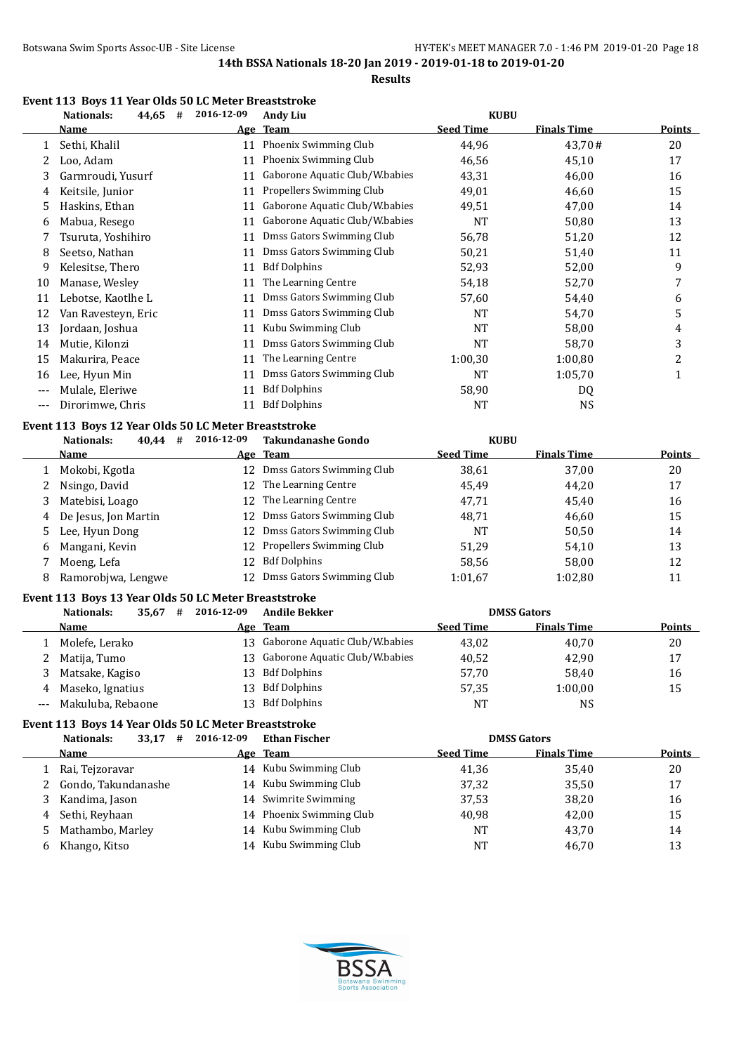14th BSSA Nationals 18-20 Jan 2019 - 2019-01-18 to 2019-01-20

**Results**

### Event 113 Boys 11 Year Olds 50 LC Meter Breaststroke

Nationals: 44,65 # 2016-12-09 Andy Liu KUBU

| | Name | Age | Team | Seed Time | Finals Time | Points |
|---|---|---|---|---|---|---|
| 1 | Sethi, Khalil | 11 | Phoenix Swimming Club | 44,96 | 43,70# | 20 |
| 2 | Loo, Adam | 11 | Phoenix Swimming Club | 46,56 | 45,10 | 17 |
| 3 | Garmroudi, Yusurf | 11 | Gaborone Aquatic Club/W.babies | 43,31 | 46,00 | 16 |
| 4 | Keitsile, Junior | 11 | Propellers Swimming Club | 49,01 | 46,60 | 15 |
| 5 | Haskins, Ethan | 11 | Gaborone Aquatic Club/W.babies | 49,51 | 47,00 | 14 |
| 6 | Mabua, Resego | 11 | Gaborone Aquatic Club/W.babies | NT | 50,80 | 13 |
| 7 | Tsuruta, Yoshihiro | 11 | Dmss Gators Swimming Club | 56,78 | 51,20 | 12 |
| 8 | Seetso, Nathan | 11 | Dmss Gators Swimming Club | 50,21 | 51,40 | 11 |
| 9 | Kelesitse, Thero | 11 | Bdf Dolphins | 52,93 | 52,00 | 9 |
| 10 | Manase, Wesley | 11 | The Learning Centre | 54,18 | 52,70 | 7 |
| 11 | Lebotse, Kaotlhe L | 11 | Dmss Gators Swimming Club | 57,60 | 54,40 | 6 |
| 12 | Van Ravesteyn, Eric | 11 | Dmss Gators Swimming Club | NT | 54,70 | 5 |
| 13 | Jordaan, Joshua | 11 | Kubu Swimming Club | NT | 58,00 | 4 |
| 14 | Mutie, Kilonzi | 11 | Dmss Gators Swimming Club | NT | 58,70 | 3 |
| 15 | Makurira, Peace | 11 | The Learning Centre | 1:00,30 | 1:00,80 | 2 |
| 16 | Lee, Hyun Min | 11 | Dmss Gators Swimming Club | NT | 1:05,70 | 1 |
| --- | Mulale, Eleriwe | 11 | Bdf Dolphins | 58,90 | DQ | |
| --- | Dirorimwe, Chris | 11 | Bdf Dolphins | NT | NS | |

### Event 113 Boys 12 Year Olds 50 LC Meter Breaststroke

Nationals: 40,44 # 2016-12-09 Takundanashe Gondo KUBU

| | Name | Age | Team | Seed Time | Finals Time | Points |
|---|---|---|---|---|---|---|
| 1 | Mokobi, Kgotla | 12 | Dmss Gators Swimming Club | 38,61 | 37,00 | 20 |
| 2 | Nsingo, David | 12 | The Learning Centre | 45,49 | 44,20 | 17 |
| 3 | Matebisi, Loago | 12 | The Learning Centre | 47,71 | 45,40 | 16 |
| 4 | De Jesus, Jon Martin | 12 | Dmss Gators Swimming Club | 48,71 | 46,60 | 15 |
| 5 | Lee, Hyun Dong | 12 | Dmss Gators Swimming Club | NT | 50,50 | 14 |
| 6 | Mangani, Kevin | 12 | Propellers Swimming Club | 51,29 | 54,10 | 13 |
| 7 | Moeng, Lefa | 12 | Bdf Dolphins | 58,56 | 58,00 | 12 |
| 8 | Ramorobjwa, Lengwe | 12 | Dmss Gators Swimming Club | 1:01,67 | 1:02,80 | 11 |

### Event 113 Boys 13 Year Olds 50 LC Meter Breaststroke

Nationals: 35,67 # 2016-12-09 Andile Bekker DMSS Gators

| | Name | Age | Team | Seed Time | Finals Time | Points |
|---|---|---|---|---|---|---|
| 1 | Molefe, Lerako | 13 | Gaborone Aquatic Club/W.babies | 43,02 | 40,70 | 20 |
| 2 | Matija, Tumo | 13 | Gaborone Aquatic Club/W.babies | 40,52 | 42,90 | 17 |
| 3 | Matsake, Kagiso | 13 | Bdf Dolphins | 57,70 | 58,40 | 16 |
| 4 | Maseko, Ignatius | 13 | Bdf Dolphins | 57,35 | 1:00,00 | 15 |
| --- | Makuluba, Rebaone | 13 | Bdf Dolphins | NT | NS | |

### Event 113 Boys 14 Year Olds 50 LC Meter Breaststroke

Nationals: 33,17 # 2016-12-09 Ethan Fischer DMSS Gators

| | Name | Age | Team | Seed Time | Finals Time | Points |
|---|---|---|---|---|---|---|
| 1 | Rai, Tejzoravar | 14 | Kubu Swimming Club | 41,36 | 35,40 | 20 |
| 2 | Gondo, Takundanashe | 14 | Kubu Swimming Club | 37,32 | 35,50 | 17 |
| 3 | Kandima, Jason | 14 | Swimrite Swimming | 37,53 | 38,20 | 16 |
| 4 | Sethi, Reyhaan | 14 | Phoenix Swimming Club | 40,98 | 42,00 | 15 |
| 5 | Mathambo, Marley | 14 | Kubu Swimming Club | NT | 43,70 | 14 |
| 6 | Khango, Kitso | 14 | Kubu Swimming Club | NT | 46,70 | 13 |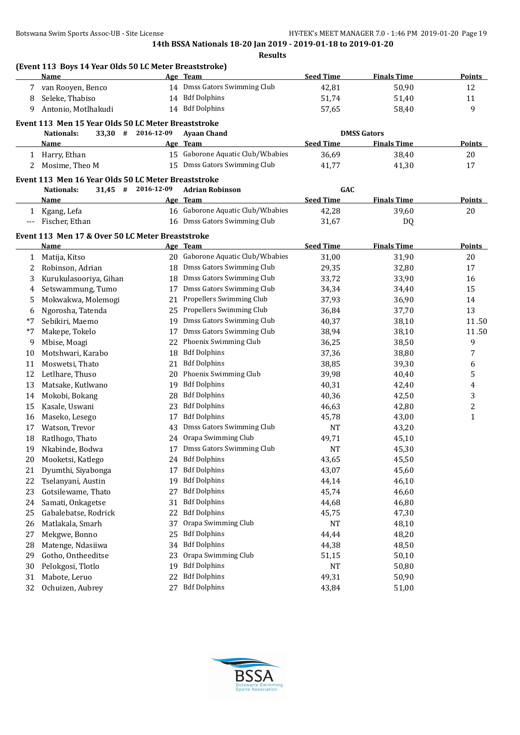## 14th BSSA Nationals 18-20 Jan 2019 - 2019-01-18 to 2019-01-20

### Results

### (Event 113 Boys 14 Year Olds 50 LC Meter Breaststroke)

| | Name | Age | Team | Seed Time | Finals Time | Points |
|---|---|---|---|---|---|---|
| 7 | van Rooyen, Benco | 14 | Dmss Gators Swimming Club | 42,81 | 50,90 | 12 |
| 8 | Seleke, Thabiso | 14 | Bdf Dolphins | 51,74 | 51,40 | 11 |
| 9 | Antonio, Motlhakudi | 14 | Bdf Dolphins | 57,65 | 58,40 | 9 |

### Event 113 Men 15 Year Olds 50 LC Meter Breaststroke

**Nationals:** 33,30 # 2016-12-09 **Ayaan Chand** **DMSS Gators**

| | Name | Age | Team | Seed Time | Finals Time | Points |
|---|---|---|---|---|---|---|
| 1 | Harry, Ethan | 15 | Gaborone Aquatic Club/W.babies | 36,69 | 38,40 | 20 |
| 2 | Mosime, Theo M | 15 | Dmss Gators Swimming Club | 41,77 | 41,30 | 17 |

### Event 113 Men 16 Year Olds 50 LC Meter Breaststroke

**Nationals:** 31,45 # 2016-12-09 **Adrian Robinson** **GAC**

| | Name | Age | Team | Seed Time | Finals Time | Points |
|---|---|---|---|---|---|---|
| 1 | Kgang, Lefa | 16 | Gaborone Aquatic Club/W.babies | 42,28 | 39,60 | 20 |
| --- | Fischer, Ethan | 16 | Dmss Gators Swimming Club | 31,67 | DQ | |

### Event 113 Men 17 & Over 50 LC Meter Breaststroke

| | Name | Age | Team | Seed Time | Finals Time | Points |
|---|---|---|---|---|---|---|
| 1 | Matija, Kitso | 20 | Gaborone Aquatic Club/W.babies | 31,00 | 31,90 | 20 |
| 2 | Robinson, Adrian | 18 | Dmss Gators Swimming Club | 29,35 | 32,80 | 17 |
| 3 | Kurukulasooriya, Gihan | 18 | Dmss Gators Swimming Club | 33,72 | 33,90 | 16 |
| 4 | Setswammung, Tumo | 17 | Dmss Gators Swimming Club | 34,34 | 34,40 | 15 |
| 5 | Mokwakwa, Molemogi | 21 | Propellers Swimming Club | 37,93 | 36,90 | 14 |
| 6 | Ngorosha, Tatenda | 25 | Propellers Swimming Club | 36,84 | 37,70 | 13 |
| *7 | Sebikiri, Maemo | 19 | Dmss Gators Swimming Club | 40,37 | 38,10 | 11.50 |
| *7 | Makepe, Tokelo | 17 | Dmss Gators Swimming Club | 38,94 | 38,10 | 11.50 |
| 9 | Mbise, Moagi | 22 | Phoenix Swimming Club | 36,25 | 38,50 | 9 |
| 10 | Motshwari, Karabo | 18 | Bdf Dolphins | 37,36 | 38,80 | 7 |
| 11 | Moswetsi, Thato | 21 | Bdf Dolphins | 38,85 | 39,30 | 6 |
| 12 | Letlhare, Thuso | 20 | Phoenix Swimming Club | 39,98 | 40,40 | 5 |
| 13 | Matsake, Kutlwano | 19 | Bdf Dolphins | 40,31 | 42,40 | 4 |
| 14 | Mokobi, Bokang | 28 | Bdf Dolphins | 40,36 | 42,50 | 3 |
| 15 | Kasale, Uswani | 23 | Bdf Dolphins | 46,63 | 42,80 | 2 |
| 16 | Maseko, Lesego | 17 | Bdf Dolphins | 45,78 | 43,00 | 1 |
| 17 | Watson, Trevor | 43 | Dmss Gators Swimming Club | NT | 43,20 | |
| 18 | Ratlhogo, Thato | 24 | Orapa Swimming Club | 49,71 | 45,10 | |
| 19 | Nkabinde, Bodwa | 17 | Dmss Gators Swimming Club | NT | 45,30 | |
| 20 | Mooketsi, Katlego | 24 | Bdf Dolphins | 43,65 | 45,50 | |
| 21 | Dyumthi, Siyabonga | 17 | Bdf Dolphins | 43,07 | 45,60 | |
| 22 | Tselanyani, Austin | 19 | Bdf Dolphins | 44,14 | 46,10 | |
| 23 | Gotsilewame, Thato | 27 | Bdf Dolphins | 45,74 | 46,60 | |
| 24 | Samati, Onkagetse | 31 | Bdf Dolphins | 44,68 | 46,80 | |
| 25 | Gabalebatse, Rodrick | 22 | Bdf Dolphins | 45,75 | 47,30 | |
| 26 | Matlakala, Smarh | 37 | Orapa Swimming Club | NT | 48,10 | |
| 27 | Mekgwe, Bonno | 25 | Bdf Dolphins | 44,44 | 48,20 | |
| 28 | Matenge, Ndasiiwa | 34 | Bdf Dolphins | 44,38 | 48,50 | |
| 29 | Gotho, Ontheeditse | 23 | Orapa Swimming Club | 51,15 | 50,10 | |
| 30 | Pelokgosi, Tlotlo | 19 | Bdf Dolphins | NT | 50,80 | |
| 31 | Mabote, Leruo | 22 | Bdf Dolphins | 49,31 | 50,90 | |
| 32 | Ochuizen, Aubrey | 27 | Bdf Dolphins | 43,84 | 51,00 | |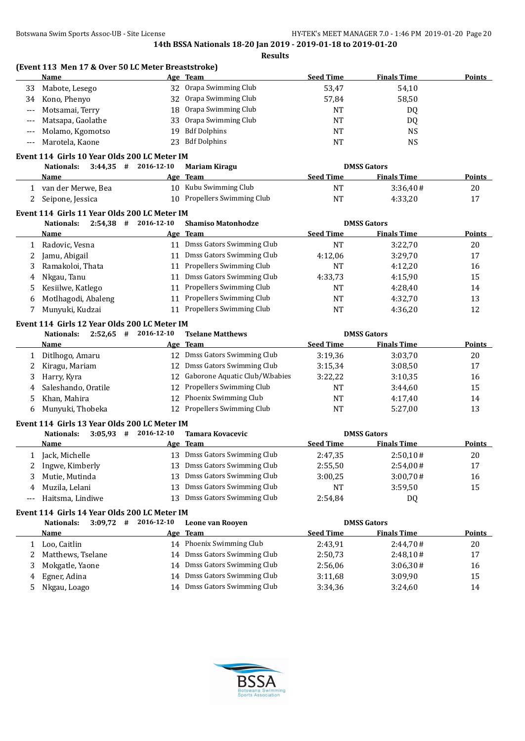14th BSSA Nationals 18-20 Jan 2019 - 2019-01-18 to 2019-01-20

**Results**

### (Event 113 Men 17 & Over 50 LC Meter Breaststroke)

| | Name | Age | Team | Seed Time | Finals Time | Points |
|---|---|---|---|---|---|---|
| 33 | Mabote, Lesego | 32 | Orapa Swimming Club | 53,47 | 54,10 | |
| 34 | Kono, Phenyo | 32 | Orapa Swimming Club | 57,84 | 58,50 | |
| --- | Motsamai, Terry | 18 | Orapa Swimming Club | NT | DQ | |
| --- | Matsapa, Gaolathe | 33 | Orapa Swimming Club | NT | DQ | |
| --- | Molamo, Kgomotso | 19 | Bdf Dolphins | NT | NS | |
| --- | Marotela, Kaone | 23 | Bdf Dolphins | NT | NS | |

### Event 114 Girls 10 Year Olds 200 LC Meter IM

Nationals: 3:44,35 # 2016-12-10 Mariam Kiragu DMSS Gators

| | Name | Age | Team | Seed Time | Finals Time | Points |
|---|---|---|---|---|---|---|
| 1 | van der Merwe, Bea | 10 | Kubu Swimming Club | NT | 3:36,40# | 20 |
| 2 | Seipone, Jessica | 10 | Propellers Swimming Club | NT | 4:33,20 | 17 |

### Event 114 Girls 11 Year Olds 200 LC Meter IM

Nationals: 2:54,38 # 2016-12-10 Shamiso Matonhodze DMSS Gators

| | Name | Age | Team | Seed Time | Finals Time | Points |
|---|---|---|---|---|---|---|
| 1 | Radovic, Vesna | 11 | Dmss Gators Swimming Club | NT | 3:22,70 | 20 |
| 2 | Jamu, Abigail | 11 | Dmss Gators Swimming Club | 4:12,06 | 3:29,70 | 17 |
| 3 | Ramakoloi, Thata | 11 | Propellers Swimming Club | NT | 4:12,20 | 16 |
| 4 | Nkgau, Tanu | 11 | Dmss Gators Swimming Club | 4:33,73 | 4:15,90 | 15 |
| 5 | Kesiilwe, Katlego | 11 | Propellers Swimming Club | NT | 4:28,40 | 14 |
| 6 | Motlhagodi, Abaleng | 11 | Propellers Swimming Club | NT | 4:32,70 | 13 |
| 7 | Munyuki, Kudzai | 11 | Propellers Swimming Club | NT | 4:36,20 | 12 |

### Event 114 Girls 12 Year Olds 200 LC Meter IM

Nationals: 2:52,65 # 2016-12-10 Tselane Matthews DMSS Gators

| | Name | Age | Team | Seed Time | Finals Time | Points |
|---|---|---|---|---|---|---|
| 1 | Ditlhogo, Amaru | 12 | Dmss Gators Swimming Club | 3:19,36 | 3:03,70 | 20 |
| 2 | Kiragu, Mariam | 12 | Dmss Gators Swimming Club | 3:15,34 | 3:08,50 | 17 |
| 3 | Harry, Kyra | 12 | Gaborone Aquatic Club/W.babies | 3:22,22 | 3:10,35 | 16 |
| 4 | Saleshando, Oratile | 12 | Propellers Swimming Club | NT | 3:44,60 | 15 |
| 5 | Khan, Mahira | 12 | Phoenix Swimming Club | NT | 4:17,40 | 14 |
| 6 | Munyuki, Thobeka | 12 | Propellers Swimming Club | NT | 5:27,00 | 13 |

### Event 114 Girls 13 Year Olds 200 LC Meter IM

Nationals: 3:05,93 # 2016-12-10 Tamara Kovacevic DMSS Gators

| | Name | Age | Team | Seed Time | Finals Time | Points |
|---|---|---|---|---|---|---|
| 1 | Jack, Michelle | 13 | Dmss Gators Swimming Club | 2:47,35 | 2:50,10# | 20 |
| 2 | Ingwe, Kimberly | 13 | Dmss Gators Swimming Club | 2:55,50 | 2:54,00# | 17 |
| 3 | Mutie, Mutinda | 13 | Dmss Gators Swimming Club | 3:00,25 | 3:00,70# | 16 |
| 4 | Muzila, Lelani | 13 | Dmss Gators Swimming Club | NT | 3:59,50 | 15 |
| --- | Haitsma, Lindiwe | 13 | Dmss Gators Swimming Club | 2:54,84 | DQ | |

### Event 114 Girls 14 Year Olds 200 LC Meter IM

Nationals: 3:09,72 # 2016-12-10 Leone van Rooyen DMSS Gators

| | Name | Age | Team | Seed Time | Finals Time | Points |
|---|---|---|---|---|---|---|
| 1 | Loo, Caitlin | 14 | Phoenix Swimming Club | 2:43,91 | 2:44,70# | 20 |
| 2 | Matthews, Tselane | 14 | Dmss Gators Swimming Club | 2:50,73 | 2:48,10# | 17 |
| 3 | Mokgatle, Yaone | 14 | Dmss Gators Swimming Club | 2:56,06 | 3:06,30# | 16 |
| 4 | Egner, Adina | 14 | Dmss Gators Swimming Club | 3:11,68 | 3:09,90 | 15 |
| 5 | Nkgau, Loago | 14 | Dmss Gators Swimming Club | 3:34,36 | 3:24,60 | 14 |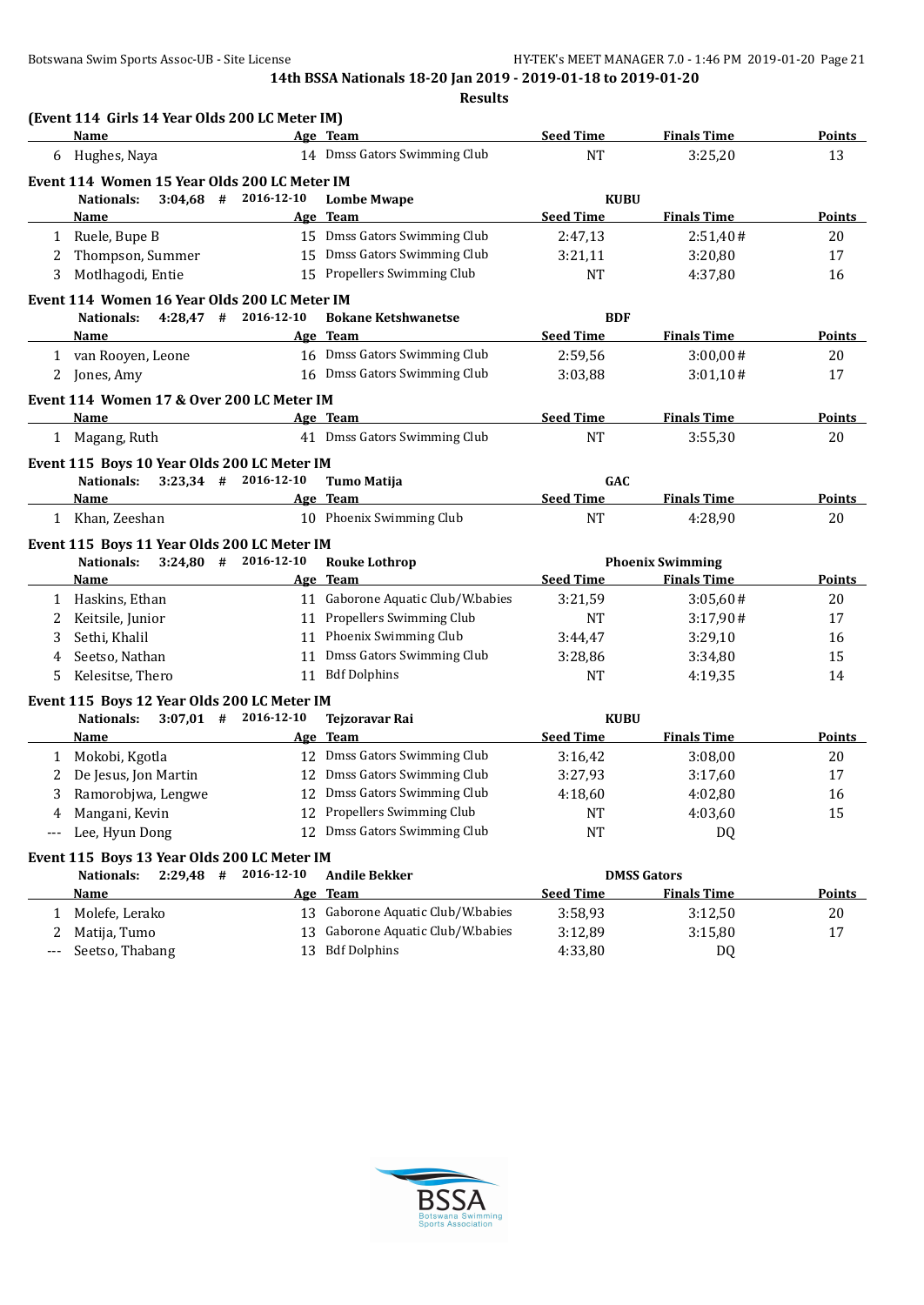# 14th BSSA Nationals 18-20 Jan 2019 - 2019-01-18 to 2019-01-20

## Results

### (Event 114 Girls 14 Year Olds 200 LC Meter IM)

| | Name | Age | Team | Seed Time | Finals Time | Points |
|---|---|---|---|---|---|---|
| 6 | Hughes, Naya | 14 | Dmss Gators Swimming Club | NT | 3:25,20 | 13 |

### Event 114 Women 15 Year Olds 200 LC Meter IM

Nationals: 3:04,68 # 2016-12-10 Lombe Mwape KUBU

| | Name | Age | Team | Seed Time | Finals Time | Points |
|---|---|---|---|---|---|---|
| 1 | Ruele, Bupe B | 15 | Dmss Gators Swimming Club | 2:47,13 | 2:51,40# | 20 |
| 2 | Thompson, Summer | 15 | Dmss Gators Swimming Club | 3:21,11 | 3:20,80 | 17 |
| 3 | Motlhagodi, Entie | 15 | Propellers Swimming Club | NT | 4:37,80 | 16 |

### Event 114 Women 16 Year Olds 200 LC Meter IM

Nationals: 4:28,47 # 2016-12-10 Bokane Ketshwanetse BDF

| | Name | Age | Team | Seed Time | Finals Time | Points |
|---|---|---|---|---|---|---|
| 1 | van Rooyen, Leone | 16 | Dmss Gators Swimming Club | 2:59,56 | 3:00,00# | 20 |
| 2 | Jones, Amy | 16 | Dmss Gators Swimming Club | 3:03,88 | 3:01,10# | 17 |

### Event 114 Women 17 & Over 200 LC Meter IM

| | Name | Age | Team | Seed Time | Finals Time | Points |
|---|---|---|---|---|---|---|
| 1 | Magang, Ruth | 41 | Dmss Gators Swimming Club | NT | 3:55,30 | 20 |

### Event 115 Boys 10 Year Olds 200 LC Meter IM

Nationals: 3:23,34 # 2016-12-10 Tumo Matija GAC

| | Name | Age | Team | Seed Time | Finals Time | Points |
|---|---|---|---|---|---|---|
| 1 | Khan, Zeeshan | 10 | Phoenix Swimming Club | NT | 4:28,90 | 20 |

### Event 115 Boys 11 Year Olds 200 LC Meter IM

Nationals: 3:24,80 # 2016-12-10 Rouke Lothrop Phoenix Swimming

| | Name | Age | Team | Seed Time | Finals Time | Points |
|---|---|---|---|---|---|---|
| 1 | Haskins, Ethan | 11 | Gaborone Aquatic Club/W.babies | 3:21,59 | 3:05,60# | 20 |
| 2 | Keitsile, Junior | 11 | Propellers Swimming Club | NT | 3:17,90# | 17 |
| 3 | Sethi, Khalil | 11 | Phoenix Swimming Club | 3:44,47 | 3:29,10 | 16 |
| 4 | Seetso, Nathan | 11 | Dmss Gators Swimming Club | 3:28,86 | 3:34,80 | 15 |
| 5 | Kelesitse, Thero | 11 | Bdf Dolphins | NT | 4:19,35 | 14 |

### Event 115 Boys 12 Year Olds 200 LC Meter IM

Nationals: 3:07,01 # 2016-12-10 Tejzoravar Rai KUBU

| | Name | Age | Team | Seed Time | Finals Time | Points |
|---|---|---|---|---|---|---|
| 1 | Mokobi, Kgotla | 12 | Dmss Gators Swimming Club | 3:16,42 | 3:08,00 | 20 |
| 2 | De Jesus, Jon Martin | 12 | Dmss Gators Swimming Club | 3:27,93 | 3:17,60 | 17 |
| 3 | Ramorobjwa, Lengwe | 12 | Dmss Gators Swimming Club | 4:18,60 | 4:02,80 | 16 |
| 4 | Mangani, Kevin | 12 | Propellers Swimming Club | NT | 4:03,60 | 15 |
| --- | Lee, Hyun Dong | 12 | Dmss Gators Swimming Club | NT | DQ | |

### Event 115 Boys 13 Year Olds 200 LC Meter IM

Nationals: 2:29,48 # 2016-12-10 Andile Bekker DMSS Gators

| | Name | Age | Team | Seed Time | Finals Time | Points |
|---|---|---|---|---|---|---|
| 1 | Molefe, Lerako | 13 | Gaborone Aquatic Club/W.babies | 3:58,93 | 3:12,50 | 20 |
| 2 | Matija, Tumo | 13 | Gaborone Aquatic Club/W.babies | 3:12,89 | 3:15,80 | 17 |
| --- | Seetso, Thabang | 13 | Bdf Dolphins | 4:33,80 | DQ | |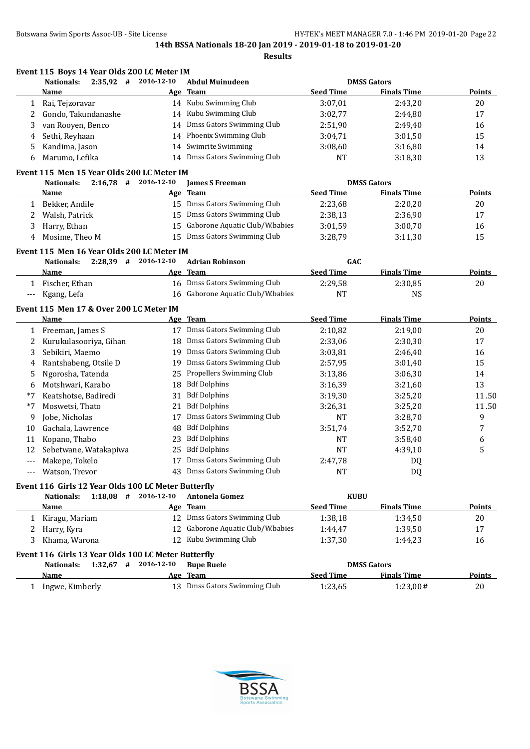14th BSSA Nationals 18-20 Jan 2019 - 2019-01-18 to 2019-01-20

**Results**

### Event 115 Boys 14 Year Olds 200 LC Meter IM

Nationals: 2:35,92 # 2016-12-10 Abdul Muinudeen DMSS Gators

| | Name | Age | Team | Seed Time | Finals Time | Points |
|---|---|---|---|---|---|---|
| 1 | Rai, Tejzoravar | 14 | Kubu Swimming Club | 3:07,01 | 2:43,20 | 20 |
| 2 | Gondo, Takundanashe | 14 | Kubu Swimming Club | 3:02,77 | 2:44,80 | 17 |
| 3 | van Rooyen, Benco | 14 | Dmss Gators Swimming Club | 2:51,90 | 2:49,40 | 16 |
| 4 | Sethi, Reyhaan | 14 | Phoenix Swimming Club | 3:04,71 | 3:01,50 | 15 |
| 5 | Kandima, Jason | 14 | Swimrite Swimming | 3:08,60 | 3:16,80 | 14 |
| 6 | Marumo, Lefika | 14 | Dmss Gators Swimming Club | NT | 3:18,30 | 13 |

### Event 115 Men 15 Year Olds 200 LC Meter IM

Nationals: 2:16,78 # 2016-12-10 James S Freeman DMSS Gators

| | Name | Age | Team | Seed Time | Finals Time | Points |
|---|---|---|---|---|---|---|
| 1 | Bekker, Andile | 15 | Dmss Gators Swimming Club | 2:23,68 | 2:20,20 | 20 |
| 2 | Walsh, Patrick | 15 | Dmss Gators Swimming Club | 2:38,13 | 2:36,90 | 17 |
| 3 | Harry, Ethan | 15 | Gaborone Aquatic Club/W.babies | 3:01,59 | 3:00,70 | 16 |
| 4 | Mosime, Theo M | 15 | Dmss Gators Swimming Club | 3:28,79 | 3:11,30 | 15 |

### Event 115 Men 16 Year Olds 200 LC Meter IM

Nationals: 2:28,39 # 2016-12-10 Adrian Robinson GAC

| | Name | Age | Team | Seed Time | Finals Time | Points |
|---|---|---|---|---|---|---|
| 1 | Fischer, Ethan | 16 | Dmss Gators Swimming Club | 2:29,58 | 2:30,85 | 20 |
| --- | Kgang, Lefa | 16 | Gaborone Aquatic Club/W.babies | NT | NS | |

### Event 115 Men 17 & Over 200 LC Meter IM

| | Name | Age | Team | Seed Time | Finals Time | Points |
|---|---|---|---|---|---|---|
| 1 | Freeman, James S | 17 | Dmss Gators Swimming Club | 2:10,82 | 2:19,00 | 20 |
| 2 | Kurukulasooriya, Gihan | 18 | Dmss Gators Swimming Club | 2:33,06 | 2:30,30 | 17 |
| 3 | Sebikiri, Maemo | 19 | Dmss Gators Swimming Club | 3:03,81 | 2:46,40 | 16 |
| 4 | Rantshabeng, Otsile D | 19 | Dmss Gators Swimming Club | 2:57,95 | 3:01,40 | 15 |
| 5 | Ngorosha, Tatenda | 25 | Propellers Swimming Club | 3:13,86 | 3:06,30 | 14 |
| 6 | Motshwari, Karabo | 18 | Bdf Dolphins | 3:16,39 | 3:21,60 | 13 |
| *7 | Keatshotse, Badiredi | 31 | Bdf Dolphins | 3:19,30 | 3:25,20 | 11.50 |
| *7 | Moswetsi, Thato | 21 | Bdf Dolphins | 3:26,31 | 3:25,20 | 11.50 |
| 9 | Jobe, Nicholas | 17 | Dmss Gators Swimming Club | NT | 3:28,70 | 9 |
| 10 | Gachala, Lawrence | 48 | Bdf Dolphins | 3:51,74 | 3:52,70 | 7 |
| 11 | Kopano, Thabo | 23 | Bdf Dolphins | NT | 3:58,40 | 6 |
| 12 | Sebetwane, Watakapiwa | 25 | Bdf Dolphins | NT | 4:39,10 | 5 |
| --- | Makepe, Tokelo | 17 | Dmss Gators Swimming Club | 2:47,78 | DQ | |
| --- | Watson, Trevor | 43 | Dmss Gators Swimming Club | NT | DQ | |

### Event 116 Girls 12 Year Olds 100 LC Meter Butterfly

Nationals: 1:18,08 # 2016-12-10 Antonela Gomez KUBU

| | Name | Age | Team | Seed Time | Finals Time | Points |
|---|---|---|---|---|---|---|
| 1 | Kiragu, Mariam | 12 | Dmss Gators Swimming Club | 1:38,18 | 1:34,50 | 20 |
| 2 | Harry, Kyra | 12 | Gaborone Aquatic Club/W.babies | 1:44,47 | 1:39,50 | 17 |
| 3 | Khama, Warona | 12 | Kubu Swimming Club | 1:37,30 | 1:44,23 | 16 |

### Event 116 Girls 13 Year Olds 100 LC Meter Butterfly

Nationals: 1:32,67 # 2016-12-10 Bupe Ruele DMSS Gators

| | Name | Age | Team | Seed Time | Finals Time | Points |
|---|---|---|---|---|---|---|
| 1 | Ingwe, Kimberly | 13 | Dmss Gators Swimming Club | 1:23,65 | 1:23,00# | 20 |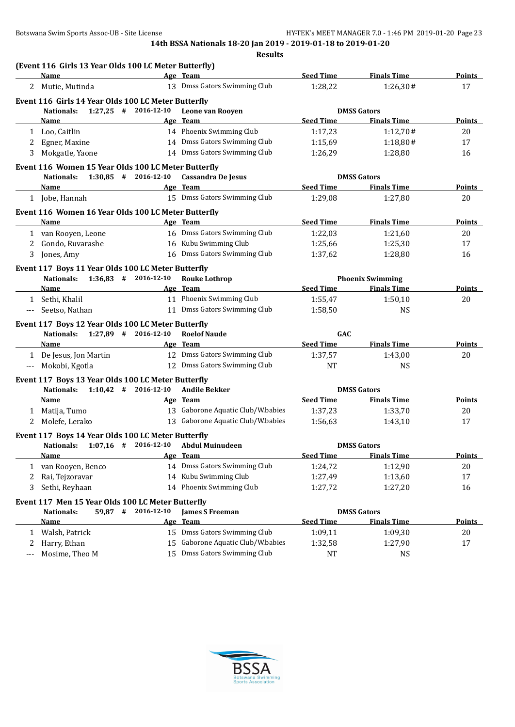**14th BSSA Nationals 18-20 Jan 2019 - 2019-01-18 to 2019-01-20**

**Results**

### (Event 116 Girls 13 Year Olds 100 LC Meter Butterfly)

| | Name | Age | Team | Seed Time | Finals Time | Points |
|---|---|---|---|---|---|---|
| 2 | Mutie, Mutinda | 13 | Dmss Gators Swimming Club | 1:28,22 | 1:26,30# | 17 |

### Event 116 Girls 14 Year Olds 100 LC Meter Butterfly

**Nationals: 1:27,25 # 2016-12-10 Leone van Rooyen DMSS Gators**

| | Name | Age | Team | Seed Time | Finals Time | Points |
|---|---|---|---|---|---|---|
| 1 | Loo, Caitlin | 14 | Phoenix Swimming Club | 1:17,23 | 1:12,70# | 20 |
| 2 | Egner, Maxine | 14 | Dmss Gators Swimming Club | 1:15,69 | 1:18,80# | 17 |
| 3 | Mokgatle, Yaone | 14 | Dmss Gators Swimming Club | 1:26,29 | 1:28,80 | 16 |

### Event 116 Women 15 Year Olds 100 LC Meter Butterfly

**Nationals: 1:30,85 # 2016-12-10 Cassandra De Jesus DMSS Gators**

| | Name | Age | Team | Seed Time | Finals Time | Points |
|---|---|---|---|---|---|---|
| 1 | Jobe, Hannah | 15 | Dmss Gators Swimming Club | 1:29,08 | 1:27,80 | 20 |

### Event 116 Women 16 Year Olds 100 LC Meter Butterfly

| | Name | Age | Team | Seed Time | Finals Time | Points |
|---|---|---|---|---|---|---|
| 1 | van Rooyen, Leone | 16 | Dmss Gators Swimming Club | 1:22,03 | 1:21,60 | 20 |
| 2 | Gondo, Ruvarashe | 16 | Kubu Swimming Club | 1:25,66 | 1:25,30 | 17 |
| 3 | Jones, Amy | 16 | Dmss Gators Swimming Club | 1:37,62 | 1:28,80 | 16 |

### Event 117 Boys 11 Year Olds 100 LC Meter Butterfly

**Nationals: 1:36,83 # 2016-12-10 Rouke Lothrop Phoenix Swimming**

| | Name | Age | Team | Seed Time | Finals Time | Points |
|---|---|---|---|---|---|---|
| 1 | Sethi, Khalil | 11 | Phoenix Swimming Club | 1:55,47 | 1:50,10 | 20 |
| --- | Seetso, Nathan | 11 | Dmss Gators Swimming Club | 1:58,50 | NS | |

### Event 117 Boys 12 Year Olds 100 LC Meter Butterfly

**Nationals: 1:27,89 # 2016-12-10 Roelof Naude GAC**

| | Name | Age | Team | Seed Time | Finals Time | Points |
|---|---|---|---|---|---|---|
| 1 | De Jesus, Jon Martin | 12 | Dmss Gators Swimming Club | 1:37,57 | 1:43,00 | 20 |
| --- | Mokobi, Kgotla | 12 | Dmss Gators Swimming Club | NT | NS | |

### Event 117 Boys 13 Year Olds 100 LC Meter Butterfly

**Nationals: 1:10,42 # 2016-12-10 Andile Bekker DMSS Gators**

| | Name | Age | Team | Seed Time | Finals Time | Points |
|---|---|---|---|---|---|---|
| 1 | Matija, Tumo | 13 | Gaborone Aquatic Club/W.babies | 1:37,23 | 1:33,70 | 20 |
| 2 | Molefe, Lerako | 13 | Gaborone Aquatic Club/W.babies | 1:56,63 | 1:43,10 | 17 |

### Event 117 Boys 14 Year Olds 100 LC Meter Butterfly

**Nationals: 1:07,16 # 2016-12-10 Abdul Muinudeen DMSS Gators**

| | Name | Age | Team | Seed Time | Finals Time | Points |
|---|---|---|---|---|---|---|
| 1 | van Rooyen, Benco | 14 | Dmss Gators Swimming Club | 1:24,72 | 1:12,90 | 20 |
| 2 | Rai, Tejzoravar | 14 | Kubu Swimming Club | 1:27,49 | 1:13,60 | 17 |
| 3 | Sethi, Reyhaan | 14 | Phoenix Swimming Club | 1:27,72 | 1:27,20 | 16 |

### Event 117 Men 15 Year Olds 100 LC Meter Butterfly

**Nationals: 59,87 # 2016-12-10 James S Freeman DMSS Gators**

| | Name | Age | Team | Seed Time | Finals Time | Points |
|---|---|---|---|---|---|---|
| 1 | Walsh, Patrick | 15 | Dmss Gators Swimming Club | 1:09,11 | 1:09,30 | 20 |
| 2 | Harry, Ethan | 15 | Gaborone Aquatic Club/W.babies | 1:32,58 | 1:27,90 | 17 |
| --- | Mosime, Theo M | 15 | Dmss Gators Swimming Club | NT | NS | |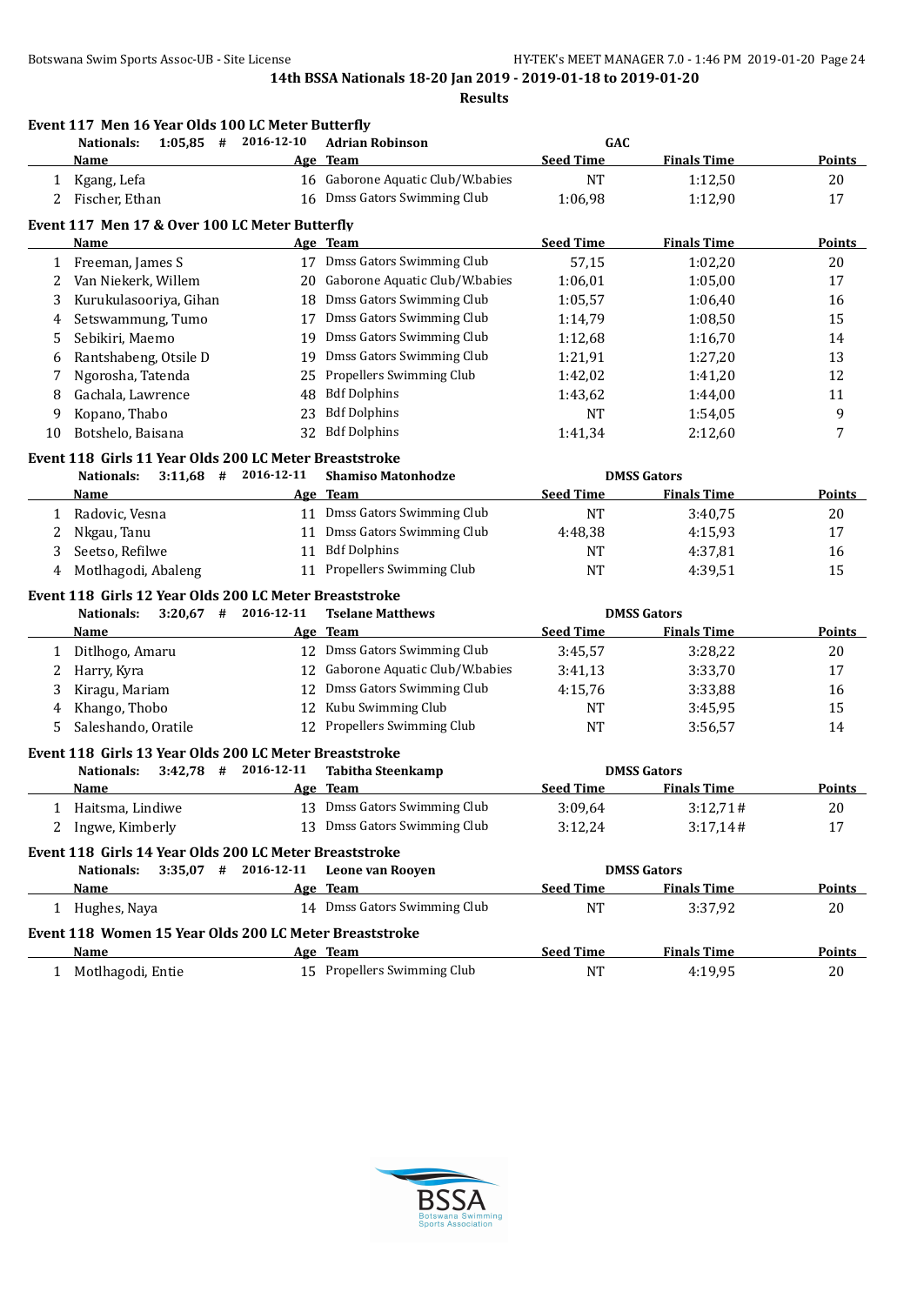14th BSSA Nationals 18-20 Jan 2019 - 2019-01-18 to 2019-01-20

**Results**

### Event 117 Men 16 Year Olds 100 LC Meter Butterfly

**Nationals:** 1:05,85 # 2016-12-10 **Adrian Robinson** GAC

| | Name | Age | Team | Seed Time | Finals Time | Points |
|---|---|---|---|---|---|---|
| 1 | Kgang, Lefa | 16 | Gaborone Aquatic Club/W.babies | NT | 1:12,50 | 20 |
| 2 | Fischer, Ethan | 16 | Dmss Gators Swimming Club | 1:06,98 | 1:12,90 | 17 |

### Event 117 Men 17 & Over 100 LC Meter Butterfly

| | Name | Age | Team | Seed Time | Finals Time | Points |
|---|---|---|---|---|---|---|
| 1 | Freeman, James S | 17 | Dmss Gators Swimming Club | 57,15 | 1:02,20 | 20 |
| 2 | Van Niekerk, Willem | 20 | Gaborone Aquatic Club/W.babies | 1:06,01 | 1:05,00 | 17 |
| 3 | Kurukulasooriya, Gihan | 18 | Dmss Gators Swimming Club | 1:05,57 | 1:06,40 | 16 |
| 4 | Setswammung, Tumo | 17 | Dmss Gators Swimming Club | 1:14,79 | 1:08,50 | 15 |
| 5 | Sebikiri, Maemo | 19 | Dmss Gators Swimming Club | 1:12,68 | 1:16,70 | 14 |
| 6 | Rantshabeng, Otsile D | 19 | Dmss Gators Swimming Club | 1:21,91 | 1:27,20 | 13 |
| 7 | Ngorosha, Tatenda | 25 | Propellers Swimming Club | 1:42,02 | 1:41,20 | 12 |
| 8 | Gachala, Lawrence | 48 | Bdf Dolphins | 1:43,62 | 1:44,00 | 11 |
| 9 | Kopano, Thabo | 23 | Bdf Dolphins | NT | 1:54,05 | 9 |
| 10 | Botshelo, Baisana | 32 | Bdf Dolphins | 1:41,34 | 2:12,60 | 7 |

### Event 118 Girls 11 Year Olds 200 LC Meter Breaststroke

**Nationals:** 3:11,68 # 2016-12-11 **Shamiso Matonhodze** DMSS Gators

| | Name | Age | Team | Seed Time | Finals Time | Points |
|---|---|---|---|---|---|---|
| 1 | Radovic, Vesna | 11 | Dmss Gators Swimming Club | NT | 3:40,75 | 20 |
| 2 | Nkgau, Tanu | 11 | Dmss Gators Swimming Club | 4:48,38 | 4:15,93 | 17 |
| 3 | Seetso, Refilwe | 11 | Bdf Dolphins | NT | 4:37,81 | 16 |
| 4 | Motlhagodi, Abaleng | 11 | Propellers Swimming Club | NT | 4:39,51 | 15 |

### Event 118 Girls 12 Year Olds 200 LC Meter Breaststroke

**Nationals:** 3:20,67 # 2016-12-11 **Tselane Matthews** DMSS Gators

| | Name | Age | Team | Seed Time | Finals Time | Points |
|---|---|---|---|---|---|---|
| 1 | Ditlhogo, Amaru | 12 | Dmss Gators Swimming Club | 3:45,57 | 3:28,22 | 20 |
| 2 | Harry, Kyra | 12 | Gaborone Aquatic Club/W.babies | 3:41,13 | 3:33,70 | 17 |
| 3 | Kiragu, Mariam | 12 | Dmss Gators Swimming Club | 4:15,76 | 3:33,88 | 16 |
| 4 | Khango, Thobo | 12 | Kubu Swimming Club | NT | 3:45,95 | 15 |
| 5 | Saleshando, Oratile | 12 | Propellers Swimming Club | NT | 3:56,57 | 14 |

### Event 118 Girls 13 Year Olds 200 LC Meter Breaststroke

**Nationals:** 3:42,78 # 2016-12-11 **Tabitha Steenkamp** DMSS Gators

| | Name | Age | Team | Seed Time | Finals Time | Points |
|---|---|---|---|---|---|---|
| 1 | Haitsma, Lindiwe | 13 | Dmss Gators Swimming Club | 3:09,64 | 3:12,71# | 20 |
| 2 | Ingwe, Kimberly | 13 | Dmss Gators Swimming Club | 3:12,24 | 3:17,14# | 17 |

### Event 118 Girls 14 Year Olds 200 LC Meter Breaststroke

**Nationals:** 3:35,07 # 2016-12-11 **Leone van Rooyen** DMSS Gators

| | Name | Age | Team | Seed Time | Finals Time | Points |
|---|---|---|---|---|---|---|
| 1 | Hughes, Naya | 14 | Dmss Gators Swimming Club | NT | 3:37,92 | 20 |

### Event 118 Women 15 Year Olds 200 LC Meter Breaststroke

| | Name | Age | Team | Seed Time | Finals Time | Points |
|---|---|---|---|---|---|---|
| 1 | Motlhagodi, Entie | 15 | Propellers Swimming Club | NT | 4:19,95 | 20 |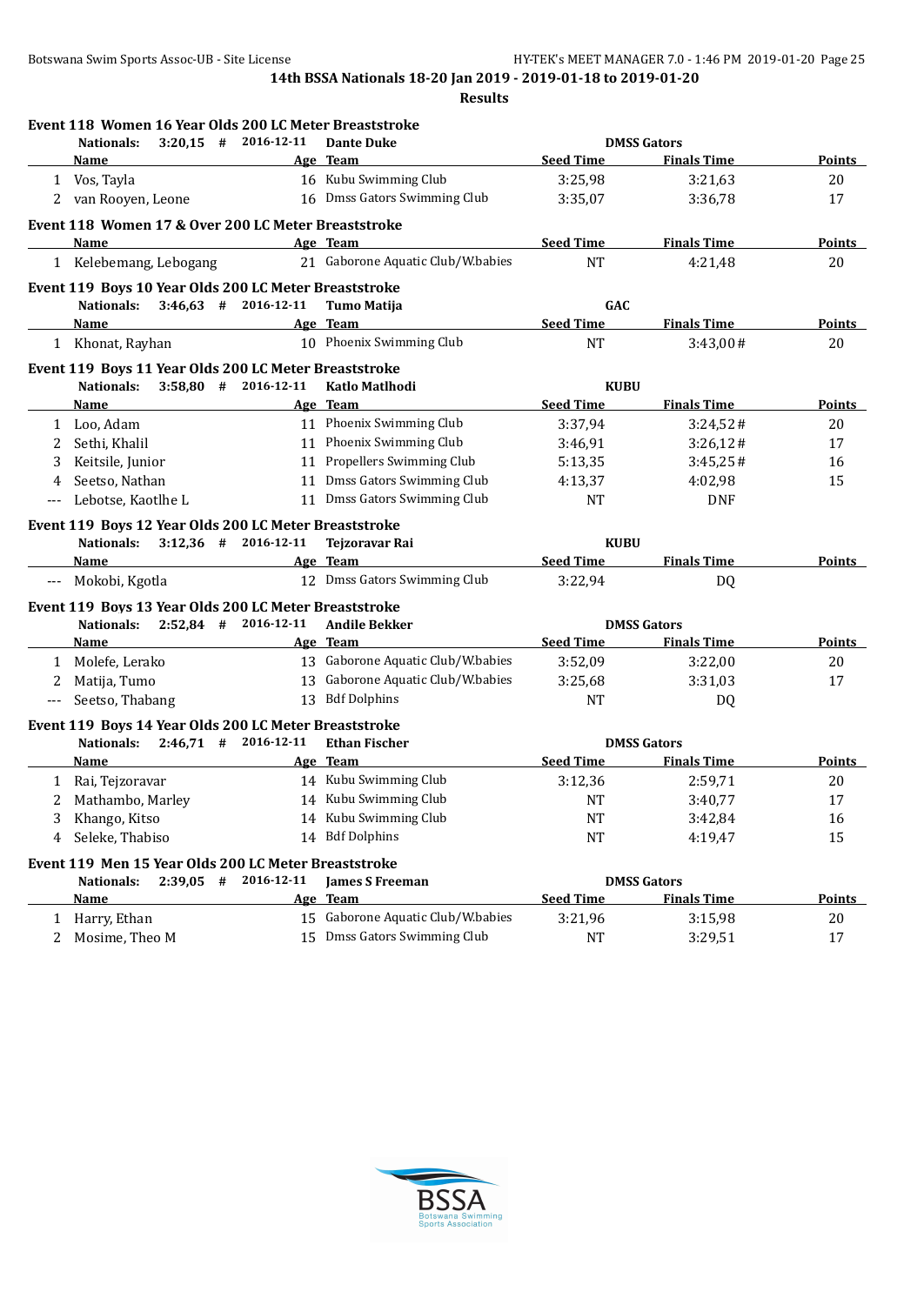**14th BSSA Nationals 18-20 Jan 2019 - 2019-01-18 to 2019-01-20**

**Results**

### Event 118 Women 16 Year Olds 200 LC Meter Breaststroke

**Nationals:** 3:20,15 # 2016-12-11 **Dante Duke** DMSS Gators

| | Name | Age | Team | Seed Time | Finals Time | Points |
|---|---|---|---|---|---|---|
| 1 | Vos, Tayla | 16 | Kubu Swimming Club | 3:25,98 | 3:21,63 | 20 |
| 2 | van Rooyen, Leone | 16 | Dmss Gators Swimming Club | 3:35,07 | 3:36,78 | 17 |

### Event 118 Women 17 & Over 200 LC Meter Breaststroke

| | Name | Age | Team | Seed Time | Finals Time | Points |
|---|---|---|---|---|---|---|
| 1 | Kelebemang, Lebogang | 21 | Gaborone Aquatic Club/W.babies | NT | 4:21,48 | 20 |

### Event 119 Boys 10 Year Olds 200 LC Meter Breaststroke

**Nationals:** 3:46,63 # 2016-12-11 **Tumo Matija** GAC

| | Name | Age | Team | Seed Time | Finals Time | Points |
|---|---|---|---|---|---|---|
| 1 | Khonat, Rayhan | 10 | Phoenix Swimming Club | NT | 3:43,00# | 20 |

### Event 119 Boys 11 Year Olds 200 LC Meter Breaststroke

**Nationals:** 3:58,80 # 2016-12-11 **Katlo Matlhodi** KUBU

| | Name | Age | Team | Seed Time | Finals Time | Points |
|---|---|---|---|---|---|---|
| 1 | Loo, Adam | 11 | Phoenix Swimming Club | 3:37,94 | 3:24,52# | 20 |
| 2 | Sethi, Khalil | 11 | Phoenix Swimming Club | 3:46,91 | 3:26,12# | 17 |
| 3 | Keitsile, Junior | 11 | Propellers Swimming Club | 5:13,35 | 3:45,25# | 16 |
| 4 | Seetso, Nathan | 11 | Dmss Gators Swimming Club | 4:13,37 | 4:02,98 | 15 |
| --- | Lebotse, Kaotlhe L | 11 | Dmss Gators Swimming Club | NT | DNF | |

### Event 119 Boys 12 Year Olds 200 LC Meter Breaststroke

**Nationals:** 3:12,36 # 2016-12-11 **Tejzoravar Rai** KUBU

| | Name | Age | Team | Seed Time | Finals Time | Points |
|---|---|---|---|---|---|---|
| --- | Mokobi, Kgotla | 12 | Dmss Gators Swimming Club | 3:22,94 | DQ | |

### Event 119 Boys 13 Year Olds 200 LC Meter Breaststroke

**Nationals:** 2:52,84 # 2016-12-11 **Andile Bekker** DMSS Gators

| | Name | Age | Team | Seed Time | Finals Time | Points |
|---|---|---|---|---|---|---|
| 1 | Molefe, Lerako | 13 | Gaborone Aquatic Club/W.babies | 3:52,09 | 3:22,00 | 20 |
| 2 | Matija, Tumo | 13 | Gaborone Aquatic Club/W.babies | 3:25,68 | 3:31,03 | 17 |
| --- | Seetso, Thabang | 13 | Bdf Dolphins | NT | DQ | |

### Event 119 Boys 14 Year Olds 200 LC Meter Breaststroke

**Nationals:** 2:46,71 # 2016-12-11 **Ethan Fischer** DMSS Gators

| | Name | Age | Team | Seed Time | Finals Time | Points |
|---|---|---|---|---|---|---|
| 1 | Rai, Tejzoravar | 14 | Kubu Swimming Club | 3:12,36 | 2:59,71 | 20 |
| 2 | Mathambo, Marley | 14 | Kubu Swimming Club | NT | 3:40,77 | 17 |
| 3 | Khango, Kitso | 14 | Kubu Swimming Club | NT | 3:42,84 | 16 |
| 4 | Seleke, Thabiso | 14 | Bdf Dolphins | NT | 4:19,47 | 15 |

### Event 119 Men 15 Year Olds 200 LC Meter Breaststroke

**Nationals:** 2:39,05 # 2016-12-11 **James S Freeman** DMSS Gators

| | Name | Age | Team | Seed Time | Finals Time | Points |
|---|---|---|---|---|---|---|
| 1 | Harry, Ethan | 15 | Gaborone Aquatic Club/W.babies | 3:21,96 | 3:15,98 | 20 |
| 2 | Mosime, Theo M | 15 | Dmss Gators Swimming Club | NT | 3:29,51 | 17 |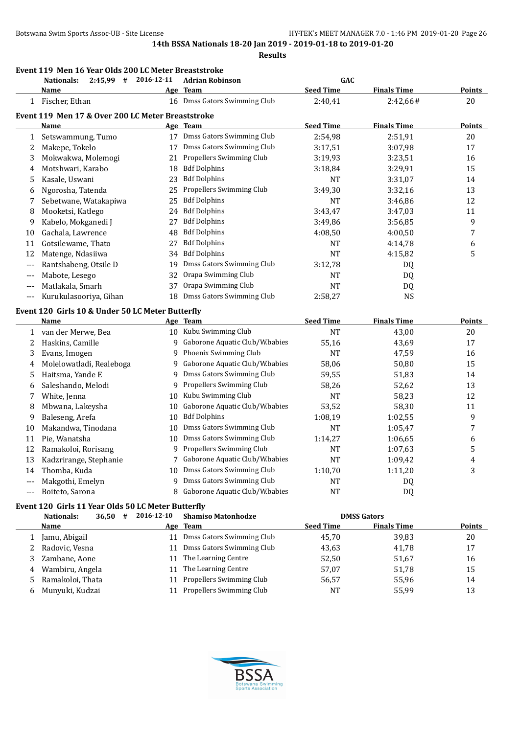**14th BSSA Nationals 18-20 Jan 2019 - 2019-01-18 to 2019-01-20**

**Results**

### Event 119 Men 16 Year Olds 200 LC Meter Breaststroke

Nationals: 2:45,99 # 2016-12-11 Adrian Robinson GAC

| | Name | Age | Team | Seed Time | Finals Time | Points |
|---|---|---|---|---|---|---|
| 1 | Fischer, Ethan | 16 | Dmss Gators Swimming Club | 2:40,41 | 2:42,66# | 20 |

### Event 119 Men 17 & Over 200 LC Meter Breaststroke

| | Name | Age | Team | Seed Time | Finals Time | Points |
|---|---|---|---|---|---|---|
| 1 | Setswammung, Tumo | 17 | Dmss Gators Swimming Club | 2:54,98 | 2:51,91 | 20 |
| 2 | Makepe, Tokelo | 17 | Dmss Gators Swimming Club | 3:17,51 | 3:07,98 | 17 |
| 3 | Mokwakwa, Molemogi | 21 | Propellers Swimming Club | 3:19,93 | 3:23,51 | 16 |
| 4 | Motshwari, Karabo | 18 | Bdf Dolphins | 3:18,84 | 3:29,91 | 15 |
| 5 | Kasale, Uswani | 23 | Bdf Dolphins | NT | 3:31,07 | 14 |
| 6 | Ngorosha, Tatenda | 25 | Propellers Swimming Club | 3:49,30 | 3:32,16 | 13 |
| 7 | Sebetwane, Watakapiwa | 25 | Bdf Dolphins | NT | 3:46,86 | 12 |
| 8 | Mooketsi, Katlego | 24 | Bdf Dolphins | 3:43,47 | 3:47,03 | 11 |
| 9 | Kabelo, Mokganedi J | 27 | Bdf Dolphins | 3:49,86 | 3:56,85 | 9 |
| 10 | Gachala, Lawrence | 48 | Bdf Dolphins | 4:08,50 | 4:00,50 | 7 |
| 11 | Gotsilewame, Thato | 27 | Bdf Dolphins | NT | 4:14,78 | 6 |
| 12 | Matenge, Ndasiiwa | 34 | Bdf Dolphins | NT | 4:15,82 | 5 |
| --- | Rantshabeng, Otsile D | 19 | Dmss Gators Swimming Club | 3:12,78 | DQ | |
| --- | Mabote, Lesego | 32 | Orapa Swimming Club | NT | DQ | |
| --- | Matlakala, Smarh | 37 | Orapa Swimming Club | NT | DQ | |
| --- | Kurukulasooriya, Gihan | 18 | Dmss Gators Swimming Club | 2:58,27 | NS | |

### Event 120 Girls 10 & Under 50 LC Meter Butterfly

| | Name | Age | Team | Seed Time | Finals Time | Points |
|---|---|---|---|---|---|---|
| 1 | van der Merwe, Bea | 10 | Kubu Swimming Club | NT | 43,00 | 20 |
| 2 | Haskins, Camille | 9 | Gaborone Aquatic Club/W.babies | 55,16 | 43,69 | 17 |
| 3 | Evans, Imogen | 9 | Phoenix Swimming Club | NT | 47,59 | 16 |
| 4 | Molelowatladi, Realeboga | 9 | Gaborone Aquatic Club/W.babies | 58,06 | 50,80 | 15 |
| 5 | Haitsma, Yande E | 9 | Dmss Gators Swimming Club | 59,55 | 51,83 | 14 |
| 6 | Saleshando, Melodi | 9 | Propellers Swimming Club | 58,26 | 52,62 | 13 |
| 7 | White, Jenna | 10 | Kubu Swimming Club | NT | 58,23 | 12 |
| 8 | Mbwana, Lakeysha | 10 | Gaborone Aquatic Club/W.babies | 53,52 | 58,30 | 11 |
| 9 | Baleseng, Arefa | 10 | Bdf Dolphins | 1:08,19 | 1:02,55 | 9 |
| 10 | Makandwa, Tinodana | 10 | Dmss Gators Swimming Club | NT | 1:05,47 | 7 |
| 11 | Pie, Wanatsha | 10 | Dmss Gators Swimming Club | 1:14,27 | 1:06,65 | 6 |
| 12 | Ramakoloi, Rorisang | 9 | Propellers Swimming Club | NT | 1:07,63 | 5 |
| 13 | Kadzrirange, Stephanie | 7 | Gaborone Aquatic Club/W.babies | NT | 1:09,42 | 4 |
| 14 | Thomba, Kuda | 10 | Dmss Gators Swimming Club | 1:10,70 | 1:11,20 | 3 |
| --- | Makgothi, Emelyn | 9 | Dmss Gators Swimming Club | NT | DQ | |
| --- | Boiteto, Sarona | 8 | Gaborone Aquatic Club/W.babies | NT | DQ | |

### Event 120 Girls 11 Year Olds 50 LC Meter Butterfly

Nationals: 36,50 # 2016-12-10 Shamiso Matonhodze DMSS Gators

| | Name | Age | Team | Seed Time | Finals Time | Points |
|---|---|---|---|---|---|---|
| 1 | Jamu, Abigail | 11 | Dmss Gators Swimming Club | 45,70 | 39,83 | 20 |
| 2 | Radovic, Vesna | 11 | Dmss Gators Swimming Club | 43,63 | 41,78 | 17 |
| 3 | Zambane, Aone | 11 | The Learning Centre | 52,50 | 51,67 | 16 |
| 4 | Wambiru, Angela | 11 | The Learning Centre | 57,07 | 51,78 | 15 |
| 5 | Ramakoloi, Thata | 11 | Propellers Swimming Club | 56,57 | 55,96 | 14 |
| 6 | Munyuki, Kudzai | 11 | Propellers Swimming Club | NT | 55,99 | 13 |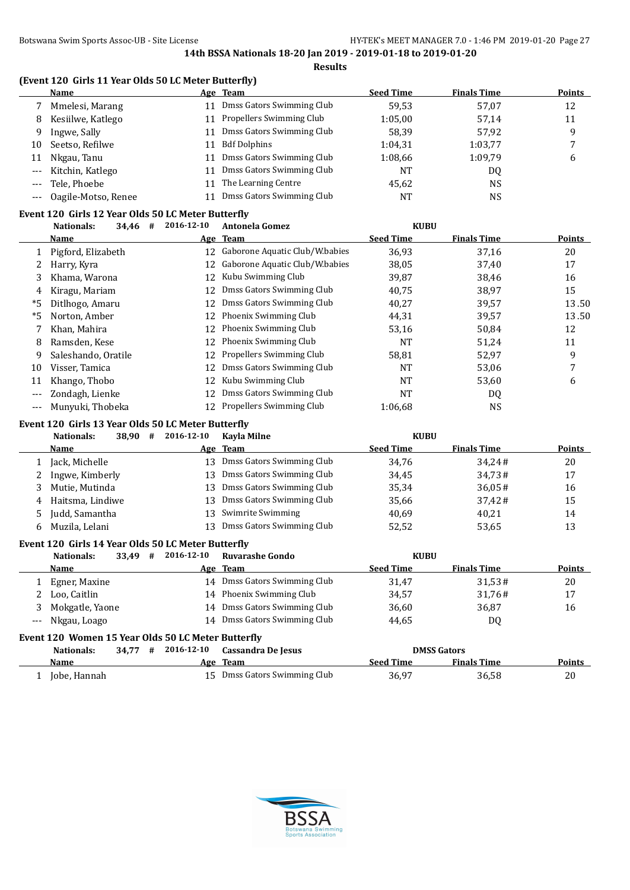## (Event 120 Girls 11 Year Olds 50 LC Meter Butterfly)

| | Name | Age | Team | Seed Time | Finals Time | Points |
|---|---|---|---|---|---|---|
| 7 | Mmelesi, Marang | 11 | Dmss Gators Swimming Club | 59,53 | 57,07 | 12 |
| 8 | Kesiilwe, Katlego | 11 | Propellers Swimming Club | 1:05,00 | 57,14 | 11 |
| 9 | Ingwe, Sally | 11 | Dmss Gators Swimming Club | 58,39 | 57,92 | 9 |
| 10 | Seetso, Refilwe | 11 | Bdf Dolphins | 1:04,31 | 1:03,77 | 7 |
| 11 | Nkgau, Tanu | 11 | Dmss Gators Swimming Club | 1:08,66 | 1:09,79 | 6 |
| --- | Kitchin, Katlego | 11 | Dmss Gators Swimming Club | NT | DQ | |
| --- | Tele, Phoebe | 11 | The Learning Centre | 45,62 | NS | |
| --- | Oagile-Motso, Renee | 11 | Dmss Gators Swimming Club | NT | NS | |

## Event 120 Girls 12 Year Olds 50 LC Meter Butterfly

**Nationals:** 34,46 # 2016-12-10 Antonela Gomez KUBU

| | Name | Age | Team | Seed Time | Finals Time | Points |
|---|---|---|---|---|---|---|
| 1 | Pigford, Elizabeth | 12 | Gaborone Aquatic Club/W.babies | 36,93 | 37,16 | 20 |
| 2 | Harry, Kyra | 12 | Gaborone Aquatic Club/W.babies | 38,05 | 37,40 | 17 |
| 3 | Khama, Warona | 12 | Kubu Swimming Club | 39,87 | 38,46 | 16 |
| 4 | Kiragu, Mariam | 12 | Dmss Gators Swimming Club | 40,75 | 38,97 | 15 |
| *5 | Ditlhogo, Amaru | 12 | Dmss Gators Swimming Club | 40,27 | 39,57 | 13.50 |
| *5 | Norton, Amber | 12 | Phoenix Swimming Club | 44,31 | 39,57 | 13.50 |
| 7 | Khan, Mahira | 12 | Phoenix Swimming Club | 53,16 | 50,84 | 12 |
| 8 | Ramsden, Kese | 12 | Phoenix Swimming Club | NT | 51,24 | 11 |
| 9 | Saleshando, Oratile | 12 | Propellers Swimming Club | 58,81 | 52,97 | 9 |
| 10 | Visser, Tamica | 12 | Dmss Gators Swimming Club | NT | 53,06 | 7 |
| 11 | Khango, Thobo | 12 | Kubu Swimming Club | NT | 53,60 | 6 |
| --- | Zondagh, Lienke | 12 | Dmss Gators Swimming Club | NT | DQ | |
| --- | Munyuki, Thobeka | 12 | Propellers Swimming Club | 1:06,68 | NS | |

## Event 120 Girls 13 Year Olds 50 LC Meter Butterfly

**Nationals:** 38,90 # 2016-12-10 Kayla Milne KUBU

| | Name | Age | Team | Seed Time | Finals Time | Points |
|---|---|---|---|---|---|---|
| 1 | Jack, Michelle | 13 | Dmss Gators Swimming Club | 34,76 | 34,24# | 20 |
| 2 | Ingwe, Kimberly | 13 | Dmss Gators Swimming Club | 34,45 | 34,73# | 17 |
| 3 | Mutie, Mutinda | 13 | Dmss Gators Swimming Club | 35,34 | 36,05# | 16 |
| 4 | Haitsma, Lindiwe | 13 | Dmss Gators Swimming Club | 35,66 | 37,42# | 15 |
| 5 | Judd, Samantha | 13 | Swimrite Swimming | 40,69 | 40,21 | 14 |
| 6 | Muzila, Lelani | 13 | Dmss Gators Swimming Club | 52,52 | 53,65 | 13 |

## Event 120 Girls 14 Year Olds 50 LC Meter Butterfly

**Nationals:** 33,49 # 2016-12-10 Ruvarashe Gondo KUBU

| | Name | Age | Team | Seed Time | Finals Time | Points |
|---|---|---|---|---|---|---|
| 1 | Egner, Maxine | 14 | Dmss Gators Swimming Club | 31,47 | 31,53# | 20 |
| 2 | Loo, Caitlin | 14 | Phoenix Swimming Club | 34,57 | 31,76# | 17 |
| 3 | Mokgatle, Yaone | 14 | Dmss Gators Swimming Club | 36,60 | 36,87 | 16 |
| --- | Nkgau, Loago | 14 | Dmss Gators Swimming Club | 44,65 | DQ | |

## Event 120 Women 15 Year Olds 50 LC Meter Butterfly

**Nationals:** 34,77 # 2016-12-10 Cassandra De Jesus DMSS Gators

| | Name | Age | Team | Seed Time | Finals Time | Points |
|---|---|---|---|---|---|---|
| 1 | Jobe, Hannah | 15 | Dmss Gators Swimming Club | 36,97 | 36,58 | 20 |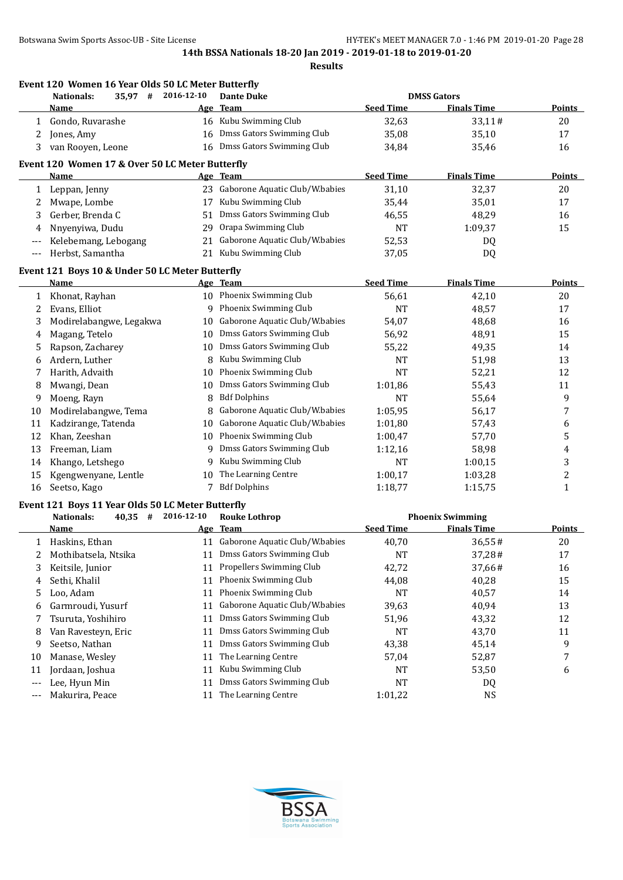**14th BSSA Nationals 18-20 Jan 2019 - 2019-01-18 to 2019-01-20**

**Results**

### Event 120 Women 16 Year Olds 50 LC Meter Butterfly

Nationals: 35,97 # 2016-12-10 Dante Duke DMSS Gators

| | Name | Age | Team | Seed Time | Finals Time | Points |
|---|---|---|---|---|---|---|
| 1 | Gondo, Ruvarashe | 16 | Kubu Swimming Club | 32,63 | 33,11# | 20 |
| 2 | Jones, Amy | 16 | Dmss Gators Swimming Club | 35,08 | 35,10 | 17 |
| 3 | van Rooyen, Leone | 16 | Dmss Gators Swimming Club | 34,84 | 35,46 | 16 |

### Event 120 Women 17 & Over 50 LC Meter Butterfly

| | Name | Age | Team | Seed Time | Finals Time | Points |
|---|---|---|---|---|---|---|
| 1 | Leppan, Jenny | 23 | Gaborone Aquatic Club/W.babies | 31,10 | 32,37 | 20 |
| 2 | Mwape, Lombe | 17 | Kubu Swimming Club | 35,44 | 35,01 | 17 |
| 3 | Gerber, Brenda C | 51 | Dmss Gators Swimming Club | 46,55 | 48,29 | 16 |
| 4 | Nnyenyiwa, Dudu | 29 | Orapa Swimming Club | NT | 1:09,37 | 15 |
| --- | Kelebemang, Lebogang | 21 | Gaborone Aquatic Club/W.babies | 52,53 | DQ | |
| --- | Herbst, Samantha | 21 | Kubu Swimming Club | 37,05 | DQ | |

### Event 121 Boys 10 & Under 50 LC Meter Butterfly

| | Name | Age | Team | Seed Time | Finals Time | Points |
|---|---|---|---|---|---|---|
| 1 | Khonat, Rayhan | 10 | Phoenix Swimming Club | 56,61 | 42,10 | 20 |
| 2 | Evans, Elliot | 9 | Phoenix Swimming Club | NT | 48,57 | 17 |
| 3 | Modirelabangwe, Legakwa | 10 | Gaborone Aquatic Club/W.babies | 54,07 | 48,68 | 16 |
| 4 | Magang, Tetelo | 10 | Dmss Gators Swimming Club | 56,92 | 48,91 | 15 |
| 5 | Rapson, Zacharey | 10 | Dmss Gators Swimming Club | 55,22 | 49,35 | 14 |
| 6 | Ardern, Luther | 8 | Kubu Swimming Club | NT | 51,98 | 13 |
| 7 | Harith, Advaith | 10 | Phoenix Swimming Club | NT | 52,21 | 12 |
| 8 | Mwangi, Dean | 10 | Dmss Gators Swimming Club | 1:01,86 | 55,43 | 11 |
| 9 | Moeng, Rayn | 8 | Bdf Dolphins | NT | 55,64 | 9 |
| 10 | Modirelabangwe, Tema | 8 | Gaborone Aquatic Club/W.babies | 1:05,95 | 56,17 | 7 |
| 11 | Kadzirange, Tatenda | 10 | Gaborone Aquatic Club/W.babies | 1:01,80 | 57,43 | 6 |
| 12 | Khan, Zeeshan | 10 | Phoenix Swimming Club | 1:00,47 | 57,70 | 5 |
| 13 | Freeman, Liam | 9 | Dmss Gators Swimming Club | 1:12,16 | 58,98 | 4 |
| 14 | Khango, Letshego | 9 | Kubu Swimming Club | NT | 1:00,15 | 3 |
| 15 | Kgengwenyane, Lentle | 10 | The Learning Centre | 1:00,17 | 1:03,28 | 2 |
| 16 | Seetso, Kago | 7 | Bdf Dolphins | 1:18,77 | 1:15,75 | 1 |

### Event 121 Boys 11 Year Olds 50 LC Meter Butterfly

Nationals: 40,35 # 2016-12-10 Rouke Lothrop Phoenix Swimming

| | Name | Age | Team | Seed Time | Finals Time | Points |
|---|---|---|---|---|---|---|
| 1 | Haskins, Ethan | 11 | Gaborone Aquatic Club/W.babies | 40,70 | 36,55# | 20 |
| 2 | Mothibatsela, Ntsika | 11 | Dmss Gators Swimming Club | NT | 37,28# | 17 |
| 3 | Keitsile, Junior | 11 | Propellers Swimming Club | 42,72 | 37,66# | 16 |
| 4 | Sethi, Khalil | 11 | Phoenix Swimming Club | 44,08 | 40,28 | 15 |
| 5 | Loo, Adam | 11 | Phoenix Swimming Club | NT | 40,57 | 14 |
| 6 | Garmroudi, Yusurf | 11 | Gaborone Aquatic Club/W.babies | 39,63 | 40,94 | 13 |
| 7 | Tsuruta, Yoshihiro | 11 | Dmss Gators Swimming Club | 51,96 | 43,32 | 12 |
| 8 | Van Ravesteyn, Eric | 11 | Dmss Gators Swimming Club | NT | 43,70 | 11 |
| 9 | Seetso, Nathan | 11 | Dmss Gators Swimming Club | 43,38 | 45,14 | 9 |
| 10 | Manase, Wesley | 11 | The Learning Centre | 57,04 | 52,87 | 7 |
| 11 | Jordaan, Joshua | 11 | Kubu Swimming Club | NT | 53,50 | 6 |
| --- | Lee, Hyun Min | 11 | Dmss Gators Swimming Club | NT | DQ | |
| --- | Makurira, Peace | 11 | The Learning Centre | 1:01,22 | NS | |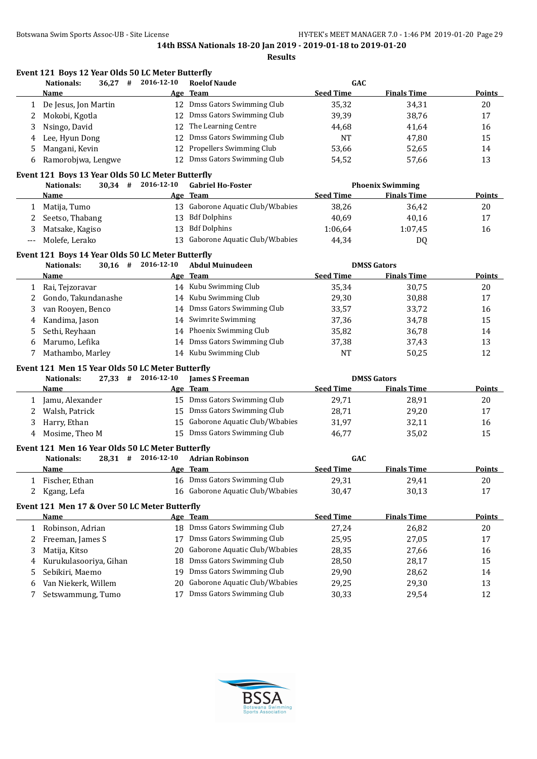**14th BSSA Nationals 18-20 Jan 2019 - 2019-01-18 to 2019-01-20**

**Results**

### Event 121 Boys 12 Year Olds 50 LC Meter Butterfly

Nationals: 36,27 # 2016-12-10 Roelof Naude GAC

| | Name | Age | Team | Seed Time | Finals Time | Points |
|---|---|---|---|---|---|---|
| 1 | De Jesus, Jon Martin | 12 | Dmss Gators Swimming Club | 35,32 | 34,31 | 20 |
| 2 | Mokobi, Kgotla | 12 | Dmss Gators Swimming Club | 39,39 | 38,76 | 17 |
| 3 | Nsingo, David | 12 | The Learning Centre | 44,68 | 41,64 | 16 |
| 4 | Lee, Hyun Dong | 12 | Dmss Gators Swimming Club | NT | 47,80 | 15 |
| 5 | Mangani, Kevin | 12 | Propellers Swimming Club | 53,66 | 52,65 | 14 |
| 6 | Ramorobjwa, Lengwe | 12 | Dmss Gators Swimming Club | 54,52 | 57,66 | 13 |

### Event 121 Boys 13 Year Olds 50 LC Meter Butterfly

Nationals: 30,34 # 2016-12-10 Gabriel Ho-Foster Phoenix Swimming

| | Name | Age | Team | Seed Time | Finals Time | Points |
|---|---|---|---|---|---|---|
| 1 | Matija, Tumo | 13 | Gaborone Aquatic Club/W.babies | 38,26 | 36,42 | 20 |
| 2 | Seetso, Thabang | 13 | Bdf Dolphins | 40,69 | 40,16 | 17 |
| 3 | Matsake, Kagiso | 13 | Bdf Dolphins | 1:06,64 | 1:07,45 | 16 |
| --- | Molefe, Lerako | 13 | Gaborone Aquatic Club/W.babies | 44,34 | DQ | |

### Event 121 Boys 14 Year Olds 50 LC Meter Butterfly

Nationals: 30,16 # 2016-12-10 Abdul Muinudeen DMSS Gators

| | Name | Age | Team | Seed Time | Finals Time | Points |
|---|---|---|---|---|---|---|
| 1 | Rai, Tejzoravar | 14 | Kubu Swimming Club | 35,34 | 30,75 | 20 |
| 2 | Gondo, Takundanashe | 14 | Kubu Swimming Club | 29,30 | 30,88 | 17 |
| 3 | van Rooyen, Benco | 14 | Dmss Gators Swimming Club | 33,57 | 33,72 | 16 |
| 4 | Kandima, Jason | 14 | Swimrite Swimming | 37,36 | 34,78 | 15 |
| 5 | Sethi, Reyhaan | 14 | Phoenix Swimming Club | 35,82 | 36,78 | 14 |
| 6 | Marumo, Lefika | 14 | Dmss Gators Swimming Club | 37,38 | 37,43 | 13 |
| 7 | Mathambo, Marley | 14 | Kubu Swimming Club | NT | 50,25 | 12 |

### Event 121 Men 15 Year Olds 50 LC Meter Butterfly

Nationals: 27,33 # 2016-12-10 James S Freeman DMSS Gators

| | Name | Age | Team | Seed Time | Finals Time | Points |
|---|---|---|---|---|---|---|
| 1 | Jamu, Alexander | 15 | Dmss Gators Swimming Club | 29,71 | 28,91 | 20 |
| 2 | Walsh, Patrick | 15 | Dmss Gators Swimming Club | 28,71 | 29,20 | 17 |
| 3 | Harry, Ethan | 15 | Gaborone Aquatic Club/W.babies | 31,97 | 32,11 | 16 |
| 4 | Mosime, Theo M | 15 | Dmss Gators Swimming Club | 46,77 | 35,02 | 15 |

### Event 121 Men 16 Year Olds 50 LC Meter Butterfly

Nationals: 28,31 # 2016-12-10 Adrian Robinson GAC

| | Name | Age | Team | Seed Time | Finals Time | Points |
|---|---|---|---|---|---|---|
| 1 | Fischer, Ethan | 16 | Dmss Gators Swimming Club | 29,31 | 29,41 | 20 |
| 2 | Kgang, Lefa | 16 | Gaborone Aquatic Club/W.babies | 30,47 | 30,13 | 17 |

### Event 121 Men 17 & Over 50 LC Meter Butterfly

| | Name | Age | Team | Seed Time | Finals Time | Points |
|---|---|---|---|---|---|---|
| 1 | Robinson, Adrian | 18 | Dmss Gators Swimming Club | 27,24 | 26,82 | 20 |
| 2 | Freeman, James S | 17 | Dmss Gators Swimming Club | 25,95 | 27,05 | 17 |
| 3 | Matija, Kitso | 20 | Gaborone Aquatic Club/W.babies | 28,35 | 27,66 | 16 |
| 4 | Kurukulasooriya, Gihan | 18 | Dmss Gators Swimming Club | 28,50 | 28,17 | 15 |
| 5 | Sebikiri, Maemo | 19 | Dmss Gators Swimming Club | 29,90 | 28,62 | 14 |
| 6 | Van Niekerk, Willem | 20 | Gaborone Aquatic Club/W.babies | 29,25 | 29,30 | 13 |
| 7 | Setswammung, Tumo | 17 | Dmss Gators Swimming Club | 30,33 | 29,54 | 12 |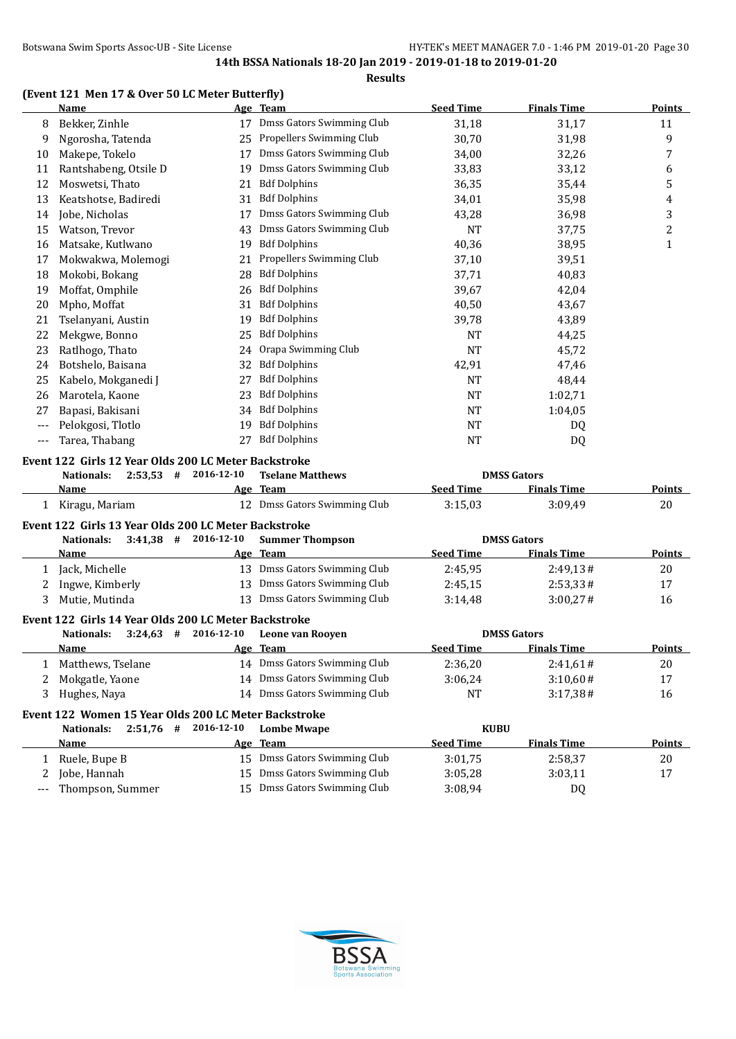**14th BSSA Nationals 18-20 Jan 2019 - 2019-01-18 to 2019-01-20**

**Results**

### (Event 121 Men 17 & Over 50 LC Meter Butterfly)

| | Name | Age | Team | Seed Time | Finals Time | Points |
|---|---|---|---|---|---|---|
| 8 | Bekker, Zinhle | 17 | Dmss Gators Swimming Club | 31,18 | 31,17 | 11 |
| 9 | Ngorosha, Tatenda | 25 | Propellers Swimming Club | 30,70 | 31,98 | 9 |
| 10 | Makepe, Tokelo | 17 | Dmss Gators Swimming Club | 34,00 | 32,26 | 7 |
| 11 | Rantshabeng, Otsile D | 19 | Dmss Gators Swimming Club | 33,83 | 33,12 | 6 |
| 12 | Moswetsi, Thato | 21 | Bdf Dolphins | 36,35 | 35,44 | 5 |
| 13 | Keatshotse, Badiredi | 31 | Bdf Dolphins | 34,01 | 35,98 | 4 |
| 14 | Jobe, Nicholas | 17 | Dmss Gators Swimming Club | 43,28 | 36,98 | 3 |
| 15 | Watson, Trevor | 43 | Dmss Gators Swimming Club | NT | 37,75 | 2 |
| 16 | Matsake, Kutlwano | 19 | Bdf Dolphins | 40,36 | 38,95 | 1 |
| 17 | Mokwakwa, Molemogi | 21 | Propellers Swimming Club | 37,10 | 39,51 | |
| 18 | Mokobi, Bokang | 28 | Bdf Dolphins | 37,71 | 40,83 | |
| 19 | Moffat, Omphile | 26 | Bdf Dolphins | 39,67 | 42,04 | |
| 20 | Mpho, Moffat | 31 | Bdf Dolphins | 40,50 | 43,67 | |
| 21 | Tselanyani, Austin | 19 | Bdf Dolphins | 39,78 | 43,89 | |
| 22 | Mekgwe, Bonno | 25 | Bdf Dolphins | NT | 44,25 | |
| 23 | Ratlhogo, Thato | 24 | Orapa Swimming Club | NT | 45,72 | |
| 24 | Botshelo, Baisana | 32 | Bdf Dolphins | 42,91 | 47,46 | |
| 25 | Kabelo, Mokganedi J | 27 | Bdf Dolphins | NT | 48,44 | |
| 26 | Marotela, Kaone | 23 | Bdf Dolphins | NT | 1:02,71 | |
| 27 | Bapasi, Bakisani | 34 | Bdf Dolphins | NT | 1:04,05 | |
| --- | Pelokgosi, Tlotlo | 19 | Bdf Dolphins | NT | DQ | |
| --- | Tarea, Thabang | 27 | Bdf Dolphins | NT | DQ | |

### Event 122 Girls 12 Year Olds 200 LC Meter Backstroke

**Nationals:** 2:53,53 # 2016-12-10 Tselane Matthews — DMSS Gators

| | Name | Age | Team | Seed Time | Finals Time | Points |
|---|---|---|---|---|---|---|
| 1 | Kiragu, Mariam | 12 | Dmss Gators Swimming Club | 3:15,03 | 3:09,49 | 20 |

### Event 122 Girls 13 Year Olds 200 LC Meter Backstroke

**Nationals:** 3:41,38 # 2016-12-10 Summer Thompson — DMSS Gators

| | Name | Age | Team | Seed Time | Finals Time | Points |
|---|---|---|---|---|---|---|
| 1 | Jack, Michelle | 13 | Dmss Gators Swimming Club | 2:45,95 | 2:49,13# | 20 |
| 2 | Ingwe, Kimberly | 13 | Dmss Gators Swimming Club | 2:45,15 | 2:53,33# | 17 |
| 3 | Mutie, Mutinda | 13 | Dmss Gators Swimming Club | 3:14,48 | 3:00,27# | 16 |

### Event 122 Girls 14 Year Olds 200 LC Meter Backstroke

**Nationals:** 3:24,63 # 2016-12-10 Leone van Rooyen — DMSS Gators

| | Name | Age | Team | Seed Time | Finals Time | Points |
|---|---|---|---|---|---|---|
| 1 | Matthews, Tselane | 14 | Dmss Gators Swimming Club | 2:36,20 | 2:41,61# | 20 |
| 2 | Mokgatle, Yaone | 14 | Dmss Gators Swimming Club | 3:06,24 | 3:10,60# | 17 |
| 3 | Hughes, Naya | 14 | Dmss Gators Swimming Club | NT | 3:17,38# | 16 |

### Event 122 Women 15 Year Olds 200 LC Meter Backstroke

**Nationals:** 2:51,76 # 2016-12-10 Lombe Mwape — KUBU

| | Name | Age | Team | Seed Time | Finals Time | Points |
|---|---|---|---|---|---|---|
| 1 | Ruele, Bupe B | 15 | Dmss Gators Swimming Club | 3:01,75 | 2:58,37 | 20 |
| 2 | Jobe, Hannah | 15 | Dmss Gators Swimming Club | 3:05,28 | 3:03,11 | 17 |
| --- | Thompson, Summer | 15 | Dmss Gators Swimming Club | 3:08,94 | DQ | |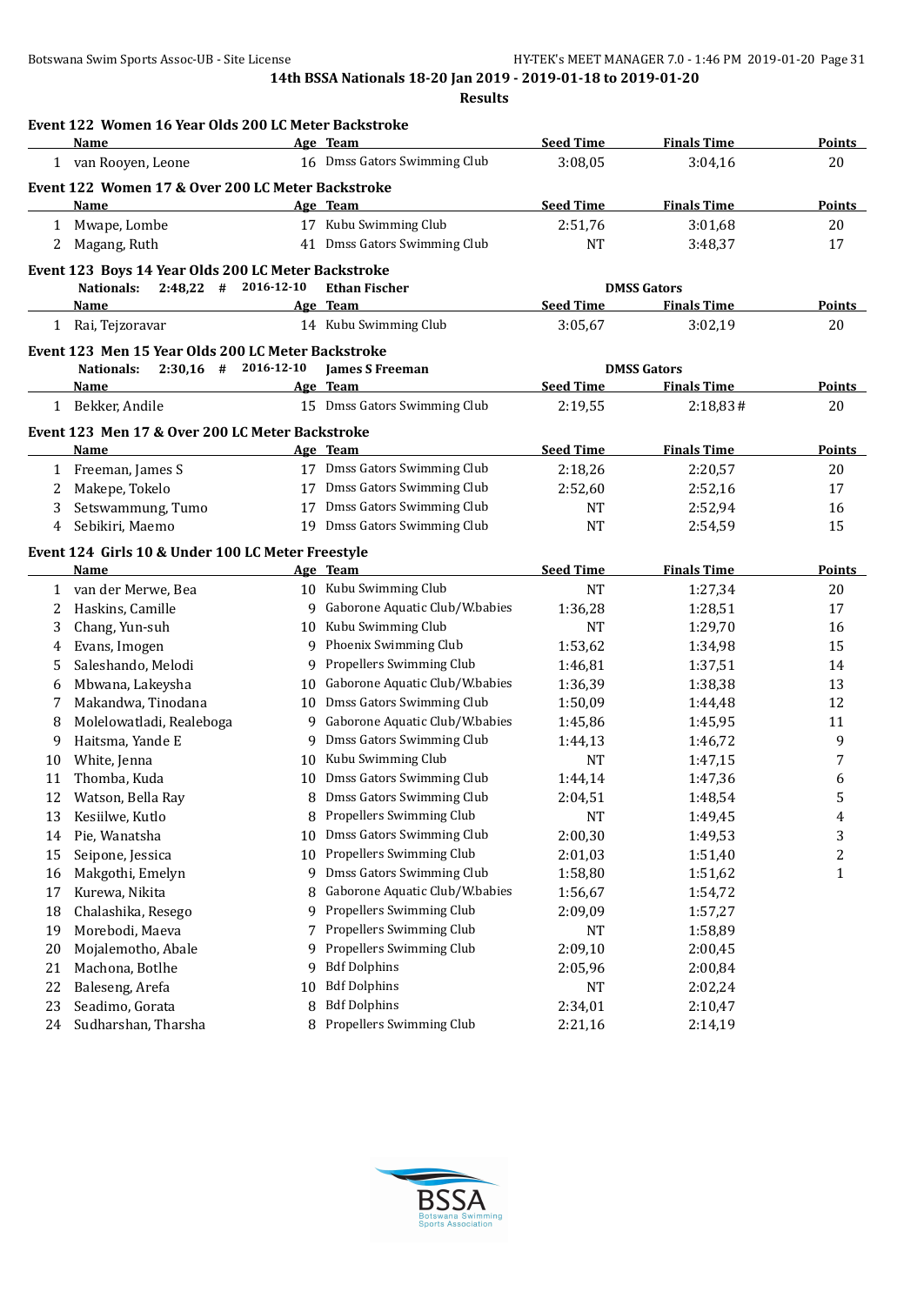**14th BSSA Nationals 18-20 Jan 2019 - 2019-01-18 to 2019-01-20**

**Results**

### Event 122 Women 16 Year Olds 200 LC Meter Backstroke

| | Name | Age | Team | Seed Time | Finals Time | Points |
|---|---|---|---|---|---|---|
| 1 | van Rooyen, Leone | 16 | Dmss Gators Swimming Club | 3:08,05 | 3:04,16 | 20 |

### Event 122 Women 17 & Over 200 LC Meter Backstroke

| | Name | Age | Team | Seed Time | Finals Time | Points |
|---|---|---|---|---|---|---|
| 1 | Mwape, Lombe | 17 | Kubu Swimming Club | 2:51,76 | 3:01,68 | 20 |
| 2 | Magang, Ruth | 41 | Dmss Gators Swimming Club | NT | 3:48,37 | 17 |

### Event 123 Boys 14 Year Olds 200 LC Meter Backstroke

**Nationals: 2:48,22 # 2016-12-10 Ethan Fischer DMSS Gators**

| | Name | Age | Team | Seed Time | Finals Time | Points |
|---|---|---|---|---|---|---|
| 1 | Rai, Tejzoravar | 14 | Kubu Swimming Club | 3:05,67 | 3:02,19 | 20 |

### Event 123 Men 15 Year Olds 200 LC Meter Backstroke

**Nationals: 2:30,16 # 2016-12-10 James S Freeman DMSS Gators**

| | Name | Age | Team | Seed Time | Finals Time | Points |
|---|---|---|---|---|---|---|
| 1 | Bekker, Andile | 15 | Dmss Gators Swimming Club | 2:19,55 | 2:18,83# | 20 |

### Event 123 Men 17 & Over 200 LC Meter Backstroke

| | Name | Age | Team | Seed Time | Finals Time | Points |
|---|---|---|---|---|---|---|
| 1 | Freeman, James S | 17 | Dmss Gators Swimming Club | 2:18,26 | 2:20,57 | 20 |
| 2 | Makepe, Tokelo | 17 | Dmss Gators Swimming Club | 2:52,60 | 2:52,16 | 17 |
| 3 | Setswammung, Tumo | 17 | Dmss Gators Swimming Club | NT | 2:52,94 | 16 |
| 4 | Sebikiri, Maemo | 19 | Dmss Gators Swimming Club | NT | 2:54,59 | 15 |

### Event 124 Girls 10 & Under 100 LC Meter Freestyle

| | Name | Age | Team | Seed Time | Finals Time | Points |
|---|---|---|---|---|---|---|
| 1 | van der Merwe, Bea | 10 | Kubu Swimming Club | NT | 1:27,34 | 20 |
| 2 | Haskins, Camille | 9 | Gaborone Aquatic Club/W.babies | 1:36,28 | 1:28,51 | 17 |
| 3 | Chang, Yun-suh | 10 | Kubu Swimming Club | NT | 1:29,70 | 16 |
| 4 | Evans, Imogen | 9 | Phoenix Swimming Club | 1:53,62 | 1:34,98 | 15 |
| 5 | Saleshando, Melodi | 9 | Propellers Swimming Club | 1:46,81 | 1:37,51 | 14 |
| 6 | Mbwana, Lakeysha | 10 | Gaborone Aquatic Club/W.babies | 1:36,39 | 1:38,38 | 13 |
| 7 | Makandwa, Tinodana | 10 | Dmss Gators Swimming Club | 1:50,09 | 1:44,48 | 12 |
| 8 | Molelowatladi, Realeboga | 9 | Gaborone Aquatic Club/W.babies | 1:45,86 | 1:45,95 | 11 |
| 9 | Haitsma, Yande E | 9 | Dmss Gators Swimming Club | 1:44,13 | 1:46,72 | 9 |
| 10 | White, Jenna | 10 | Kubu Swimming Club | NT | 1:47,15 | 7 |
| 11 | Thomba, Kuda | 10 | Dmss Gators Swimming Club | 1:44,14 | 1:47,36 | 6 |
| 12 | Watson, Bella Ray | 8 | Dmss Gators Swimming Club | 2:04,51 | 1:48,54 | 5 |
| 13 | Kesiilwe, Kutlo | 8 | Propellers Swimming Club | NT | 1:49,45 | 4 |
| 14 | Pie, Wanatsha | 10 | Dmss Gators Swimming Club | 2:00,30 | 1:49,53 | 3 |
| 15 | Seipone, Jessica | 10 | Propellers Swimming Club | 2:01,03 | 1:51,40 | 2 |
| 16 | Makgothi, Emelyn | 9 | Dmss Gators Swimming Club | 1:58,80 | 1:51,62 | 1 |
| 17 | Kurewa, Nikita | 8 | Gaborone Aquatic Club/W.babies | 1:56,67 | 1:54,72 | |
| 18 | Chalashika, Resego | 9 | Propellers Swimming Club | 2:09,09 | 1:57,27 | |
| 19 | Morebodi, Maeva | 7 | Propellers Swimming Club | NT | 1:58,89 | |
| 20 | Mojalemotho, Abale | 9 | Propellers Swimming Club | 2:09,10 | 2:00,45 | |
| 21 | Machona, Botlhe | 9 | Bdf Dolphins | 2:05,96 | 2:00,84 | |
| 22 | Baleseng, Arefa | 10 | Bdf Dolphins | NT | 2:02,24 | |
| 23 | Seadimo, Gorata | 8 | Bdf Dolphins | 2:34,01 | 2:10,47 | |
| 24 | Sudharshan, Tharsha | 8 | Propellers Swimming Club | 2:21,16 | 2:14,19 | |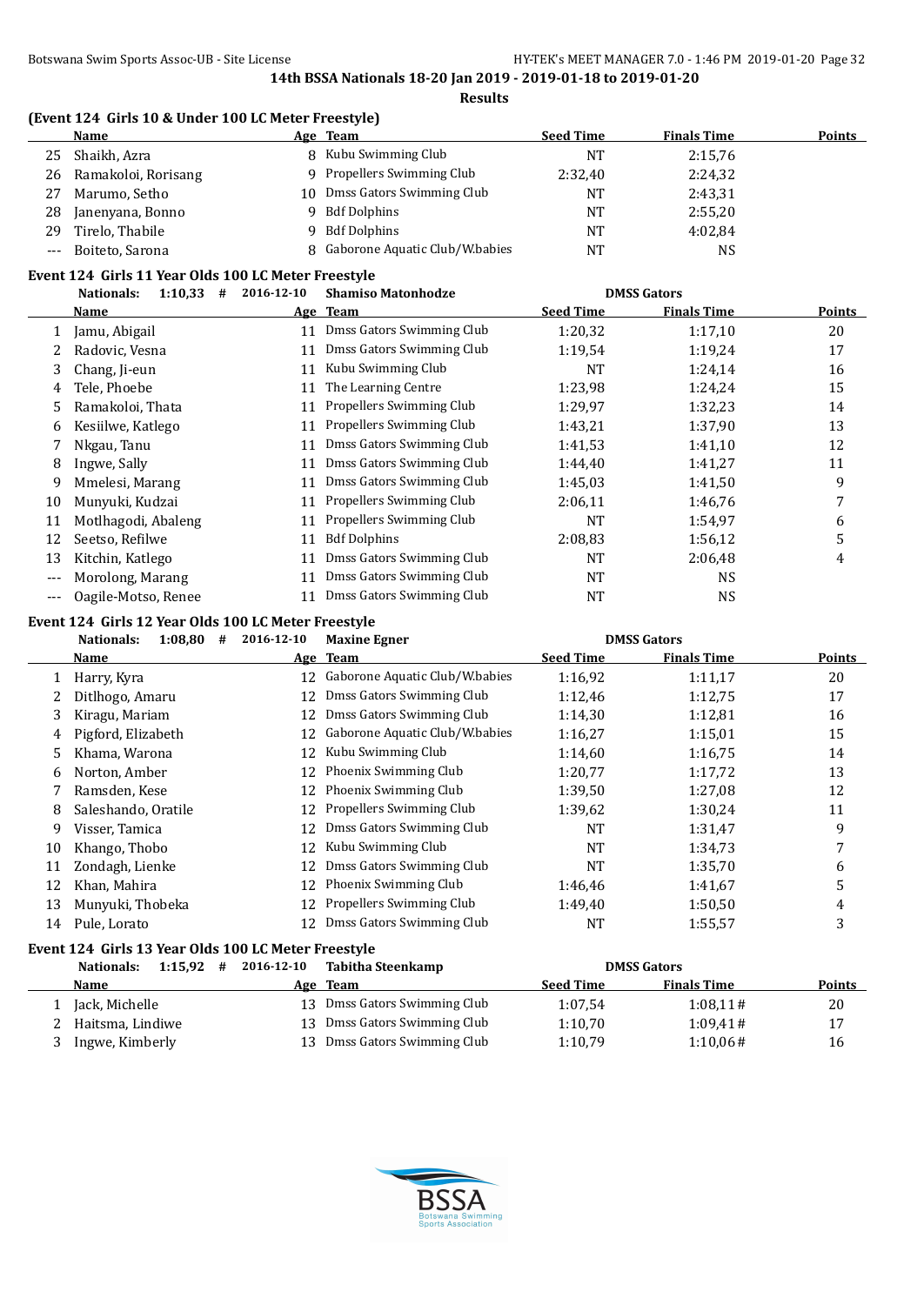**14th BSSA Nationals 18-20 Jan 2019 - 2019-01-18 to 2019-01-20**

**Results**

### (Event 124 Girls 10 & Under 100 LC Meter Freestyle)

| | Name | Age | Team | Seed Time | Finals Time | Points |
|---|---|---|---|---|---|---|
| 25 | Shaikh, Azra | 8 | Kubu Swimming Club | NT | 2:15,76 | |
| 26 | Ramakoloi, Rorisang | 9 | Propellers Swimming Club | 2:32,40 | 2:24,32 | |
| 27 | Marumo, Setho | 10 | Dmss Gators Swimming Club | NT | 2:43,31 | |
| 28 | Janenyana, Bonno | 9 | Bdf Dolphins | NT | 2:55,20 | |
| 29 | Tirelo, Thabile | 9 | Bdf Dolphins | NT | 4:02,84 | |
| --- | Boiteto, Sarona | 8 | Gaborone Aquatic Club/W.babies | NT | NS | |

### Event 124 Girls 11 Year Olds 100 LC Meter Freestyle

Nationals: 1:10,33 # 2016-12-10 Shamiso Matonhodze DMSS Gators

| | Name | Age | Team | Seed Time | Finals Time | Points |
|---|---|---|---|---|---|---|
| 1 | Jamu, Abigail | 11 | Dmss Gators Swimming Club | 1:20,32 | 1:17,10 | 20 |
| 2 | Radovic, Vesna | 11 | Dmss Gators Swimming Club | 1:19,54 | 1:19,24 | 17 |
| 3 | Chang, Ji-eun | 11 | Kubu Swimming Club | NT | 1:24,14 | 16 |
| 4 | Tele, Phoebe | 11 | The Learning Centre | 1:23,98 | 1:24,24 | 15 |
| 5 | Ramakoloi, Thata | 11 | Propellers Swimming Club | 1:29,97 | 1:32,23 | 14 |
| 6 | Kesiilwe, Katlego | 11 | Propellers Swimming Club | 1:43,21 | 1:37,90 | 13 |
| 7 | Nkgau, Tanu | 11 | Dmss Gators Swimming Club | 1:41,53 | 1:41,10 | 12 |
| 8 | Ingwe, Sally | 11 | Dmss Gators Swimming Club | 1:44,40 | 1:41,27 | 11 |
| 9 | Mmelesi, Marang | 11 | Dmss Gators Swimming Club | 1:45,03 | 1:41,50 | 9 |
| 10 | Munyuki, Kudzai | 11 | Propellers Swimming Club | 2:06,11 | 1:46,76 | 7 |
| 11 | Motlhagodi, Abaleng | 11 | Propellers Swimming Club | NT | 1:54,97 | 6 |
| 12 | Seetso, Refilwe | 11 | Bdf Dolphins | 2:08,83 | 1:56,12 | 5 |
| 13 | Kitchin, Katlego | 11 | Dmss Gators Swimming Club | NT | 2:06,48 | 4 |
| --- | Morolong, Marang | 11 | Dmss Gators Swimming Club | NT | NS | |
| --- | Oagile-Motso, Renee | 11 | Dmss Gators Swimming Club | NT | NS | |

### Event 124 Girls 12 Year Olds 100 LC Meter Freestyle

Nationals: 1:08,80 # 2016-12-10 Maxine Egner DMSS Gators

| | Name | Age | Team | Seed Time | Finals Time | Points |
|---|---|---|---|---|---|---|
| 1 | Harry, Kyra | 12 | Gaborone Aquatic Club/W.babies | 1:16,92 | 1:11,17 | 20 |
| 2 | Ditlhogo, Amaru | 12 | Dmss Gators Swimming Club | 1:12,46 | 1:12,75 | 17 |
| 3 | Kiragu, Mariam | 12 | Dmss Gators Swimming Club | 1:14,30 | 1:12,81 | 16 |
| 4 | Pigford, Elizabeth | 12 | Gaborone Aquatic Club/W.babies | 1:16,27 | 1:15,01 | 15 |
| 5 | Khama, Warona | 12 | Kubu Swimming Club | 1:14,60 | 1:16,75 | 14 |
| 6 | Norton, Amber | 12 | Phoenix Swimming Club | 1:20,77 | 1:17,72 | 13 |
| 7 | Ramsden, Kese | 12 | Phoenix Swimming Club | 1:39,50 | 1:27,08 | 12 |
| 8 | Saleshando, Oratile | 12 | Propellers Swimming Club | 1:39,62 | 1:30,24 | 11 |
| 9 | Visser, Tamica | 12 | Dmss Gators Swimming Club | NT | 1:31,47 | 9 |
| 10 | Khango, Thobo | 12 | Kubu Swimming Club | NT | 1:34,73 | 7 |
| 11 | Zondagh, Lienke | 12 | Dmss Gators Swimming Club | NT | 1:35,70 | 6 |
| 12 | Khan, Mahira | 12 | Phoenix Swimming Club | 1:46,46 | 1:41,67 | 5 |
| 13 | Munyuki, Thobeka | 12 | Propellers Swimming Club | 1:49,40 | 1:50,50 | 4 |
| 14 | Pule, Lorato | 12 | Dmss Gators Swimming Club | NT | 1:55,57 | 3 |

### Event 124 Girls 13 Year Olds 100 LC Meter Freestyle

Nationals: 1:15,92 # 2016-12-10 Tabitha Steenkamp DMSS Gators

| | Name | Age | Team | Seed Time | Finals Time | Points |
|---|---|---|---|---|---|---|
| 1 | Jack, Michelle | 13 | Dmss Gators Swimming Club | 1:07,54 | 1:08,11# | 20 |
| 2 | Haitsma, Lindiwe | 13 | Dmss Gators Swimming Club | 1:10,70 | 1:09,41# | 17 |
| 3 | Ingwe, Kimberly | 13 | Dmss Gators Swimming Club | 1:10,79 | 1:10,06# | 16 |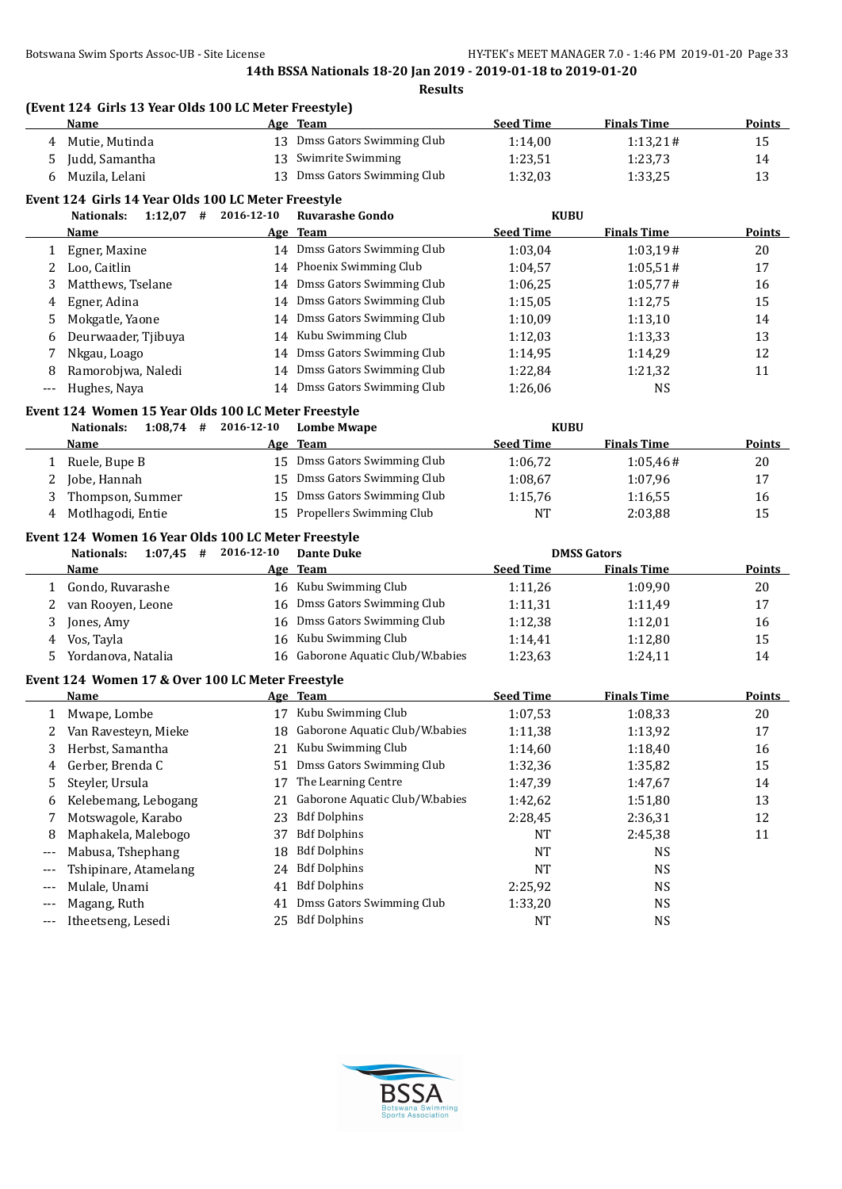14th BSSA Nationals 18-20 Jan 2019 - 2019-01-18 to 2019-01-20

**Results**

### (Event 124 Girls 13 Year Olds 100 LC Meter Freestyle)

| | Name | Age | Team | Seed Time | Finals Time | Points |
|---|---|---|---|---|---|---|
| 4 | Mutie, Mutinda | 13 | Dmss Gators Swimming Club | 1:14,00 | 1:13,21# | 15 |
| 5 | Judd, Samantha | 13 | Swimrite Swimming | 1:23,51 | 1:23,73 | 14 |
| 6 | Muzila, Lelani | 13 | Dmss Gators Swimming Club | 1:32,03 | 1:33,25 | 13 |

### Event 124 Girls 14 Year Olds 100 LC Meter Freestyle

**Nationals:** 1:12,07 # 2016-12-10 Ruvarashe Gondo KUBU

| | Name | Age | Team | Seed Time | Finals Time | Points |
|---|---|---|---|---|---|---|
| 1 | Egner, Maxine | 14 | Dmss Gators Swimming Club | 1:03,04 | 1:03,19# | 20 |
| 2 | Loo, Caitlin | 14 | Phoenix Swimming Club | 1:04,57 | 1:05,51# | 17 |
| 3 | Matthews, Tselane | 14 | Dmss Gators Swimming Club | 1:06,25 | 1:05,77# | 16 |
| 4 | Egner, Adina | 14 | Dmss Gators Swimming Club | 1:15,05 | 1:12,75 | 15 |
| 5 | Mokgatle, Yaone | 14 | Dmss Gators Swimming Club | 1:10,09 | 1:13,10 | 14 |
| 6 | Deurwaader, Tjibuya | 14 | Kubu Swimming Club | 1:12,03 | 1:13,33 | 13 |
| 7 | Nkgau, Loago | 14 | Dmss Gators Swimming Club | 1:14,95 | 1:14,29 | 12 |
| 8 | Ramorobjwa, Naledi | 14 | Dmss Gators Swimming Club | 1:22,84 | 1:21,32 | 11 |
| --- | Hughes, Naya | 14 | Dmss Gators Swimming Club | 1:26,06 | NS | |

### Event 124 Women 15 Year Olds 100 LC Meter Freestyle

**Nationals:** 1:08,74 # 2016-12-10 Lombe Mwape KUBU

| | Name | Age | Team | Seed Time | Finals Time | Points |
|---|---|---|---|---|---|---|
| 1 | Ruele, Bupe B | 15 | Dmss Gators Swimming Club | 1:06,72 | 1:05,46# | 20 |
| 2 | Jobe, Hannah | 15 | Dmss Gators Swimming Club | 1:08,67 | 1:07,96 | 17 |
| 3 | Thompson, Summer | 15 | Dmss Gators Swimming Club | 1:15,76 | 1:16,55 | 16 |
| 4 | Motlhagodi, Entie | 15 | Propellers Swimming Club | NT | 2:03,88 | 15 |

### Event 124 Women 16 Year Olds 100 LC Meter Freestyle

**Nationals:** 1:07,45 # 2016-12-10 Dante Duke DMSS Gators

| | Name | Age | Team | Seed Time | Finals Time | Points |
|---|---|---|---|---|---|---|
| 1 | Gondo, Ruvarashe | 16 | Kubu Swimming Club | 1:11,26 | 1:09,90 | 20 |
| 2 | van Rooyen, Leone | 16 | Dmss Gators Swimming Club | 1:11,31 | 1:11,49 | 17 |
| 3 | Jones, Amy | 16 | Dmss Gators Swimming Club | 1:12,38 | 1:12,01 | 16 |
| 4 | Vos, Tayla | 16 | Kubu Swimming Club | 1:14,41 | 1:12,80 | 15 |
| 5 | Yordanova, Natalia | 16 | Gaborone Aquatic Club/W.babies | 1:23,63 | 1:24,11 | 14 |

### Event 124 Women 17 & Over 100 LC Meter Freestyle

| | Name | Age | Team | Seed Time | Finals Time | Points |
|---|---|---|---|---|---|---|
| 1 | Mwape, Lombe | 17 | Kubu Swimming Club | 1:07,53 | 1:08,33 | 20 |
| 2 | Van Ravesteyn, Mieke | 18 | Gaborone Aquatic Club/W.babies | 1:11,38 | 1:13,92 | 17 |
| 3 | Herbst, Samantha | 21 | Kubu Swimming Club | 1:14,60 | 1:18,40 | 16 |
| 4 | Gerber, Brenda C | 51 | Dmss Gators Swimming Club | 1:32,36 | 1:35,82 | 15 |
| 5 | Steyler, Ursula | 17 | The Learning Centre | 1:47,39 | 1:47,67 | 14 |
| 6 | Kelebemang, Lebogang | 21 | Gaborone Aquatic Club/W.babies | 1:42,62 | 1:51,80 | 13 |
| 7 | Motswagole, Karabo | 23 | Bdf Dolphins | 2:28,45 | 2:36,31 | 12 |
| 8 | Maphakela, Malebogo | 37 | Bdf Dolphins | NT | 2:45,38 | 11 |
| --- | Mabusa, Tshephang | 18 | Bdf Dolphins | NT | NS | |
| --- | Tshipinare, Atamelang | 24 | Bdf Dolphins | NT | NS | |
| --- | Mulale, Unami | 41 | Bdf Dolphins | 2:25,92 | NS | |
| --- | Magang, Ruth | 41 | Dmss Gators Swimming Club | 1:33,20 | NS | |
| --- | Itheetseng, Lesedi | 25 | Bdf Dolphins | NT | NS | |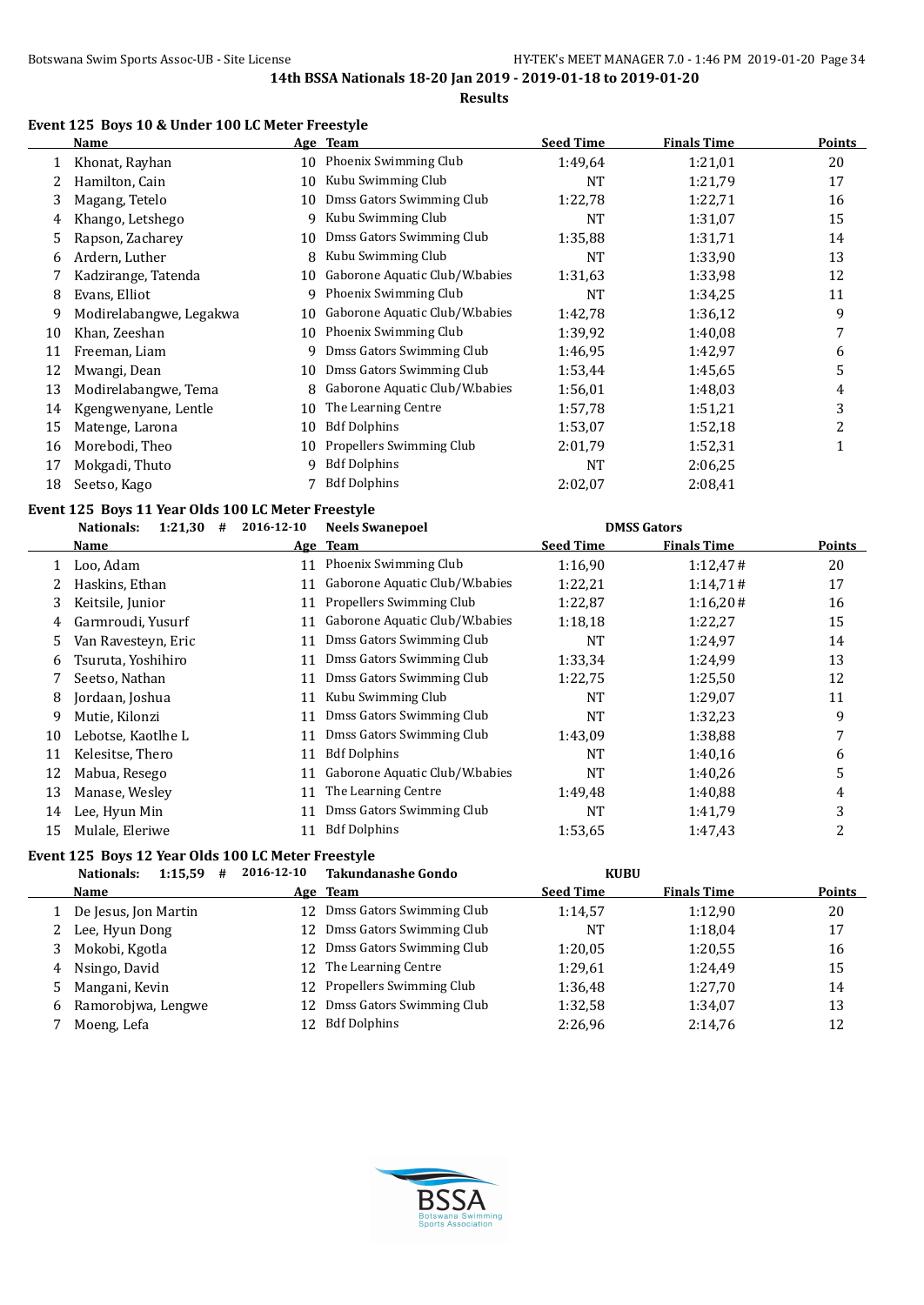14th BSSA Nationals 18-20 Jan 2019 - 2019-01-18 to 2019-01-20

Results

### Event 125 Boys 10 & Under 100 LC Meter Freestyle

| | Name | Age | Team | Seed Time | Finals Time | Points |
|---|---|---|---|---|---|---|
| 1 | Khonat, Rayhan | 10 | Phoenix Swimming Club | 1:49,64 | 1:21,01 | 20 |
| 2 | Hamilton, Cain | 10 | Kubu Swimming Club | NT | 1:21,79 | 17 |
| 3 | Magang, Tetelo | 10 | Dmss Gators Swimming Club | 1:22,78 | 1:22,71 | 16 |
| 4 | Khango, Letshego | 9 | Kubu Swimming Club | NT | 1:31,07 | 15 |
| 5 | Rapson, Zacharey | 10 | Dmss Gators Swimming Club | 1:35,88 | 1:31,71 | 14 |
| 6 | Ardern, Luther | 8 | Kubu Swimming Club | NT | 1:33,90 | 13 |
| 7 | Kadzirange, Tatenda | 10 | Gaborone Aquatic Club/W.babies | 1:31,63 | 1:33,98 | 12 |
| 8 | Evans, Elliot | 9 | Phoenix Swimming Club | NT | 1:34,25 | 11 |
| 9 | Modirelabangwe, Legakwa | 10 | Gaborone Aquatic Club/W.babies | 1:42,78 | 1:36,12 | 9 |
| 10 | Khan, Zeeshan | 10 | Phoenix Swimming Club | 1:39,92 | 1:40,08 | 7 |
| 11 | Freeman, Liam | 9 | Dmss Gators Swimming Club | 1:46,95 | 1:42,97 | 6 |
| 12 | Mwangi, Dean | 10 | Dmss Gators Swimming Club | 1:53,44 | 1:45,65 | 5 |
| 13 | Modirelabangwe, Tema | 8 | Gaborone Aquatic Club/W.babies | 1:56,01 | 1:48,03 | 4 |
| 14 | Kgengwenyane, Lentle | 10 | The Learning Centre | 1:57,78 | 1:51,21 | 3 |
| 15 | Matenge, Larona | 10 | Bdf Dolphins | 1:53,07 | 1:52,18 | 2 |
| 16 | Morebodi, Theo | 10 | Propellers Swimming Club | 2:01,79 | 1:52,31 | 1 |
| 17 | Mokgadi, Thuto | 9 | Bdf Dolphins | NT | 2:06,25 | |
| 18 | Seetso, Kago | 7 | Bdf Dolphins | 2:02,07 | 2:08,41 | |

### Event 125 Boys 11 Year Olds 100 LC Meter Freestyle

Nationals: 1:21,30 # 2016-12-10 Neels Swanepoel DMSS Gators

| | Name | Age | Team | Seed Time | Finals Time | Points |
|---|---|---|---|---|---|---|
| 1 | Loo, Adam | 11 | Phoenix Swimming Club | 1:16,90 | 1:12,47# | 20 |
| 2 | Haskins, Ethan | 11 | Gaborone Aquatic Club/W.babies | 1:22,21 | 1:14,71# | 17 |
| 3 | Keitsile, Junior | 11 | Propellers Swimming Club | 1:22,87 | 1:16,20# | 16 |
| 4 | Garmroudi, Yusurf | 11 | Gaborone Aquatic Club/W.babies | 1:18,18 | 1:22,27 | 15 |
| 5 | Van Ravesteyn, Eric | 11 | Dmss Gators Swimming Club | NT | 1:24,97 | 14 |
| 6 | Tsuruta, Yoshihiro | 11 | Dmss Gators Swimming Club | 1:33,34 | 1:24,99 | 13 |
| 7 | Seetso, Nathan | 11 | Dmss Gators Swimming Club | 1:22,75 | 1:25,50 | 12 |
| 8 | Jordaan, Joshua | 11 | Kubu Swimming Club | NT | 1:29,07 | 11 |
| 9 | Mutie, Kilonzi | 11 | Dmss Gators Swimming Club | NT | 1:32,23 | 9 |
| 10 | Lebotse, Kaotlhe L | 11 | Dmss Gators Swimming Club | 1:43,09 | 1:38,88 | 7 |
| 11 | Kelesitse, Thero | 11 | Bdf Dolphins | NT | 1:40,16 | 6 |
| 12 | Mabua, Resego | 11 | Gaborone Aquatic Club/W.babies | NT | 1:40,26 | 5 |
| 13 | Manase, Wesley | 11 | The Learning Centre | 1:49,48 | 1:40,88 | 4 |
| 14 | Lee, Hyun Min | 11 | Dmss Gators Swimming Club | NT | 1:41,79 | 3 |
| 15 | Mulale, Eleriwe | 11 | Bdf Dolphins | 1:53,65 | 1:47,43 | 2 |

### Event 125 Boys 12 Year Olds 100 LC Meter Freestyle

Nationals: 1:15,59 # 2016-12-10 Takundanashe Gondo KUBU

| | Name | Age | Team | Seed Time | Finals Time | Points |
|---|---|---|---|---|---|---|
| 1 | De Jesus, Jon Martin | 12 | Dmss Gators Swimming Club | 1:14,57 | 1:12,90 | 20 |
| 2 | Lee, Hyun Dong | 12 | Dmss Gators Swimming Club | NT | 1:18,04 | 17 |
| 3 | Mokobi, Kgotla | 12 | Dmss Gators Swimming Club | 1:20,05 | 1:20,55 | 16 |
| 4 | Nsingo, David | 12 | The Learning Centre | 1:29,61 | 1:24,49 | 15 |
| 5 | Mangani, Kevin | 12 | Propellers Swimming Club | 1:36,48 | 1:27,70 | 14 |
| 6 | Ramorobjwa, Lengwe | 12 | Dmss Gators Swimming Club | 1:32,58 | 1:34,07 | 13 |
| 7 | Moeng, Lefa | 12 | Bdf Dolphins | 2:26,96 | 2:14,76 | 12 |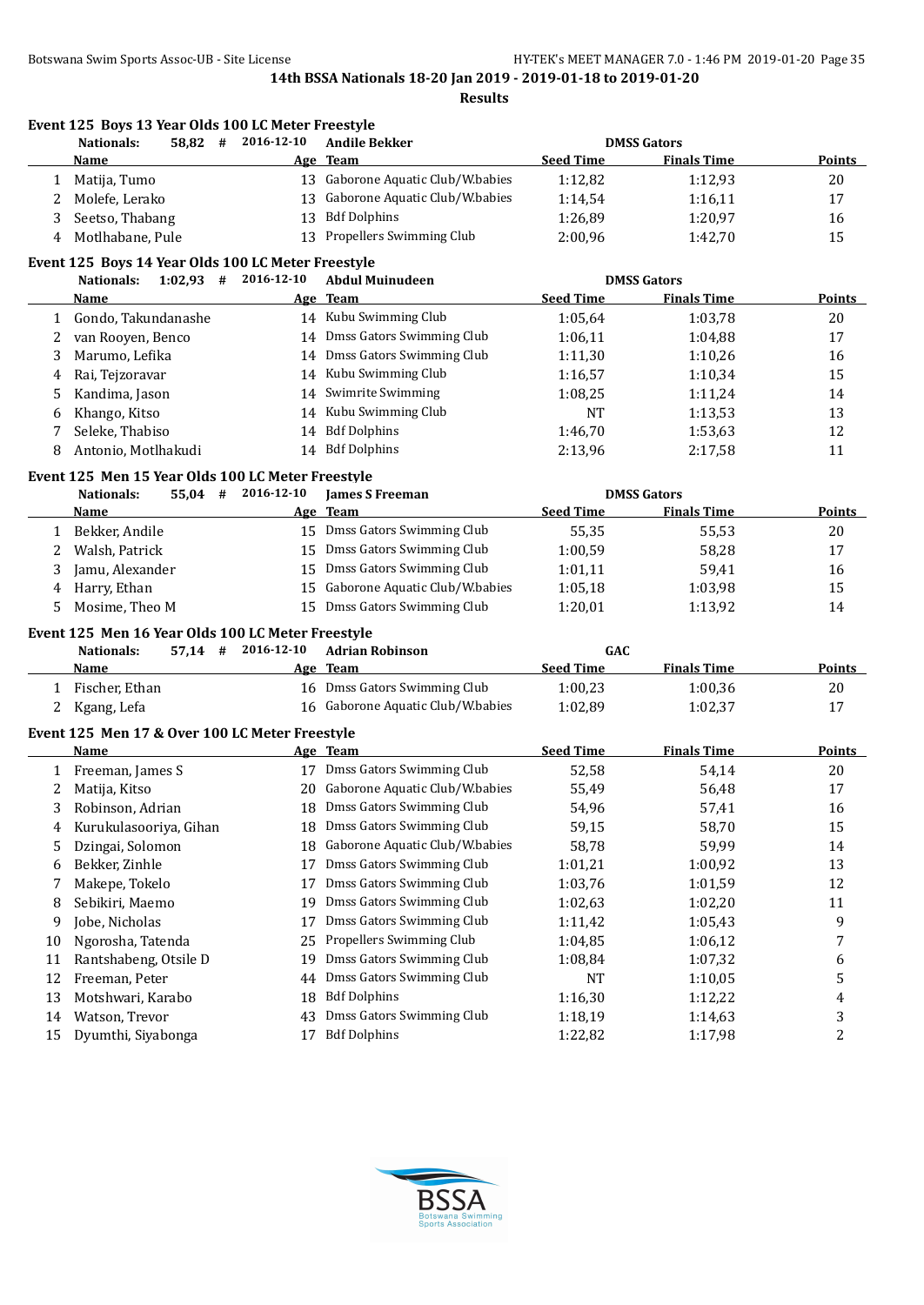**14th BSSA Nationals 18-20 Jan 2019 - 2019-01-18 to 2019-01-20**

**Results**

### Event 125 Boys 13 Year Olds 100 LC Meter Freestyle

Nationals: 58,82 # 2016-12-10 Andile Bekker DMSS Gators

| | Name | Age | Team | Seed Time | Finals Time | Points |
|---|---|---|---|---|---|---|
| 1 | Matija, Tumo | 13 | Gaborone Aquatic Club/W.babies | 1:12,82 | 1:12,93 | 20 |
| 2 | Molefe, Lerako | 13 | Gaborone Aquatic Club/W.babies | 1:14,54 | 1:16,11 | 17 |
| 3 | Seetso, Thabang | 13 | Bdf Dolphins | 1:26,89 | 1:20,97 | 16 |
| 4 | Motlhabane, Pule | 13 | Propellers Swimming Club | 2:00,96 | 1:42,70 | 15 |

### Event 125 Boys 14 Year Olds 100 LC Meter Freestyle

Nationals: 1:02,93 # 2016-12-10 Abdul Muinudeen DMSS Gators

| | Name | Age | Team | Seed Time | Finals Time | Points |
|---|---|---|---|---|---|---|
| 1 | Gondo, Takundanashe | 14 | Kubu Swimming Club | 1:05,64 | 1:03,78 | 20 |
| 2 | van Rooyen, Benco | 14 | Dmss Gators Swimming Club | 1:06,11 | 1:04,88 | 17 |
| 3 | Marumo, Lefika | 14 | Dmss Gators Swimming Club | 1:11,30 | 1:10,26 | 16 |
| 4 | Rai, Tejzoravar | 14 | Kubu Swimming Club | 1:16,57 | 1:10,34 | 15 |
| 5 | Kandima, Jason | 14 | Swimrite Swimming | 1:08,25 | 1:11,24 | 14 |
| 6 | Khango, Kitso | 14 | Kubu Swimming Club | NT | 1:13,53 | 13 |
| 7 | Seleke, Thabiso | 14 | Bdf Dolphins | 1:46,70 | 1:53,63 | 12 |
| 8 | Antonio, Motlhakudi | 14 | Bdf Dolphins | 2:13,96 | 2:17,58 | 11 |

### Event 125 Men 15 Year Olds 100 LC Meter Freestyle

Nationals: 55,04 # 2016-12-10 James S Freeman DMSS Gators

| | Name | Age | Team | Seed Time | Finals Time | Points |
|---|---|---|---|---|---|---|
| 1 | Bekker, Andile | 15 | Dmss Gators Swimming Club | 55,35 | 55,53 | 20 |
| 2 | Walsh, Patrick | 15 | Dmss Gators Swimming Club | 1:00,59 | 58,28 | 17 |
| 3 | Jamu, Alexander | 15 | Dmss Gators Swimming Club | 1:01,11 | 59,41 | 16 |
| 4 | Harry, Ethan | 15 | Gaborone Aquatic Club/W.babies | 1:05,18 | 1:03,98 | 15 |
| 5 | Mosime, Theo M | 15 | Dmss Gators Swimming Club | 1:20,01 | 1:13,92 | 14 |

### Event 125 Men 16 Year Olds 100 LC Meter Freestyle

Nationals: 57,14 # 2016-12-10 Adrian Robinson GAC

| | Name | Age | Team | Seed Time | Finals Time | Points |
|---|---|---|---|---|---|---|
| 1 | Fischer, Ethan | 16 | Dmss Gators Swimming Club | 1:00,23 | 1:00,36 | 20 |
| 2 | Kgang, Lefa | 16 | Gaborone Aquatic Club/W.babies | 1:02,89 | 1:02,37 | 17 |

### Event 125 Men 17 & Over 100 LC Meter Freestyle

| | Name | Age | Team | Seed Time | Finals Time | Points |
|---|---|---|---|---|---|---|
| 1 | Freeman, James S | 17 | Dmss Gators Swimming Club | 52,58 | 54,14 | 20 |
| 2 | Matija, Kitso | 20 | Gaborone Aquatic Club/W.babies | 55,49 | 56,48 | 17 |
| 3 | Robinson, Adrian | 18 | Dmss Gators Swimming Club | 54,96 | 57,41 | 16 |
| 4 | Kurukulasooriya, Gihan | 18 | Dmss Gators Swimming Club | 59,15 | 58,70 | 15 |
| 5 | Dzingai, Solomon | 18 | Gaborone Aquatic Club/W.babies | 58,78 | 59,99 | 14 |
| 6 | Bekker, Zinhle | 17 | Dmss Gators Swimming Club | 1:01,21 | 1:00,92 | 13 |
| 7 | Makepe, Tokelo | 17 | Dmss Gators Swimming Club | 1:03,76 | 1:01,59 | 12 |
| 8 | Sebikiri, Maemo | 19 | Dmss Gators Swimming Club | 1:02,63 | 1:02,20 | 11 |
| 9 | Jobe, Nicholas | 17 | Dmss Gators Swimming Club | 1:11,42 | 1:05,43 | 9 |
| 10 | Ngorosha, Tatenda | 25 | Propellers Swimming Club | 1:04,85 | 1:06,12 | 7 |
| 11 | Rantshabeng, Otsile D | 19 | Dmss Gators Swimming Club | 1:08,84 | 1:07,32 | 6 |
| 12 | Freeman, Peter | 44 | Dmss Gators Swimming Club | NT | 1:10,05 | 5 |
| 13 | Motshwari, Karabo | 18 | Bdf Dolphins | 1:16,30 | 1:12,22 | 4 |
| 14 | Watson, Trevor | 43 | Dmss Gators Swimming Club | 1:18,19 | 1:14,63 | 3 |
| 15 | Dyumthi, Siyabonga | 17 | Bdf Dolphins | 1:22,82 | 1:17,98 | 2 |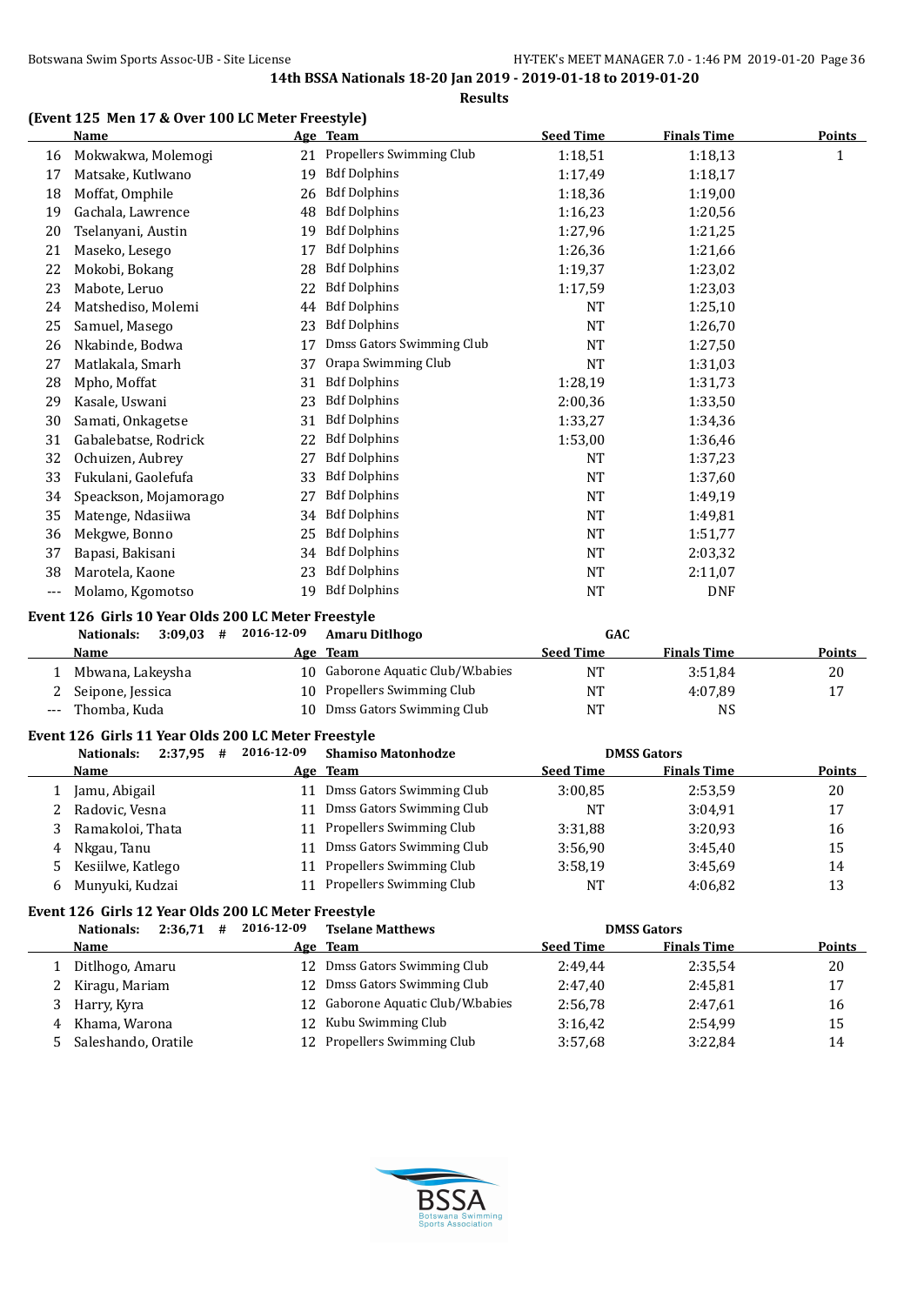**14th BSSA Nationals 18-20 Jan 2019 - 2019-01-18 to 2019-01-20**

**Results**

### (Event 125 Men 17 & Over 100 LC Meter Freestyle)

| | Name | Age | Team | Seed Time | Finals Time | Points |
|---|---|---|---|---|---|---|
| 16 | Mokwakwa, Molemogi | 21 | Propellers Swimming Club | 1:18,51 | 1:18,13 | 1 |
| 17 | Matsake, Kutlwano | 19 | Bdf Dolphins | 1:17,49 | 1:18,17 | |
| 18 | Moffat, Omphile | 26 | Bdf Dolphins | 1:18,36 | 1:19,00 | |
| 19 | Gachala, Lawrence | 48 | Bdf Dolphins | 1:16,23 | 1:20,56 | |
| 20 | Tselanyani, Austin | 19 | Bdf Dolphins | 1:27,96 | 1:21,25 | |
| 21 | Maseko, Lesego | 17 | Bdf Dolphins | 1:26,36 | 1:21,66 | |
| 22 | Mokobi, Bokang | 28 | Bdf Dolphins | 1:19,37 | 1:23,02 | |
| 23 | Mabote, Leruo | 22 | Bdf Dolphins | 1:17,59 | 1:23,03 | |
| 24 | Matshediso, Molemi | 44 | Bdf Dolphins | NT | 1:25,10 | |
| 25 | Samuel, Masego | 23 | Bdf Dolphins | NT | 1:26,70 | |
| 26 | Nkabinde, Bodwa | 17 | Dmss Gators Swimming Club | NT | 1:27,50 | |
| 27 | Matlakala, Smarh | 37 | Orapa Swimming Club | NT | 1:31,03 | |
| 28 | Mpho, Moffat | 31 | Bdf Dolphins | 1:28,19 | 1:31,73 | |
| 29 | Kasale, Uswani | 23 | Bdf Dolphins | 2:00,36 | 1:33,50 | |
| 30 | Samati, Onkagetse | 31 | Bdf Dolphins | 1:33,27 | 1:34,36 | |
| 31 | Gabalebatse, Rodrick | 22 | Bdf Dolphins | 1:53,00 | 1:36,46 | |
| 32 | Ochuizen, Aubrey | 27 | Bdf Dolphins | NT | 1:37,23 | |
| 33 | Fukulani, Gaolefufa | 33 | Bdf Dolphins | NT | 1:37,60 | |
| 34 | Speackson, Mojamorago | 27 | Bdf Dolphins | NT | 1:49,19 | |
| 35 | Matenge, Ndasiiwa | 34 | Bdf Dolphins | NT | 1:49,81 | |
| 36 | Mekgwe, Bonno | 25 | Bdf Dolphins | NT | 1:51,77 | |
| 37 | Bapasi, Bakisani | 34 | Bdf Dolphins | NT | 2:03,32 | |
| 38 | Marotela, Kaone | 23 | Bdf Dolphins | NT | 2:11,07 | |
| --- | Molamo, Kgomotso | 19 | Bdf Dolphins | NT | DNF | |

### Event 126 Girls 10 Year Olds 200 LC Meter Freestyle

**Nationals: 3:09,03 # 2016-12-09 Amaru Ditlhogo GAC**

| | Name | Age | Team | Seed Time | Finals Time | Points |
|---|---|---|---|---|---|---|
| 1 | Mbwana, Lakeysha | 10 | Gaborone Aquatic Club/W.babies | NT | 3:51,84 | 20 |
| 2 | Seipone, Jessica | 10 | Propellers Swimming Club | NT | 4:07,89 | 17 |
| --- | Thomba, Kuda | 10 | Dmss Gators Swimming Club | NT | NS | |

### Event 126 Girls 11 Year Olds 200 LC Meter Freestyle

**Nationals: 2:37,95 # 2016-12-09 Shamiso Matonhodze DMSS Gators**

| | Name | Age | Team | Seed Time | Finals Time | Points |
|---|---|---|---|---|---|---|
| 1 | Jamu, Abigail | 11 | Dmss Gators Swimming Club | 3:00,85 | 2:53,59 | 20 |
| 2 | Radovic, Vesna | 11 | Dmss Gators Swimming Club | NT | 3:04,91 | 17 |
| 3 | Ramakoloi, Thata | 11 | Propellers Swimming Club | 3:31,88 | 3:20,93 | 16 |
| 4 | Nkgau, Tanu | 11 | Dmss Gators Swimming Club | 3:56,90 | 3:45,40 | 15 |
| 5 | Kesiilwe, Katlego | 11 | Propellers Swimming Club | 3:58,19 | 3:45,69 | 14 |
| 6 | Munyuki, Kudzai | 11 | Propellers Swimming Club | NT | 4:06,82 | 13 |

### Event 126 Girls 12 Year Olds 200 LC Meter Freestyle

**Nationals: 2:36,71 # 2016-12-09 Tselane Matthews DMSS Gators**

| | Name | Age | Team | Seed Time | Finals Time | Points |
|---|---|---|---|---|---|---|
| 1 | Ditlhogo, Amaru | 12 | Dmss Gators Swimming Club | 2:49,44 | 2:35,54 | 20 |
| 2 | Kiragu, Mariam | 12 | Dmss Gators Swimming Club | 2:47,40 | 2:45,81 | 17 |
| 3 | Harry, Kyra | 12 | Gaborone Aquatic Club/W.babies | 2:56,78 | 2:47,61 | 16 |
| 4 | Khama, Warona | 12 | Kubu Swimming Club | 3:16,42 | 2:54,99 | 15 |
| 5 | Saleshando, Oratile | 12 | Propellers Swimming Club | 3:57,68 | 3:22,84 | 14 |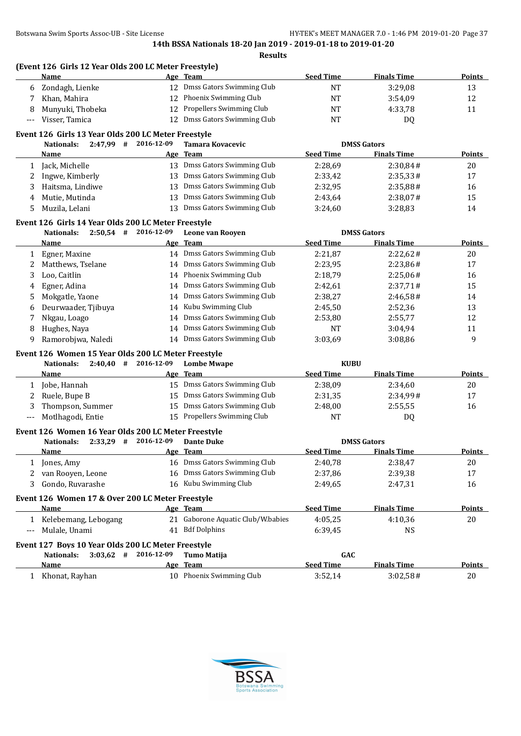**14th BSSA Nationals 18-20 Jan 2019 - 2019-01-18 to 2019-01-20**

**Results**

### (Event 126 Girls 12 Year Olds 200 LC Meter Freestyle)

| | Name | Age | Team | Seed Time | Finals Time | Points |
|---|---|---|---|---|---|---|
| 6 | Zondagh, Lienke | 12 | Dmss Gators Swimming Club | NT | 3:29,08 | 13 |
| 7 | Khan, Mahira | 12 | Phoenix Swimming Club | NT | 3:54,09 | 12 |
| 8 | Munyuki, Thobeka | 12 | Propellers Swimming Club | NT | 4:33,78 | 11 |
| --- | Visser, Tamica | 12 | Dmss Gators Swimming Club | NT | DQ | |

### Event 126 Girls 13 Year Olds 200 LC Meter Freestyle

Nationals: 2:47,99 # 2016-12-09 Tamara Kovacevic DMSS Gators

| | Name | Age | Team | Seed Time | Finals Time | Points |
|---|---|---|---|---|---|---|
| 1 | Jack, Michelle | 13 | Dmss Gators Swimming Club | 2:28,69 | 2:30,84# | 20 |
| 2 | Ingwe, Kimberly | 13 | Dmss Gators Swimming Club | 2:33,42 | 2:35,33# | 17 |
| 3 | Haitsma, Lindiwe | 13 | Dmss Gators Swimming Club | 2:32,95 | 2:35,88# | 16 |
| 4 | Mutie, Mutinda | 13 | Dmss Gators Swimming Club | 2:43,64 | 2:38,07# | 15 |
| 5 | Muzila, Lelani | 13 | Dmss Gators Swimming Club | 3:24,60 | 3:28,83 | 14 |

### Event 126 Girls 14 Year Olds 200 LC Meter Freestyle

Nationals: 2:50,54 # 2016-12-09 Leone van Rooyen DMSS Gators

| | Name | Age | Team | Seed Time | Finals Time | Points |
|---|---|---|---|---|---|---|
| 1 | Egner, Maxine | 14 | Dmss Gators Swimming Club | 2:21,87 | 2:22,62# | 20 |
| 2 | Matthews, Tselane | 14 | Dmss Gators Swimming Club | 2:23,95 | 2:23,86# | 17 |
| 3 | Loo, Caitlin | 14 | Phoenix Swimming Club | 2:18,79 | 2:25,06# | 16 |
| 4 | Egner, Adina | 14 | Dmss Gators Swimming Club | 2:42,61 | 2:37,71# | 15 |
| 5 | Mokgatle, Yaone | 14 | Dmss Gators Swimming Club | 2:38,27 | 2:46,58# | 14 |
| 6 | Deurwaader, Tjibuya | 14 | Kubu Swimming Club | 2:45,50 | 2:52,36 | 13 |
| 7 | Nkgau, Loago | 14 | Dmss Gators Swimming Club | 2:53,80 | 2:55,77 | 12 |
| 8 | Hughes, Naya | 14 | Dmss Gators Swimming Club | NT | 3:04,94 | 11 |
| 9 | Ramorobjwa, Naledi | 14 | Dmss Gators Swimming Club | 3:03,69 | 3:08,86 | 9 |

### Event 126 Women 15 Year Olds 200 LC Meter Freestyle

Nationals: 2:40,40 # 2016-12-09 Lombe Mwape KUBU

| | Name | Age | Team | Seed Time | Finals Time | Points |
|---|---|---|---|---|---|---|
| 1 | Jobe, Hannah | 15 | Dmss Gators Swimming Club | 2:38,09 | 2:34,60 | 20 |
| 2 | Ruele, Bupe B | 15 | Dmss Gators Swimming Club | 2:31,35 | 2:34,99# | 17 |
| 3 | Thompson, Summer | 15 | Dmss Gators Swimming Club | 2:48,00 | 2:55,55 | 16 |
| --- | Motlhagodi, Entie | 15 | Propellers Swimming Club | NT | DQ | |

### Event 126 Women 16 Year Olds 200 LC Meter Freestyle

Nationals: 2:33,29 # 2016-12-09 Dante Duke DMSS Gators

| | Name | Age | Team | Seed Time | Finals Time | Points |
|---|---|---|---|---|---|---|
| 1 | Jones, Amy | 16 | Dmss Gators Swimming Club | 2:40,78 | 2:38,47 | 20 |
| 2 | van Rooyen, Leone | 16 | Dmss Gators Swimming Club | 2:37,86 | 2:39,38 | 17 |
| 3 | Gondo, Ruvarashe | 16 | Kubu Swimming Club | 2:49,65 | 2:47,31 | 16 |

### Event 126 Women 17 & Over 200 LC Meter Freestyle

| | Name | Age | Team | Seed Time | Finals Time | Points |
|---|---|---|---|---|---|---|
| 1 | Kelebemang, Lebogang | 21 | Gaborone Aquatic Club/W.babies | 4:05,25 | 4:10,36 | 20 |
| --- | Mulale, Unami | 41 | Bdf Dolphins | 6:39,45 | NS | |

### Event 127 Boys 10 Year Olds 200 LC Meter Freestyle

Nationals: 3:03,62 # 2016-12-09 Tumo Matija GAC

| | Name | Age | Team | Seed Time | Finals Time | Points |
|---|---|---|---|---|---|---|
| 1 | Khonat, Rayhan | 10 | Phoenix Swimming Club | 3:52,14 | 3:02,58# | 20 |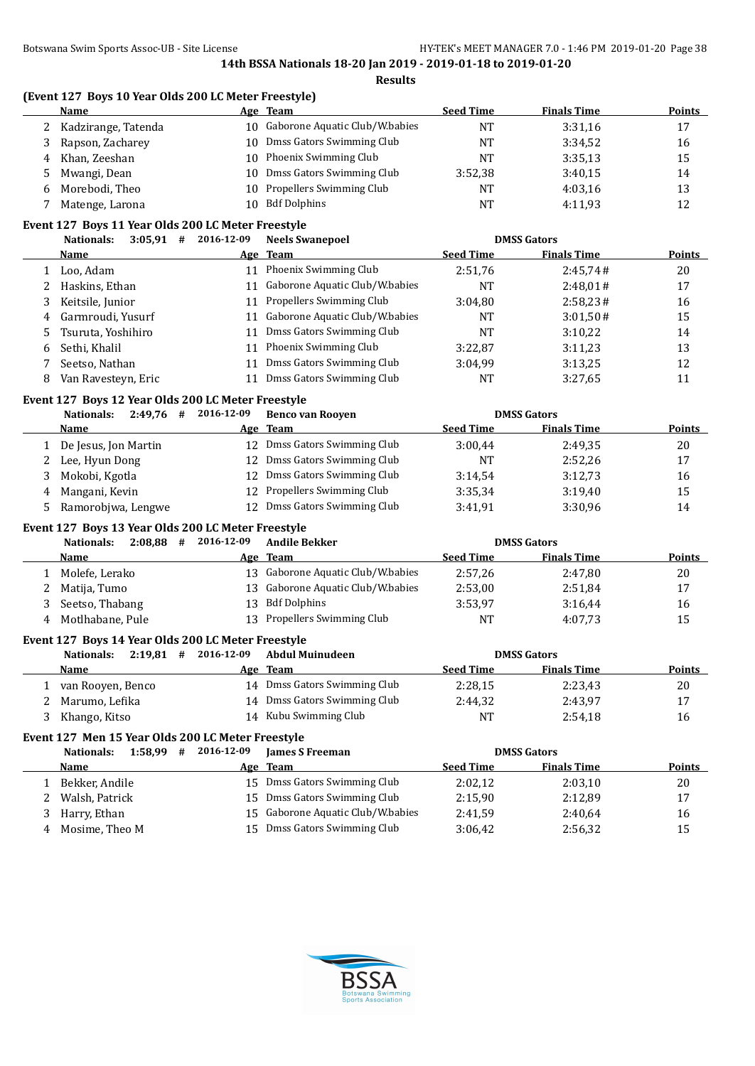**14th BSSA Nationals 18-20 Jan 2019 - 2019-01-18 to 2019-01-20**

**Results**

### (Event 127 Boys 10 Year Olds 200 LC Meter Freestyle)

| | Name | Age | Team | Seed Time | Finals Time | Points |
|---|---|---|---|---|---|---|
| 2 | Kadzirange, Tatenda | 10 | Gaborone Aquatic Club/W.babies | NT | 3:31,16 | 17 |
| 3 | Rapson, Zacharey | 10 | Dmss Gators Swimming Club | NT | 3:34,52 | 16 |
| 4 | Khan, Zeeshan | 10 | Phoenix Swimming Club | NT | 3:35,13 | 15 |
| 5 | Mwangi, Dean | 10 | Dmss Gators Swimming Club | 3:52,38 | 3:40,15 | 14 |
| 6 | Morebodi, Theo | 10 | Propellers Swimming Club | NT | 4:03,16 | 13 |
| 7 | Matenge, Larona | 10 | Bdf Dolphins | NT | 4:11,93 | 12 |

### Event 127 Boys 11 Year Olds 200 LC Meter Freestyle

**Nationals: 3:05,91 # 2016-12-09 Neels Swanepoel DMSS Gators**

| | Name | Age | Team | Seed Time | Finals Time | Points |
|---|---|---|---|---|---|---|
| 1 | Loo, Adam | 11 | Phoenix Swimming Club | 2:51,76 | 2:45,74# | 20 |
| 2 | Haskins, Ethan | 11 | Gaborone Aquatic Club/W.babies | NT | 2:48,01# | 17 |
| 3 | Keitsile, Junior | 11 | Propellers Swimming Club | 3:04,80 | 2:58,23# | 16 |
| 4 | Garmroudi, Yusurf | 11 | Gaborone Aquatic Club/W.babies | NT | 3:01,50# | 15 |
| 5 | Tsuruta, Yoshihiro | 11 | Dmss Gators Swimming Club | NT | 3:10,22 | 14 |
| 6 | Sethi, Khalil | 11 | Phoenix Swimming Club | 3:22,87 | 3:11,23 | 13 |
| 7 | Seetso, Nathan | 11 | Dmss Gators Swimming Club | 3:04,99 | 3:13,25 | 12 |
| 8 | Van Ravesteyn, Eric | 11 | Dmss Gators Swimming Club | NT | 3:27,65 | 11 |

### Event 127 Boys 12 Year Olds 200 LC Meter Freestyle

**Nationals: 2:49,76 # 2016-12-09 Benco van Rooyen DMSS Gators**

| | Name | Age | Team | Seed Time | Finals Time | Points |
|---|---|---|---|---|---|---|
| 1 | De Jesus, Jon Martin | 12 | Dmss Gators Swimming Club | 3:00,44 | 2:49,35 | 20 |
| 2 | Lee, Hyun Dong | 12 | Dmss Gators Swimming Club | NT | 2:52,26 | 17 |
| 3 | Mokobi, Kgotla | 12 | Dmss Gators Swimming Club | 3:14,54 | 3:12,73 | 16 |
| 4 | Mangani, Kevin | 12 | Propellers Swimming Club | 3:35,34 | 3:19,40 | 15 |
| 5 | Ramorobjwa, Lengwe | 12 | Dmss Gators Swimming Club | 3:41,91 | 3:30,96 | 14 |

### Event 127 Boys 13 Year Olds 200 LC Meter Freestyle

**Nationals: 2:08,88 # 2016-12-09 Andile Bekker DMSS Gators**

| | Name | Age | Team | Seed Time | Finals Time | Points |
|---|---|---|---|---|---|---|
| 1 | Molefe, Lerako | 13 | Gaborone Aquatic Club/W.babies | 2:57,26 | 2:47,80 | 20 |
| 2 | Matija, Tumo | 13 | Gaborone Aquatic Club/W.babies | 2:53,00 | 2:51,84 | 17 |
| 3 | Seetso, Thabang | 13 | Bdf Dolphins | 3:53,97 | 3:16,44 | 16 |
| 4 | Motlhabane, Pule | 13 | Propellers Swimming Club | NT | 4:07,73 | 15 |

### Event 127 Boys 14 Year Olds 200 LC Meter Freestyle

**Nationals: 2:19,81 # 2016-12-09 Abdul Muinudeen DMSS Gators**

| | Name | Age | Team | Seed Time | Finals Time | Points |
|---|---|---|---|---|---|---|
| 1 | van Rooyen, Benco | 14 | Dmss Gators Swimming Club | 2:28,15 | 2:23,43 | 20 |
| 2 | Marumo, Lefika | 14 | Dmss Gators Swimming Club | 2:44,32 | 2:43,97 | 17 |
| 3 | Khango, Kitso | 14 | Kubu Swimming Club | NT | 2:54,18 | 16 |

### Event 127 Men 15 Year Olds 200 LC Meter Freestyle

**Nationals: 1:58,99 # 2016-12-09 James S Freeman DMSS Gators**

| | Name | Age | Team | Seed Time | Finals Time | Points |
|---|---|---|---|---|---|---|
| 1 | Bekker, Andile | 15 | Dmss Gators Swimming Club | 2:02,12 | 2:03,10 | 20 |
| 2 | Walsh, Patrick | 15 | Dmss Gators Swimming Club | 2:15,90 | 2:12,89 | 17 |
| 3 | Harry, Ethan | 15 | Gaborone Aquatic Club/W.babies | 2:41,59 | 2:40,64 | 16 |
| 4 | Mosime, Theo M | 15 | Dmss Gators Swimming Club | 3:06,42 | 2:56,32 | 15 |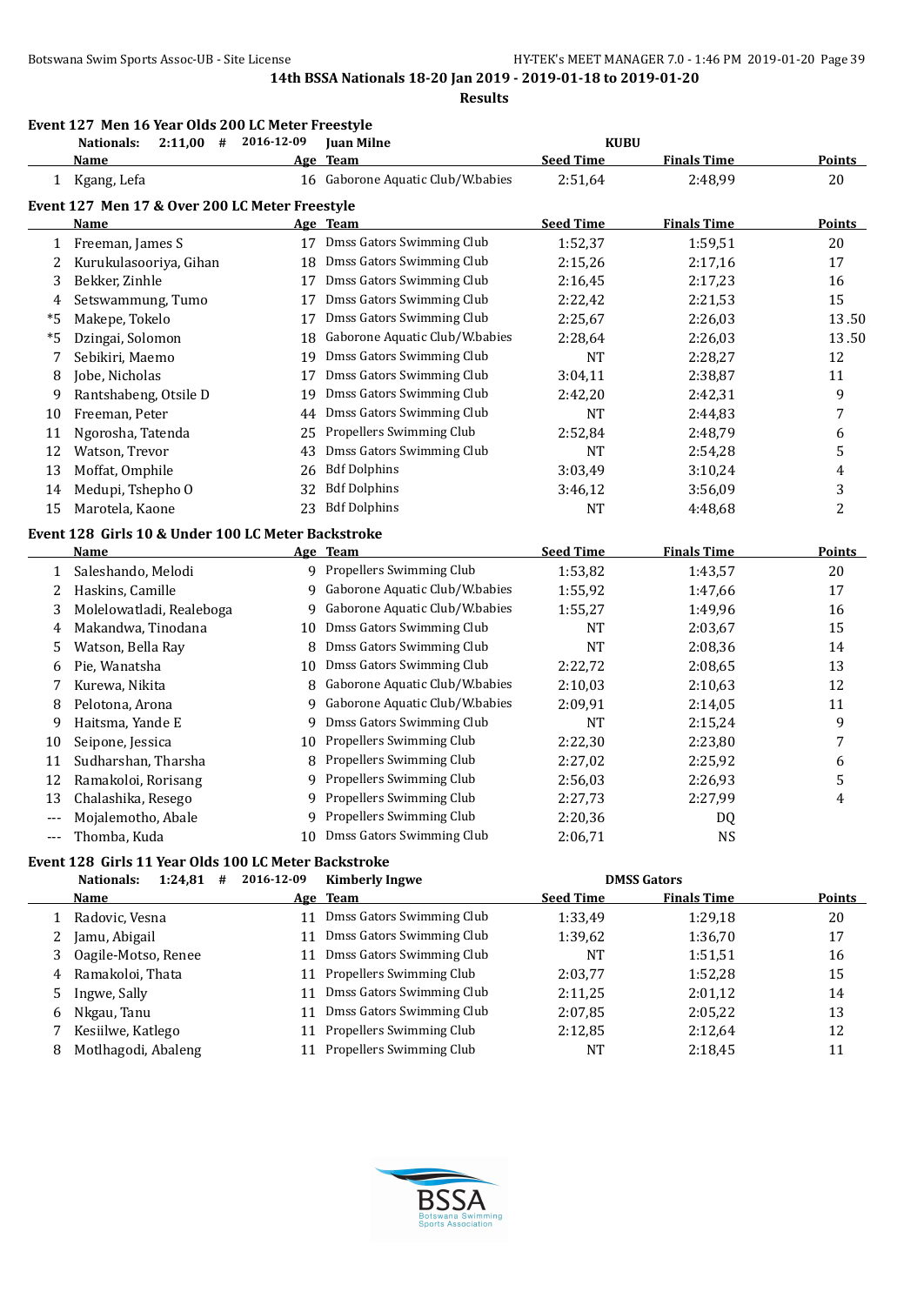14th BSSA Nationals 18-20 Jan 2019 - 2019-01-18 to 2019-01-20

**Results**

## Event 127 Men 16 Year Olds 200 LC Meter Freestyle

Nationals: 2:11,00 # 2016-12-09 Juan Milne KUBU

| | Name | Age | Team | Seed Time | Finals Time | Points |
|---|---|---|---|---|---|---|
| 1 | Kgang, Lefa | 16 | Gaborone Aquatic Club/W.babies | 2:51,64 | 2:48,99 | 20 |

## Event 127 Men 17 & Over 200 LC Meter Freestyle

| | Name | Age | Team | Seed Time | Finals Time | Points |
|---|---|---|---|---|---|---|
| 1 | Freeman, James S | 17 | Dmss Gators Swimming Club | 1:52,37 | 1:59,51 | 20 |
| 2 | Kurukulasooriya, Gihan | 18 | Dmss Gators Swimming Club | 2:15,26 | 2:17,16 | 17 |
| 3 | Bekker, Zinhle | 17 | Dmss Gators Swimming Club | 2:16,45 | 2:17,23 | 16 |
| 4 | Setswammung, Tumo | 17 | Dmss Gators Swimming Club | 2:22,42 | 2:21,53 | 15 |
| *5 | Makepe, Tokelo | 17 | Dmss Gators Swimming Club | 2:25,67 | 2:26,03 | 13.50 |
| *5 | Dzingai, Solomon | 18 | Gaborone Aquatic Club/W.babies | 2:28,64 | 2:26,03 | 13.50 |
| 7 | Sebikiri, Maemo | 19 | Dmss Gators Swimming Club | NT | 2:28,27 | 12 |
| 8 | Jobe, Nicholas | 17 | Dmss Gators Swimming Club | 3:04,11 | 2:38,87 | 11 |
| 9 | Rantshabeng, Otsile D | 19 | Dmss Gators Swimming Club | 2:42,20 | 2:42,31 | 9 |
| 10 | Freeman, Peter | 44 | Dmss Gators Swimming Club | NT | 2:44,83 | 7 |
| 11 | Ngorosha, Tatenda | 25 | Propellers Swimming Club | 2:52,84 | 2:48,79 | 6 |
| 12 | Watson, Trevor | 43 | Dmss Gators Swimming Club | NT | 2:54,28 | 5 |
| 13 | Moffat, Omphile | 26 | Bdf Dolphins | 3:03,49 | 3:10,24 | 4 |
| 14 | Medupi, Tshepho O | 32 | Bdf Dolphins | 3:46,12 | 3:56,09 | 3 |
| 15 | Marotela, Kaone | 23 | Bdf Dolphins | NT | 4:48,68 | 2 |

## Event 128 Girls 10 & Under 100 LC Meter Backstroke

| | Name | Age | Team | Seed Time | Finals Time | Points |
|---|---|---|---|---|---|---|
| 1 | Saleshando, Melodi | 9 | Propellers Swimming Club | 1:53,82 | 1:43,57 | 20 |
| 2 | Haskins, Camille | 9 | Gaborone Aquatic Club/W.babies | 1:55,92 | 1:47,66 | 17 |
| 3 | Molelowatladi, Realeboga | 9 | Gaborone Aquatic Club/W.babies | 1:55,27 | 1:49,96 | 16 |
| 4 | Makandwa, Tinodana | 10 | Dmss Gators Swimming Club | NT | 2:03,67 | 15 |
| 5 | Watson, Bella Ray | 8 | Dmss Gators Swimming Club | NT | 2:08,36 | 14 |
| 6 | Pie, Wanatsha | 10 | Dmss Gators Swimming Club | 2:22,72 | 2:08,65 | 13 |
| 7 | Kurewa, Nikita | 8 | Gaborone Aquatic Club/W.babies | 2:10,03 | 2:10,63 | 12 |
| 8 | Pelotona, Arona | 9 | Gaborone Aquatic Club/W.babies | 2:09,91 | 2:14,05 | 11 |
| 9 | Haitsma, Yande E | 9 | Dmss Gators Swimming Club | NT | 2:15,24 | 9 |
| 10 | Seipone, Jessica | 10 | Propellers Swimming Club | 2:22,30 | 2:23,80 | 7 |
| 11 | Sudharshan, Tharsha | 8 | Propellers Swimming Club | 2:27,02 | 2:25,92 | 6 |
| 12 | Ramakoloi, Rorisang | 9 | Propellers Swimming Club | 2:56,03 | 2:26,93 | 5 |
| 13 | Chalashika, Resego | 9 | Propellers Swimming Club | 2:27,73 | 2:27,99 | 4 |
| --- | Mojalemotho, Abale | 9 | Propellers Swimming Club | 2:20,36 | DQ | |
| --- | Thomba, Kuda | 10 | Dmss Gators Swimming Club | 2:06,71 | NS | |

## Event 128 Girls 11 Year Olds 100 LC Meter Backstroke

Nationals: 1:24,81 # 2016-12-09 Kimberly Ingwe DMSS Gators

| | Name | Age | Team | Seed Time | Finals Time | Points |
|---|---|---|---|---|---|---|
| 1 | Radovic, Vesna | 11 | Dmss Gators Swimming Club | 1:33,49 | 1:29,18 | 20 |
| 2 | Jamu, Abigail | 11 | Dmss Gators Swimming Club | 1:39,62 | 1:36,70 | 17 |
| 3 | Oagile-Motso, Renee | 11 | Dmss Gators Swimming Club | NT | 1:51,51 | 16 |
| 4 | Ramakoloi, Thata | 11 | Propellers Swimming Club | 2:03,77 | 1:52,28 | 15 |
| 5 | Ingwe, Sally | 11 | Dmss Gators Swimming Club | 2:11,25 | 2:01,12 | 14 |
| 6 | Nkgau, Tanu | 11 | Dmss Gators Swimming Club | 2:07,85 | 2:05,22 | 13 |
| 7 | Kesiilwe, Katlego | 11 | Propellers Swimming Club | 2:12,85 | 2:12,64 | 12 |
| 8 | Motlhagodi, Abaleng | 11 | Propellers Swimming Club | NT | 2:18,45 | 11 |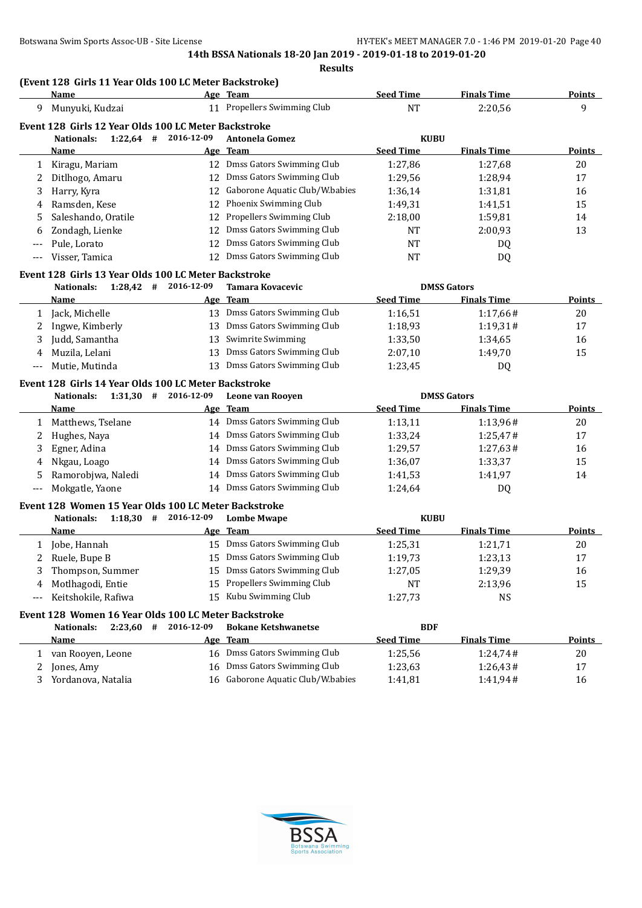**14th BSSA Nationals 18-20 Jan 2019 - 2019-01-18 to 2019-01-20**

**Results**

### (Event 128 Girls 11 Year Olds 100 LC Meter Backstroke)

| | Name | Age | Team | Seed Time | Finals Time | Points |
|---|---|---|---|---|---|---|
| 9 | Munyuki, Kudzai | 11 | Propellers Swimming Club | NT | 2:20,56 | 9 |

### Event 128 Girls 12 Year Olds 100 LC Meter Backstroke

Nationals: 1:22,64 # 2016-12-09 Antonela Gomez KUBU

| | Name | Age | Team | Seed Time | Finals Time | Points |
|---|---|---|---|---|---|---|
| 1 | Kiragu, Mariam | 12 | Dmss Gators Swimming Club | 1:27,86 | 1:27,68 | 20 |
| 2 | Ditlhogo, Amaru | 12 | Dmss Gators Swimming Club | 1:29,56 | 1:28,94 | 17 |
| 3 | Harry, Kyra | 12 | Gaborone Aquatic Club/W.babies | 1:36,14 | 1:31,81 | 16 |
| 4 | Ramsden, Kese | 12 | Phoenix Swimming Club | 1:49,31 | 1:41,51 | 15 |
| 5 | Saleshando, Oratile | 12 | Propellers Swimming Club | 2:18,00 | 1:59,81 | 14 |
| 6 | Zondagh, Lienke | 12 | Dmss Gators Swimming Club | NT | 2:00,93 | 13 |
| --- | Pule, Lorato | 12 | Dmss Gators Swimming Club | NT | DQ | |
| --- | Visser, Tamica | 12 | Dmss Gators Swimming Club | NT | DQ | |

### Event 128 Girls 13 Year Olds 100 LC Meter Backstroke

Nationals: 1:28,42 # 2016-12-09 Tamara Kovacevic DMSS Gators

| | Name | Age | Team | Seed Time | Finals Time | Points |
|---|---|---|---|---|---|---|
| 1 | Jack, Michelle | 13 | Dmss Gators Swimming Club | 1:16,51 | 1:17,66# | 20 |
| 2 | Ingwe, Kimberly | 13 | Dmss Gators Swimming Club | 1:18,93 | 1:19,31# | 17 |
| 3 | Judd, Samantha | 13 | Swimrite Swimming | 1:33,50 | 1:34,65 | 16 |
| 4 | Muzila, Lelani | 13 | Dmss Gators Swimming Club | 2:07,10 | 1:49,70 | 15 |
| --- | Mutie, Mutinda | 13 | Dmss Gators Swimming Club | 1:23,45 | DQ | |

### Event 128 Girls 14 Year Olds 100 LC Meter Backstroke

Nationals: 1:31,30 # 2016-12-09 Leone van Rooyen DMSS Gators

| | Name | Age | Team | Seed Time | Finals Time | Points |
|---|---|---|---|---|---|---|
| 1 | Matthews, Tselane | 14 | Dmss Gators Swimming Club | 1:13,11 | 1:13,96# | 20 |
| 2 | Hughes, Naya | 14 | Dmss Gators Swimming Club | 1:33,24 | 1:25,47# | 17 |
| 3 | Egner, Adina | 14 | Dmss Gators Swimming Club | 1:29,57 | 1:27,63# | 16 |
| 4 | Nkgau, Loago | 14 | Dmss Gators Swimming Club | 1:36,07 | 1:33,37 | 15 |
| 5 | Ramorobjwa, Naledi | 14 | Dmss Gators Swimming Club | 1:41,53 | 1:41,97 | 14 |
| --- | Mokgatle, Yaone | 14 | Dmss Gators Swimming Club | 1:24,64 | DQ | |

### Event 128 Women 15 Year Olds 100 LC Meter Backstroke

Nationals: 1:18,30 # 2016-12-09 Lombe Mwape KUBU

| | Name | Age | Team | Seed Time | Finals Time | Points |
|---|---|---|---|---|---|---|
| 1 | Jobe, Hannah | 15 | Dmss Gators Swimming Club | 1:25,31 | 1:21,71 | 20 |
| 2 | Ruele, Bupe B | 15 | Dmss Gators Swimming Club | 1:19,73 | 1:23,13 | 17 |
| 3 | Thompson, Summer | 15 | Dmss Gators Swimming Club | 1:27,05 | 1:29,39 | 16 |
| 4 | Motlhagodi, Entie | 15 | Propellers Swimming Club | NT | 2:13,96 | 15 |
| --- | Keitshokile, Rafiwa | 15 | Kubu Swimming Club | 1:27,73 | NS | |

### Event 128 Women 16 Year Olds 100 LC Meter Backstroke

Nationals: 2:23,60 # 2016-12-09 Bokane Ketshwanetse BDF

| | Name | Age | Team | Seed Time | Finals Time | Points |
|---|---|---|---|---|---|---|
| 1 | van Rooyen, Leone | 16 | Dmss Gators Swimming Club | 1:25,56 | 1:24,74# | 20 |
| 2 | Jones, Amy | 16 | Dmss Gators Swimming Club | 1:23,63 | 1:26,43# | 17 |
| 3 | Yordanova, Natalia | 16 | Gaborone Aquatic Club/W.babies | 1:41,81 | 1:41,94# | 16 |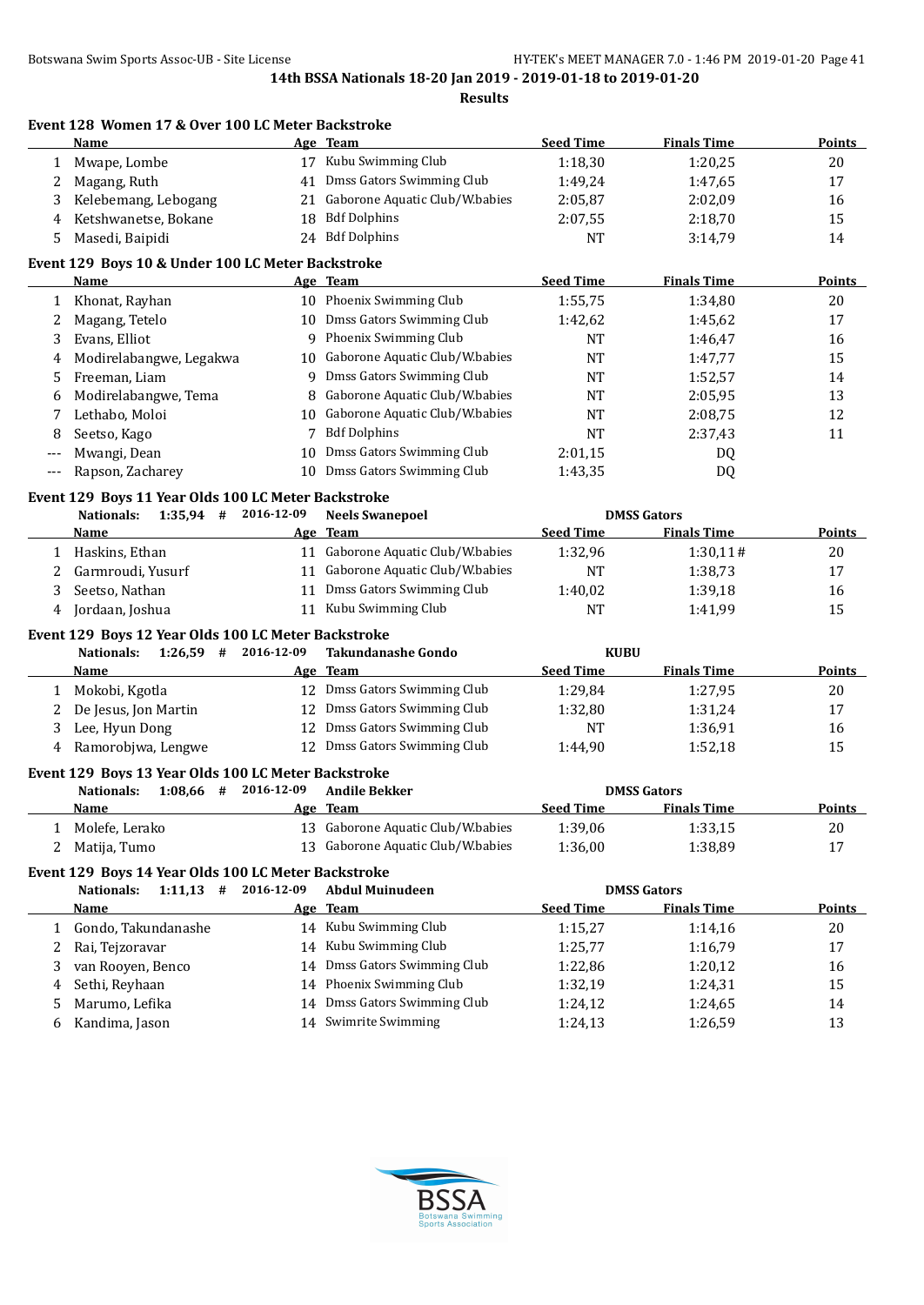**14th BSSA Nationals 18-20 Jan 2019 - 2019-01-18 to 2019-01-20**

**Results**

### Event 128 Women 17 & Over 100 LC Meter Backstroke

| | Name | Age | Team | Seed Time | Finals Time | Points |
|---|---|---|---|---|---|---|
| 1 | Mwape, Lombe | 17 | Kubu Swimming Club | 1:18,30 | 1:20,25 | 20 |
| 2 | Magang, Ruth | 41 | Dmss Gators Swimming Club | 1:49,24 | 1:47,65 | 17 |
| 3 | Kelebemang, Lebogang | 21 | Gaborone Aquatic Club/W.babies | 2:05,87 | 2:02,09 | 16 |
| 4 | Ketshwanetse, Bokane | 18 | Bdf Dolphins | 2:07,55 | 2:18,70 | 15 |
| 5 | Masedi, Baipidi | 24 | Bdf Dolphins | NT | 3:14,79 | 14 |

### Event 129 Boys 10 & Under 100 LC Meter Backstroke

| | Name | Age | Team | Seed Time | Finals Time | Points |
|---|---|---|---|---|---|---|
| 1 | Khonat, Rayhan | 10 | Phoenix Swimming Club | 1:55,75 | 1:34,80 | 20 |
| 2 | Magang, Tetelo | 10 | Dmss Gators Swimming Club | 1:42,62 | 1:45,62 | 17 |
| 3 | Evans, Elliot | 9 | Phoenix Swimming Club | NT | 1:46,47 | 16 |
| 4 | Modirelabangwe, Legakwa | 10 | Gaborone Aquatic Club/W.babies | NT | 1:47,77 | 15 |
| 5 | Freeman, Liam | 9 | Dmss Gators Swimming Club | NT | 1:52,57 | 14 |
| 6 | Modirelabangwe, Tema | 8 | Gaborone Aquatic Club/W.babies | NT | 2:05,95 | 13 |
| 7 | Lethabo, Moloi | 10 | Gaborone Aquatic Club/W.babies | NT | 2:08,75 | 12 |
| 8 | Seetso, Kago | 7 | Bdf Dolphins | NT | 2:37,43 | 11 |
| --- | Mwangi, Dean | 10 | Dmss Gators Swimming Club | 2:01,15 | DQ | |
| --- | Rapson, Zacharey | 10 | Dmss Gators Swimming Club | 1:43,35 | DQ | |

### Event 129 Boys 11 Year Olds 100 LC Meter Backstroke

Nationals: 1:35,94 # 2016-12-09 Neels Swanepoel DMSS Gators

| | Name | Age | Team | Seed Time | Finals Time | Points |
|---|---|---|---|---|---|---|
| 1 | Haskins, Ethan | 11 | Gaborone Aquatic Club/W.babies | 1:32,96 | 1:30,11# | 20 |
| 2 | Garmroudi, Yusurf | 11 | Gaborone Aquatic Club/W.babies | NT | 1:38,73 | 17 |
| 3 | Seetso, Nathan | 11 | Dmss Gators Swimming Club | 1:40,02 | 1:39,18 | 16 |
| 4 | Jordaan, Joshua | 11 | Kubu Swimming Club | NT | 1:41,99 | 15 |

### Event 129 Boys 12 Year Olds 100 LC Meter Backstroke

Nationals: 1:26,59 # 2016-12-09 Takundanashe Gondo KUBU

| | Name | Age | Team | Seed Time | Finals Time | Points |
|---|---|---|---|---|---|---|
| 1 | Mokobi, Kgotla | 12 | Dmss Gators Swimming Club | 1:29,84 | 1:27,95 | 20 |
| 2 | De Jesus, Jon Martin | 12 | Dmss Gators Swimming Club | 1:32,80 | 1:31,24 | 17 |
| 3 | Lee, Hyun Dong | 12 | Dmss Gators Swimming Club | NT | 1:36,91 | 16 |
| 4 | Ramorobjwa, Lengwe | 12 | Dmss Gators Swimming Club | 1:44,90 | 1:52,18 | 15 |

### Event 129 Boys 13 Year Olds 100 LC Meter Backstroke

Nationals: 1:08,66 # 2016-12-09 Andile Bekker DMSS Gators

| | Name | Age | Team | Seed Time | Finals Time | Points |
|---|---|---|---|---|---|---|
| 1 | Molefe, Lerako | 13 | Gaborone Aquatic Club/W.babies | 1:39,06 | 1:33,15 | 20 |
| 2 | Matija, Tumo | 13 | Gaborone Aquatic Club/W.babies | 1:36,00 | 1:38,89 | 17 |

### Event 129 Boys 14 Year Olds 100 LC Meter Backstroke

Nationals: 1:11,13 # 2016-12-09 Abdul Muinudeen DMSS Gators

| | Name | Age | Team | Seed Time | Finals Time | Points |
|---|---|---|---|---|---|---|
| 1 | Gondo, Takundanashe | 14 | Kubu Swimming Club | 1:15,27 | 1:14,16 | 20 |
| 2 | Rai, Tejzoravar | 14 | Kubu Swimming Club | 1:25,77 | 1:16,79 | 17 |
| 3 | van Rooyen, Benco | 14 | Dmss Gators Swimming Club | 1:22,86 | 1:20,12 | 16 |
| 4 | Sethi, Reyhaan | 14 | Phoenix Swimming Club | 1:32,19 | 1:24,31 | 15 |
| 5 | Marumo, Lefika | 14 | Dmss Gators Swimming Club | 1:24,12 | 1:24,65 | 14 |
| 6 | Kandima, Jason | 14 | Swimrite Swimming | 1:24,13 | 1:26,59 | 13 |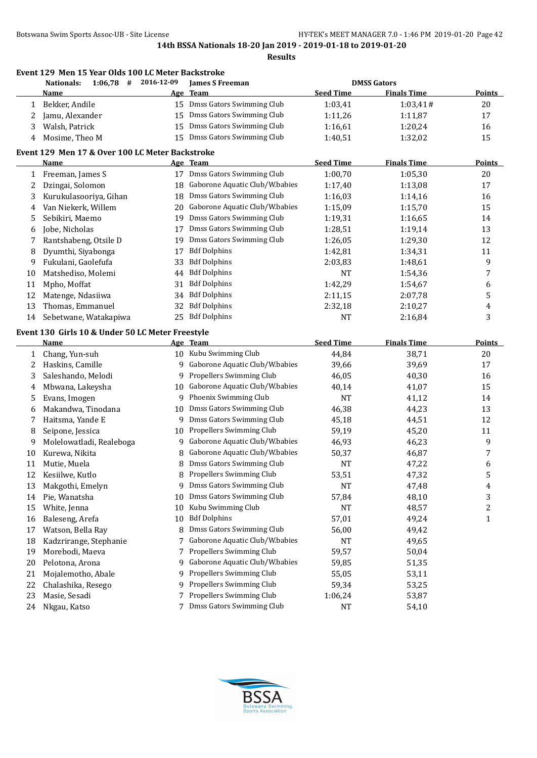**14th BSSA Nationals 18-20 Jan 2019 - 2019-01-18 to 2019-01-20**

**Results**

### Event 129 Men 15 Year Olds 100 LC Meter Backstroke

Nationals: 1:06,78 # 2016-12-09 James S Freeman DMSS Gators

| | Name | Age | Team | Seed Time | Finals Time | Points |
|---|---|---|---|---|---|---|
| 1 | Bekker, Andile | 15 | Dmss Gators Swimming Club | 1:03,41 | 1:03,41# | 20 |
| 2 | Jamu, Alexander | 15 | Dmss Gators Swimming Club | 1:11,26 | 1:11,87 | 17 |
| 3 | Walsh, Patrick | 15 | Dmss Gators Swimming Club | 1:16,61 | 1:20,24 | 16 |
| 4 | Mosime, Theo M | 15 | Dmss Gators Swimming Club | 1:40,51 | 1:32,02 | 15 |

### Event 129 Men 17 & Over 100 LC Meter Backstroke

| | Name | Age | Team | Seed Time | Finals Time | Points |
|---|---|---|---|---|---|---|
| 1 | Freeman, James S | 17 | Dmss Gators Swimming Club | 1:00,70 | 1:05,30 | 20 |
| 2 | Dzingai, Solomon | 18 | Gaborone Aquatic Club/W.babies | 1:17,40 | 1:13,08 | 17 |
| 3 | Kurukulasooriya, Gihan | 18 | Dmss Gators Swimming Club | 1:16,03 | 1:14,16 | 16 |
| 4 | Van Niekerk, Willem | 20 | Gaborone Aquatic Club/W.babies | 1:15,09 | 1:15,70 | 15 |
| 5 | Sebikiri, Maemo | 19 | Dmss Gators Swimming Club | 1:19,31 | 1:16,65 | 14 |
| 6 | Jobe, Nicholas | 17 | Dmss Gators Swimming Club | 1:28,51 | 1:19,14 | 13 |
| 7 | Rantshabeng, Otsile D | 19 | Dmss Gators Swimming Club | 1:26,05 | 1:29,30 | 12 |
| 8 | Dyumthi, Siyabonga | 17 | Bdf Dolphins | 1:42,81 | 1:34,31 | 11 |
| 9 | Fukulani, Gaolefufa | 33 | Bdf Dolphins | 2:03,83 | 1:48,61 | 9 |
| 10 | Matshediso, Molemi | 44 | Bdf Dolphins | NT | 1:54,36 | 7 |
| 11 | Mpho, Moffat | 31 | Bdf Dolphins | 1:42,29 | 1:54,67 | 6 |
| 12 | Matenge, Ndasiiwa | 34 | Bdf Dolphins | 2:11,15 | 2:07,78 | 5 |
| 13 | Thomas, Emmanuel | 32 | Bdf Dolphins | 2:32,18 | 2:10,27 | 4 |
| 14 | Sebetwane, Watakapiwa | 25 | Bdf Dolphins | NT | 2:16,84 | 3 |

### Event 130 Girls 10 & Under 50 LC Meter Freestyle

| | Name | Age | Team | Seed Time | Finals Time | Points |
|---|---|---|---|---|---|---|
| 1 | Chang, Yun-suh | 10 | Kubu Swimming Club | 44,84 | 38,71 | 20 |
| 2 | Haskins, Camille | 9 | Gaborone Aquatic Club/W.babies | 39,66 | 39,69 | 17 |
| 3 | Saleshando, Melodi | 9 | Propellers Swimming Club | 46,05 | 40,30 | 16 |
| 4 | Mbwana, Lakeysha | 10 | Gaborone Aquatic Club/W.babies | 40,14 | 41,07 | 15 |
| 5 | Evans, Imogen | 9 | Phoenix Swimming Club | NT | 41,12 | 14 |
| 6 | Makandwa, Tinodana | 10 | Dmss Gators Swimming Club | 46,38 | 44,23 | 13 |
| 7 | Haitsma, Yande E | 9 | Dmss Gators Swimming Club | 45,18 | 44,51 | 12 |
| 8 | Seipone, Jessica | 10 | Propellers Swimming Club | 59,19 | 45,20 | 11 |
| 9 | Molelowatladi, Realeboga | 9 | Gaborone Aquatic Club/W.babies | 46,93 | 46,23 | 9 |
| 10 | Kurewa, Nikita | 8 | Gaborone Aquatic Club/W.babies | 50,37 | 46,87 | 7 |
| 11 | Mutie, Muela | 8 | Dmss Gators Swimming Club | NT | 47,22 | 6 |
| 12 | Kesiilwe, Kutlo | 8 | Propellers Swimming Club | 53,51 | 47,32 | 5 |
| 13 | Makgothi, Emelyn | 9 | Dmss Gators Swimming Club | NT | 47,48 | 4 |
| 14 | Pie, Wanatsha | 10 | Dmss Gators Swimming Club | 57,84 | 48,10 | 3 |
| 15 | White, Jenna | 10 | Kubu Swimming Club | NT | 48,57 | 2 |
| 16 | Baleseng, Arefa | 10 | Bdf Dolphins | 57,01 | 49,24 | 1 |
| 17 | Watson, Bella Ray | 8 | Dmss Gators Swimming Club | 56,00 | 49,42 | |
| 18 | Kadzrirange, Stephanie | 7 | Gaborone Aquatic Club/W.babies | NT | 49,65 | |
| 19 | Morebodi, Maeva | 7 | Propellers Swimming Club | 59,57 | 50,04 | |
| 20 | Pelotona, Arona | 9 | Gaborone Aquatic Club/W.babies | 59,85 | 51,35 | |
| 21 | Mojalemotho, Abale | 9 | Propellers Swimming Club | 55,05 | 53,11 | |
| 22 | Chalashika, Resego | 9 | Propellers Swimming Club | 59,34 | 53,25 | |
| 23 | Masie, Sesadi | 7 | Propellers Swimming Club | 1:06,24 | 53,87 | |
| 24 | Nkgau, Katso | 7 | Dmss Gators Swimming Club | NT | 54,10 | |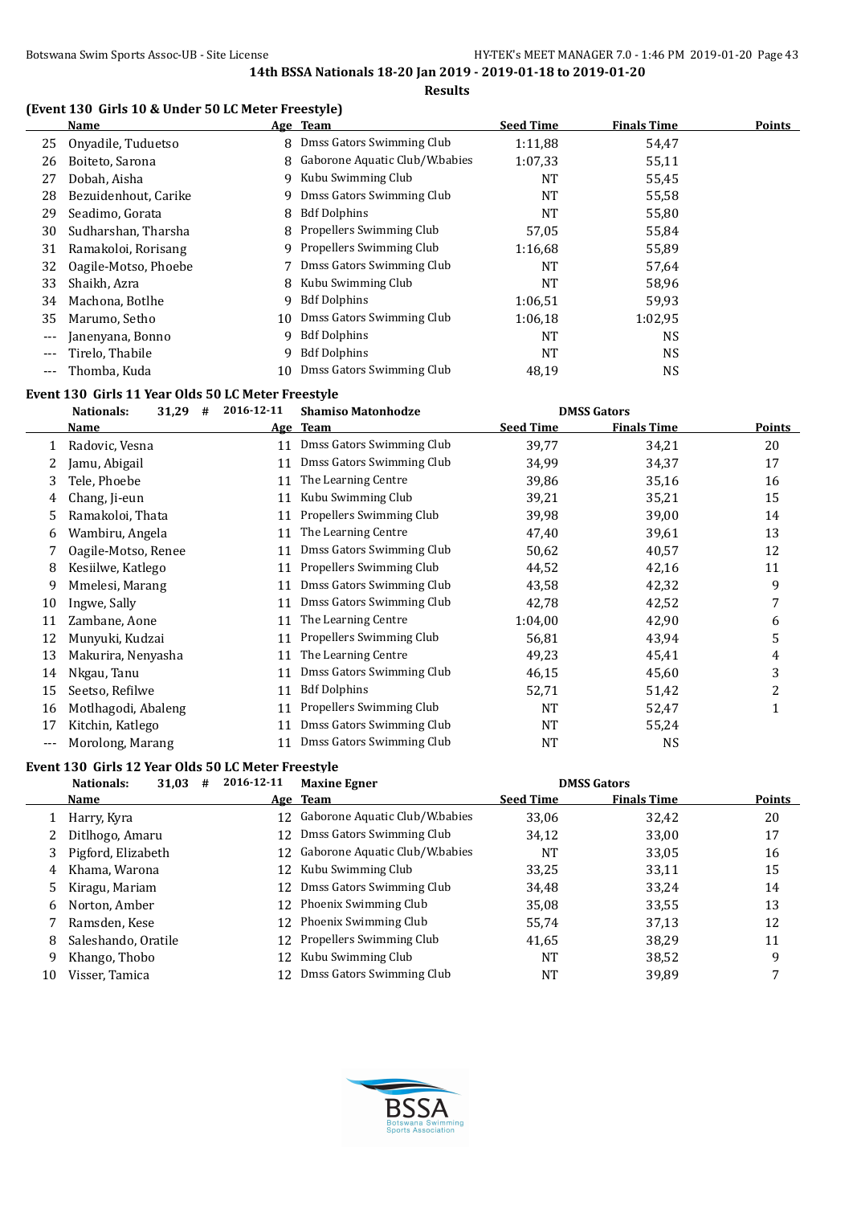**14th BSSA Nationals 18-20 Jan 2019 - 2019-01-18 to 2019-01-20**

**Results**

**(Event 130 Girls 10 & Under 50 LC Meter Freestyle)**

| | Name | Age | Team | Seed Time | Finals Time | Points |
|---|---|---|---|---|---|---|
| 25 | Onyadile, Tuduetso | 8 | Dmss Gators Swimming Club | 1:11,88 | 54,47 | |
| 26 | Boiteto, Sarona | 8 | Gaborone Aquatic Club/W.babies | 1:07,33 | 55,11 | |
| 27 | Dobah, Aisha | 9 | Kubu Swimming Club | NT | 55,45 | |
| 28 | Bezuidenhout, Carike | 9 | Dmss Gators Swimming Club | NT | 55,58 | |
| 29 | Seadimo, Gorata | 8 | Bdf Dolphins | NT | 55,80 | |
| 30 | Sudharshan, Tharsha | 8 | Propellers Swimming Club | 57,05 | 55,84 | |
| 31 | Ramakoloi, Rorisang | 9 | Propellers Swimming Club | 1:16,68 | 55,89 | |
| 32 | Oagile-Motso, Phoebe | 7 | Dmss Gators Swimming Club | NT | 57,64 | |
| 33 | Shaikh, Azra | 8 | Kubu Swimming Club | NT | 58,96 | |
| 34 | Machona, Botlhe | 9 | Bdf Dolphins | 1:06,51 | 59,93 | |
| 35 | Marumo, Setho | 10 | Dmss Gators Swimming Club | 1:06,18 | 1:02,95 | |
| --- | Janenyana, Bonno | 9 | Bdf Dolphins | NT | NS | |
| --- | Tirelo, Thabile | 9 | Bdf Dolphins | NT | NS | |
| --- | Thomba, Kuda | 10 | Dmss Gators Swimming Club | 48,19 | NS | |

**Event 130 Girls 11 Year Olds 50 LC Meter Freestyle**

Nationals: 31,29 # 2016-12-11 Shamiso Matonhodze DMSS Gators

| | Name | Age | Team | Seed Time | Finals Time | Points |
|---|---|---|---|---|---|---|
| 1 | Radovic, Vesna | 11 | Dmss Gators Swimming Club | 39,77 | 34,21 | 20 |
| 2 | Jamu, Abigail | 11 | Dmss Gators Swimming Club | 34,99 | 34,37 | 17 |
| 3 | Tele, Phoebe | 11 | The Learning Centre | 39,86 | 35,16 | 16 |
| 4 | Chang, Ji-eun | 11 | Kubu Swimming Club | 39,21 | 35,21 | 15 |
| 5 | Ramakoloi, Thata | 11 | Propellers Swimming Club | 39,98 | 39,00 | 14 |
| 6 | Wambiru, Angela | 11 | The Learning Centre | 47,40 | 39,61 | 13 |
| 7 | Oagile-Motso, Renee | 11 | Dmss Gators Swimming Club | 50,62 | 40,57 | 12 |
| 8 | Kesiilwe, Katlego | 11 | Propellers Swimming Club | 44,52 | 42,16 | 11 |
| 9 | Mmelesi, Marang | 11 | Dmss Gators Swimming Club | 43,58 | 42,32 | 9 |
| 10 | Ingwe, Sally | 11 | Dmss Gators Swimming Club | 42,78 | 42,52 | 7 |
| 11 | Zambane, Aone | 11 | The Learning Centre | 1:04,00 | 42,90 | 6 |
| 12 | Munyuki, Kudzai | 11 | Propellers Swimming Club | 56,81 | 43,94 | 5 |
| 13 | Makurira, Nenyasha | 11 | The Learning Centre | 49,23 | 45,41 | 4 |
| 14 | Nkgau, Tanu | 11 | Dmss Gators Swimming Club | 46,15 | 45,60 | 3 |
| 15 | Seetso, Refilwe | 11 | Bdf Dolphins | 52,71 | 51,42 | 2 |
| 16 | Motlhagodi, Abaleng | 11 | Propellers Swimming Club | NT | 52,47 | 1 |
| 17 | Kitchin, Katlego | 11 | Dmss Gators Swimming Club | NT | 55,24 | |
| --- | Morolong, Marang | 11 | Dmss Gators Swimming Club | NT | NS | |

**Event 130 Girls 12 Year Olds 50 LC Meter Freestyle**

Nationals: 31,03 # 2016-12-11 Maxine Egner DMSS Gators

| | Name | Age | Team | Seed Time | Finals Time | Points |
|---|---|---|---|---|---|---|
| 1 | Harry, Kyra | 12 | Gaborone Aquatic Club/W.babies | 33,06 | 32,42 | 20 |
| 2 | Ditlhogo, Amaru | 12 | Dmss Gators Swimming Club | 34,12 | 33,00 | 17 |
| 3 | Pigford, Elizabeth | 12 | Gaborone Aquatic Club/W.babies | NT | 33,05 | 16 |
| 4 | Khama, Warona | 12 | Kubu Swimming Club | 33,25 | 33,11 | 15 |
| 5 | Kiragu, Mariam | 12 | Dmss Gators Swimming Club | 34,48 | 33,24 | 14 |
| 6 | Norton, Amber | 12 | Phoenix Swimming Club | 35,08 | 33,55 | 13 |
| 7 | Ramsden, Kese | 12 | Phoenix Swimming Club | 55,74 | 37,13 | 12 |
| 8 | Saleshando, Oratile | 12 | Propellers Swimming Club | 41,65 | 38,29 | 11 |
| 9 | Khango, Thobo | 12 | Kubu Swimming Club | NT | 38,52 | 9 |
| 10 | Visser, Tamica | 12 | Dmss Gators Swimming Club | NT | 39,89 | 7 |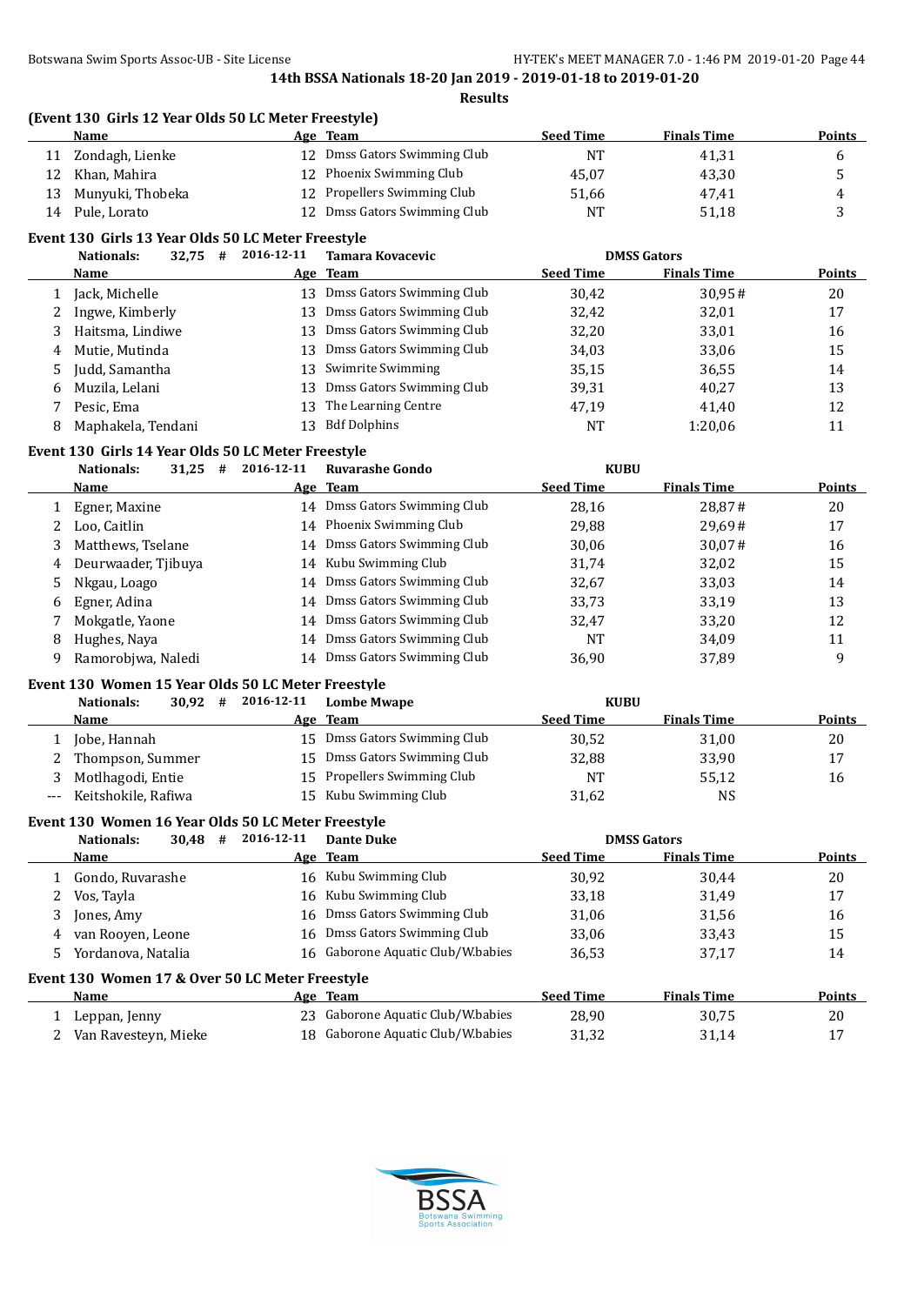14th BSSA Nationals 18-20 Jan 2019 - 2019-01-18 to 2019-01-20

**Results**

### (Event 130 Girls 12 Year Olds 50 LC Meter Freestyle)

| | Name | Age | Team | Seed Time | Finals Time | Points |
|---|---|---|---|---|---|---|
| 11 | Zondagh, Lienke | 12 | Dmss Gators Swimming Club | NT | 41,31 | 6 |
| 12 | Khan, Mahira | 12 | Phoenix Swimming Club | 45,07 | 43,30 | 5 |
| 13 | Munyuki, Thobeka | 12 | Propellers Swimming Club | 51,66 | 47,41 | 4 |
| 14 | Pule, Lorato | 12 | Dmss Gators Swimming Club | NT | 51,18 | 3 |

### Event 130 Girls 13 Year Olds 50 LC Meter Freestyle

Nationals: 32,75 # 2016-12-11 Tamara Kovacevic DMSS Gators

| | Name | Age | Team | Seed Time | Finals Time | Points |
|---|---|---|---|---|---|---|
| 1 | Jack, Michelle | 13 | Dmss Gators Swimming Club | 30,42 | 30,95# | 20 |
| 2 | Ingwe, Kimberly | 13 | Dmss Gators Swimming Club | 32,42 | 32,01 | 17 |
| 3 | Haitsma, Lindiwe | 13 | Dmss Gators Swimming Club | 32,20 | 33,01 | 16 |
| 4 | Mutie, Mutinda | 13 | Dmss Gators Swimming Club | 34,03 | 33,06 | 15 |
| 5 | Judd, Samantha | 13 | Swimrite Swimming | 35,15 | 36,55 | 14 |
| 6 | Muzila, Lelani | 13 | Dmss Gators Swimming Club | 39,31 | 40,27 | 13 |
| 7 | Pesic, Ema | 13 | The Learning Centre | 47,19 | 41,40 | 12 |
| 8 | Maphakela, Tendani | 13 | Bdf Dolphins | NT | 1:20,06 | 11 |

### Event 130 Girls 14 Year Olds 50 LC Meter Freestyle

Nationals: 31,25 # 2016-12-11 Ruvarashe Gondo KUBU

| | Name | Age | Team | Seed Time | Finals Time | Points |
|---|---|---|---|---|---|---|
| 1 | Egner, Maxine | 14 | Dmss Gators Swimming Club | 28,16 | 28,87# | 20 |
| 2 | Loo, Caitlin | 14 | Phoenix Swimming Club | 29,88 | 29,69# | 17 |
| 3 | Matthews, Tselane | 14 | Dmss Gators Swimming Club | 30,06 | 30,07# | 16 |
| 4 | Deurwaader, Tjibuya | 14 | Kubu Swimming Club | 31,74 | 32,02 | 15 |
| 5 | Nkgau, Loago | 14 | Dmss Gators Swimming Club | 32,67 | 33,03 | 14 |
| 6 | Egner, Adina | 14 | Dmss Gators Swimming Club | 33,73 | 33,19 | 13 |
| 7 | Mokgatle, Yaone | 14 | Dmss Gators Swimming Club | 32,47 | 33,20 | 12 |
| 8 | Hughes, Naya | 14 | Dmss Gators Swimming Club | NT | 34,09 | 11 |
| 9 | Ramorobjwa, Naledi | 14 | Dmss Gators Swimming Club | 36,90 | 37,89 | 9 |

### Event 130 Women 15 Year Olds 50 LC Meter Freestyle

Nationals: 30,92 # 2016-12-11 Lombe Mwape KUBU

| | Name | Age | Team | Seed Time | Finals Time | Points |
|---|---|---|---|---|---|---|
| 1 | Jobe, Hannah | 15 | Dmss Gators Swimming Club | 30,52 | 31,00 | 20 |
| 2 | Thompson, Summer | 15 | Dmss Gators Swimming Club | 32,88 | 33,90 | 17 |
| 3 | Motlhagodi, Entie | 15 | Propellers Swimming Club | NT | 55,12 | 16 |
| --- | Keitshokile, Rafiwa | 15 | Kubu Swimming Club | 31,62 | NS | |

### Event 130 Women 16 Year Olds 50 LC Meter Freestyle

Nationals: 30,48 # 2016-12-11 Dante Duke DMSS Gators

| | Name | Age | Team | Seed Time | Finals Time | Points |
|---|---|---|---|---|---|---|
| 1 | Gondo, Ruvarashe | 16 | Kubu Swimming Club | 30,92 | 30,44 | 20 |
| 2 | Vos, Tayla | 16 | Kubu Swimming Club | 33,18 | 31,49 | 17 |
| 3 | Jones, Amy | 16 | Dmss Gators Swimming Club | 31,06 | 31,56 | 16 |
| 4 | van Rooyen, Leone | 16 | Dmss Gators Swimming Club | 33,06 | 33,43 | 15 |
| 5 | Yordanova, Natalia | 16 | Gaborone Aquatic Club/W.babies | 36,53 | 37,17 | 14 |

### Event 130 Women 17 & Over 50 LC Meter Freestyle

| | Name | Age | Team | Seed Time | Finals Time | Points |
|---|---|---|---|---|---|---|
| 1 | Leppan, Jenny | 23 | Gaborone Aquatic Club/W.babies | 28,90 | 30,75 | 20 |
| 2 | Van Ravesteyn, Mieke | 18 | Gaborone Aquatic Club/W.babies | 31,32 | 31,14 | 17 |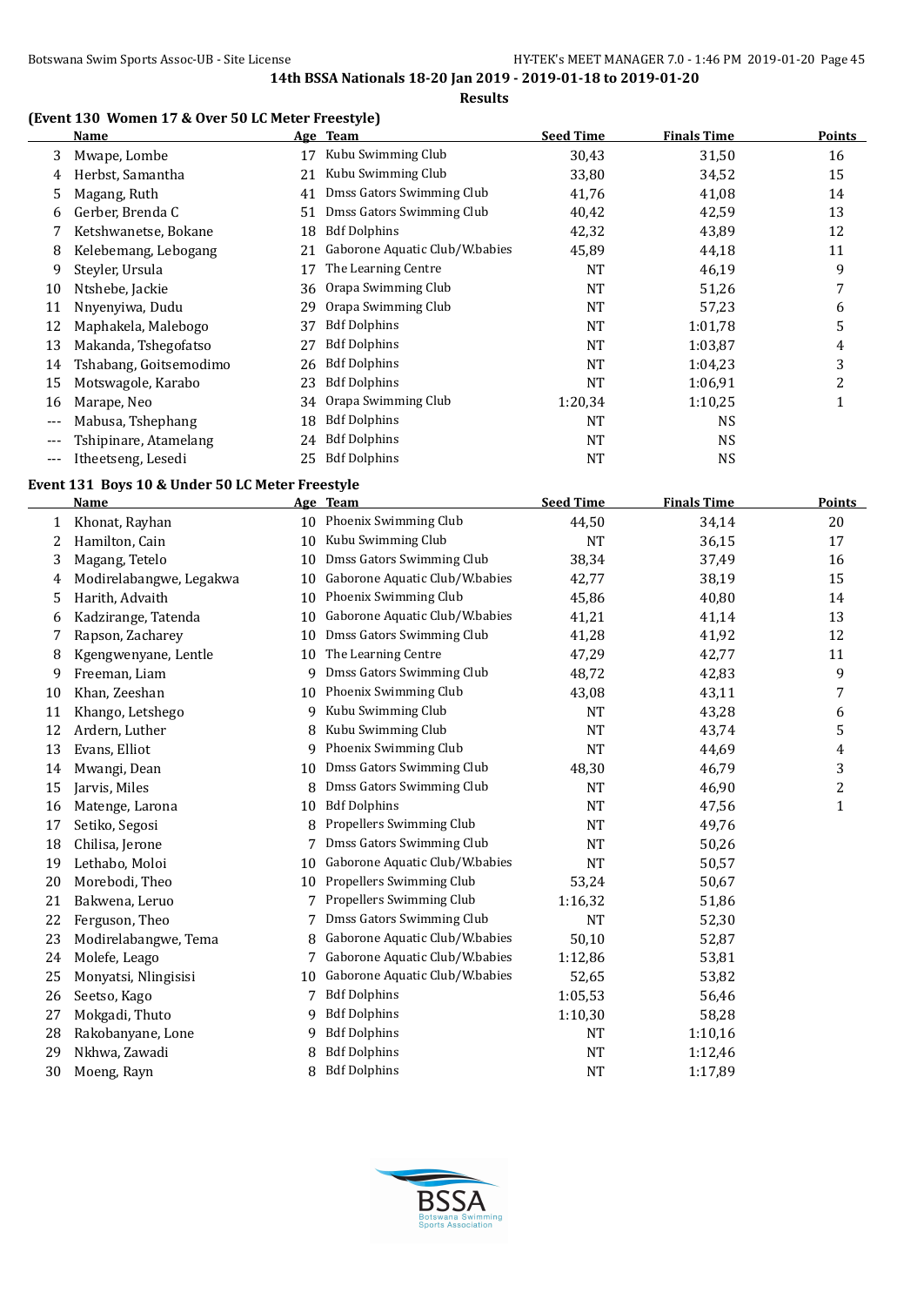**14th BSSA Nationals 18-20 Jan 2019 - 2019-01-18 to 2019-01-20**

**Results**

### (Event 130 Women 17 & Over 50 LC Meter Freestyle)

| | Name | Age | Team | Seed Time | Finals Time | Points |
|---|---|---|---|---|---|---|
| 3 | Mwape, Lombe | 17 | Kubu Swimming Club | 30,43 | 31,50 | 16 |
| 4 | Herbst, Samantha | 21 | Kubu Swimming Club | 33,80 | 34,52 | 15 |
| 5 | Magang, Ruth | 41 | Dmss Gators Swimming Club | 41,76 | 41,08 | 14 |
| 6 | Gerber, Brenda C | 51 | Dmss Gators Swimming Club | 40,42 | 42,59 | 13 |
| 7 | Ketshwanetse, Bokane | 18 | Bdf Dolphins | 42,32 | 43,89 | 12 |
| 8 | Kelebemang, Lebogang | 21 | Gaborone Aquatic Club/W.babies | 45,89 | 44,18 | 11 |
| 9 | Steyler, Ursula | 17 | The Learning Centre | NT | 46,19 | 9 |
| 10 | Ntshebe, Jackie | 36 | Orapa Swimming Club | NT | 51,26 | 7 |
| 11 | Nnyenyiwa, Dudu | 29 | Orapa Swimming Club | NT | 57,23 | 6 |
| 12 | Maphakela, Malebogo | 37 | Bdf Dolphins | NT | 1:01,78 | 5 |
| 13 | Makanda, Tshegofatso | 27 | Bdf Dolphins | NT | 1:03,87 | 4 |
| 14 | Tshabang, Goitsemodimo | 26 | Bdf Dolphins | NT | 1:04,23 | 3 |
| 15 | Motswagole, Karabo | 23 | Bdf Dolphins | NT | 1:06,91 | 2 |
| 16 | Marape, Neo | 34 | Orapa Swimming Club | 1:20,34 | 1:10,25 | 1 |
| --- | Mabusa, Tshephang | 18 | Bdf Dolphins | NT | NS | |
| --- | Tshipinare, Atamelang | 24 | Bdf Dolphins | NT | NS | |
| --- | Itheetseng, Lesedi | 25 | Bdf Dolphins | NT | NS | |

### Event 131 Boys 10 & Under 50 LC Meter Freestyle

| | Name | Age | Team | Seed Time | Finals Time | Points |
|---|---|---|---|---|---|---|
| 1 | Khonat, Rayhan | 10 | Phoenix Swimming Club | 44,50 | 34,14 | 20 |
| 2 | Hamilton, Cain | 10 | Kubu Swimming Club | NT | 36,15 | 17 |
| 3 | Magang, Tetelo | 10 | Dmss Gators Swimming Club | 38,34 | 37,49 | 16 |
| 4 | Modirelabangwe, Legakwa | 10 | Gaborone Aquatic Club/W.babies | 42,77 | 38,19 | 15 |
| 5 | Harith, Advaith | 10 | Phoenix Swimming Club | 45,86 | 40,80 | 14 |
| 6 | Kadzirange, Tatenda | 10 | Gaborone Aquatic Club/W.babies | 41,21 | 41,14 | 13 |
| 7 | Rapson, Zacharey | 10 | Dmss Gators Swimming Club | 41,28 | 41,92 | 12 |
| 8 | Kgengwenyane, Lentle | 10 | The Learning Centre | 47,29 | 42,77 | 11 |
| 9 | Freeman, Liam | 9 | Dmss Gators Swimming Club | 48,72 | 42,83 | 9 |
| 10 | Khan, Zeeshan | 10 | Phoenix Swimming Club | 43,08 | 43,11 | 7 |
| 11 | Khango, Letshego | 9 | Kubu Swimming Club | NT | 43,28 | 6 |
| 12 | Ardern, Luther | 8 | Kubu Swimming Club | NT | 43,74 | 5 |
| 13 | Evans, Elliot | 9 | Phoenix Swimming Club | NT | 44,69 | 4 |
| 14 | Mwangi, Dean | 10 | Dmss Gators Swimming Club | 48,30 | 46,79 | 3 |
| 15 | Jarvis, Miles | 8 | Dmss Gators Swimming Club | NT | 46,90 | 2 |
| 16 | Matenge, Larona | 10 | Bdf Dolphins | NT | 47,56 | 1 |
| 17 | Setiko, Segosi | 8 | Propellers Swimming Club | NT | 49,76 | |
| 18 | Chilisa, Jerone | 7 | Dmss Gators Swimming Club | NT | 50,26 | |
| 19 | Lethabo, Moloi | 10 | Gaborone Aquatic Club/W.babies | NT | 50,57 | |
| 20 | Morebodi, Theo | 10 | Propellers Swimming Club | 53,24 | 50,67 | |
| 21 | Bakwena, Leruo | 7 | Propellers Swimming Club | 1:16,32 | 51,86 | |
| 22 | Ferguson, Theo | 7 | Dmss Gators Swimming Club | NT | 52,30 | |
| 23 | Modirelabangwe, Tema | 8 | Gaborone Aquatic Club/W.babies | 50,10 | 52,87 | |
| 24 | Molefe, Leago | 7 | Gaborone Aquatic Club/W.babies | 1:12,86 | 53,81 | |
| 25 | Monyatsi, Nlingisisi | 10 | Gaborone Aquatic Club/W.babies | 52,65 | 53,82 | |
| 26 | Seetso, Kago | 7 | Bdf Dolphins | 1:05,53 | 56,46 | |
| 27 | Mokgadi, Thuto | 9 | Bdf Dolphins | 1:10,30 | 58,28 | |
| 28 | Rakobanyane, Lone | 9 | Bdf Dolphins | NT | 1:10,16 | |
| 29 | Nkhwa, Zawadi | 8 | Bdf Dolphins | NT | 1:12,46 | |
| 30 | Moeng, Rayn | 8 | Bdf Dolphins | NT | 1:17,89 | |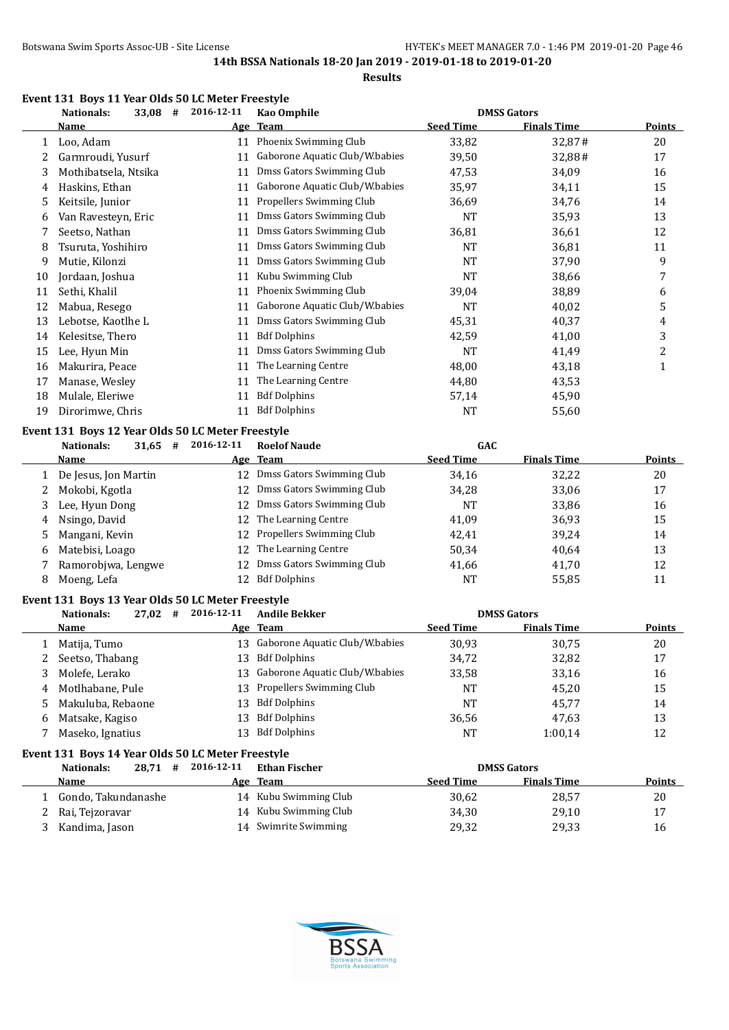14th BSSA Nationals 18-20 Jan 2019 - 2019-01-18 to 2019-01-20

Results

### Event 131 Boys 11 Year Olds 50 LC Meter Freestyle

Nationals: 33,08 # 2016-12-11 Kao Omphile DMSS Gators

| | Name | Age | Team | Seed Time | Finals Time | Points |
|---|---|---|---|---|---|---|
| 1 | Loo, Adam | 11 | Phoenix Swimming Club | 33,82 | 32,87# | 20 |
| 2 | Garmroudi, Yusurf | 11 | Gaborone Aquatic Club/W.babies | 39,50 | 32,88# | 17 |
| 3 | Mothibatsela, Ntsika | 11 | Dmss Gators Swimming Club | 47,53 | 34,09 | 16 |
| 4 | Haskins, Ethan | 11 | Gaborone Aquatic Club/W.babies | 35,97 | 34,11 | 15 |
| 5 | Keitsile, Junior | 11 | Propellers Swimming Club | 36,69 | 34,76 | 14 |
| 6 | Van Ravesteyn, Eric | 11 | Dmss Gators Swimming Club | NT | 35,93 | 13 |
| 7 | Seetso, Nathan | 11 | Dmss Gators Swimming Club | 36,81 | 36,61 | 12 |
| 8 | Tsuruta, Yoshihiro | 11 | Dmss Gators Swimming Club | NT | 36,81 | 11 |
| 9 | Mutie, Kilonzi | 11 | Dmss Gators Swimming Club | NT | 37,90 | 9 |
| 10 | Jordaan, Joshua | 11 | Kubu Swimming Club | NT | 38,66 | 7 |
| 11 | Sethi, Khalil | 11 | Phoenix Swimming Club | 39,04 | 38,89 | 6 |
| 12 | Mabua, Resego | 11 | Gaborone Aquatic Club/W.babies | NT | 40,02 | 5 |
| 13 | Lebotse, Kaotlhe L | 11 | Dmss Gators Swimming Club | 45,31 | 40,37 | 4 |
| 14 | Kelesitse, Thero | 11 | Bdf Dolphins | 42,59 | 41,00 | 3 |
| 15 | Lee, Hyun Min | 11 | Dmss Gators Swimming Club | NT | 41,49 | 2 |
| 16 | Makurira, Peace | 11 | The Learning Centre | 48,00 | 43,18 | 1 |
| 17 | Manase, Wesley | 11 | The Learning Centre | 44,80 | 43,53 | |
| 18 | Mulale, Eleriwe | 11 | Bdf Dolphins | 57,14 | 45,90 | |
| 19 | Dirorimwe, Chris | 11 | Bdf Dolphins | NT | 55,60 | |

### Event 131 Boys 12 Year Olds 50 LC Meter Freestyle

Nationals: 31,65 # 2016-12-11 Roelof Naude GAC

| | Name | Age | Team | Seed Time | Finals Time | Points |
|---|---|---|---|---|---|---|
| 1 | De Jesus, Jon Martin | 12 | Dmss Gators Swimming Club | 34,16 | 32,22 | 20 |
| 2 | Mokobi, Kgotla | 12 | Dmss Gators Swimming Club | 34,28 | 33,06 | 17 |
| 3 | Lee, Hyun Dong | 12 | Dmss Gators Swimming Club | NT | 33,86 | 16 |
| 4 | Nsingo, David | 12 | The Learning Centre | 41,09 | 36,93 | 15 |
| 5 | Mangani, Kevin | 12 | Propellers Swimming Club | 42,41 | 39,24 | 14 |
| 6 | Matebisi, Loago | 12 | The Learning Centre | 50,34 | 40,64 | 13 |
| 7 | Ramorobjwa, Lengwe | 12 | Dmss Gators Swimming Club | 41,66 | 41,70 | 12 |
| 8 | Moeng, Lefa | 12 | Bdf Dolphins | NT | 55,85 | 11 |

### Event 131 Boys 13 Year Olds 50 LC Meter Freestyle

Nationals: 27,02 # 2016-12-11 Andile Bekker DMSS Gators

| | Name | Age | Team | Seed Time | Finals Time | Points |
|---|---|---|---|---|---|---|
| 1 | Matija, Tumo | 13 | Gaborone Aquatic Club/W.babies | 30,93 | 30,75 | 20 |
| 2 | Seetso, Thabang | 13 | Bdf Dolphins | 34,72 | 32,82 | 17 |
| 3 | Molefe, Lerako | 13 | Gaborone Aquatic Club/W.babies | 33,58 | 33,16 | 16 |
| 4 | Motlhabane, Pule | 13 | Propellers Swimming Club | NT | 45,20 | 15 |
| 5 | Makuluba, Rebaone | 13 | Bdf Dolphins | NT | 45,77 | 14 |
| 6 | Matsake, Kagiso | 13 | Bdf Dolphins | 36,56 | 47,63 | 13 |
| 7 | Maseko, Ignatius | 13 | Bdf Dolphins | NT | 1:00,14 | 12 |

### Event 131 Boys 14 Year Olds 50 LC Meter Freestyle

Nationals: 28,71 # 2016-12-11 Ethan Fischer DMSS Gators

| | Name | Age | Team | Seed Time | Finals Time | Points |
|---|---|---|---|---|---|---|
| 1 | Gondo, Takundanashe | 14 | Kubu Swimming Club | 30,62 | 28,57 | 20 |
| 2 | Rai, Tejzoravar | 14 | Kubu Swimming Club | 34,30 | 29,10 | 17 |
| 3 | Kandima, Jason | 14 | Swimrite Swimming | 29,32 | 29,33 | 16 |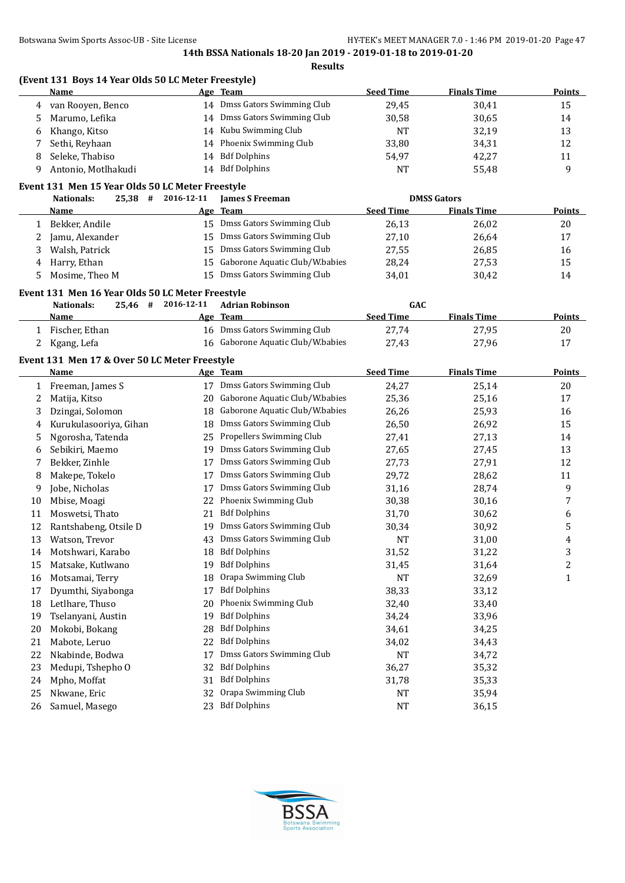**14th BSSA Nationals 18-20 Jan 2019 - 2019-01-18 to 2019-01-20**

**Results**

### (Event 131 Boys 14 Year Olds 50 LC Meter Freestyle)

| | Name | Age | Team | Seed Time | Finals Time | Points |
|---|---|---|---|---|---|---|
| 4 | van Rooyen, Benco | 14 | Dmss Gators Swimming Club | 29,45 | 30,41 | 15 |
| 5 | Marumo, Lefika | 14 | Dmss Gators Swimming Club | 30,58 | 30,65 | 14 |
| 6 | Khango, Kitso | 14 | Kubu Swimming Club | NT | 32,19 | 13 |
| 7 | Sethi, Reyhaan | 14 | Phoenix Swimming Club | 33,80 | 34,31 | 12 |
| 8 | Seleke, Thabiso | 14 | Bdf Dolphins | 54,97 | 42,27 | 11 |
| 9 | Antonio, Motlhakudi | 14 | Bdf Dolphins | NT | 55,48 | 9 |

### Event 131 Men 15 Year Olds 50 LC Meter Freestyle

**Nationals:** 25,38 # 2016-12-11 James S Freeman DMSS Gators

| | Name | Age | Team | Seed Time | Finals Time | Points |
|---|---|---|---|---|---|---|
| 1 | Bekker, Andile | 15 | Dmss Gators Swimming Club | 26,13 | 26,02 | 20 |
| 2 | Jamu, Alexander | 15 | Dmss Gators Swimming Club | 27,10 | 26,64 | 17 |
| 3 | Walsh, Patrick | 15 | Dmss Gators Swimming Club | 27,55 | 26,85 | 16 |
| 4 | Harry, Ethan | 15 | Gaborone Aquatic Club/W.babies | 28,24 | 27,53 | 15 |
| 5 | Mosime, Theo M | 15 | Dmss Gators Swimming Club | 34,01 | 30,42 | 14 |

### Event 131 Men 16 Year Olds 50 LC Meter Freestyle

**Nationals:** 25,46 # 2016-12-11 Adrian Robinson GAC

| | Name | Age | Team | Seed Time | Finals Time | Points |
|---|---|---|---|---|---|---|
| 1 | Fischer, Ethan | 16 | Dmss Gators Swimming Club | 27,74 | 27,95 | 20 |
| 2 | Kgang, Lefa | 16 | Gaborone Aquatic Club/W.babies | 27,43 | 27,96 | 17 |

### Event 131 Men 17 & Over 50 LC Meter Freestyle

| | Name | Age | Team | Seed Time | Finals Time | Points |
|---|---|---|---|---|---|---|
| 1 | Freeman, James S | 17 | Dmss Gators Swimming Club | 24,27 | 25,14 | 20 |
| 2 | Matija, Kitso | 20 | Gaborone Aquatic Club/W.babies | 25,36 | 25,16 | 17 |
| 3 | Dzingai, Solomon | 18 | Gaborone Aquatic Club/W.babies | 26,26 | 25,93 | 16 |
| 4 | Kurukulasooriya, Gihan | 18 | Dmss Gators Swimming Club | 26,50 | 26,92 | 15 |
| 5 | Ngorosha, Tatenda | 25 | Propellers Swimming Club | 27,41 | 27,13 | 14 |
| 6 | Sebikiri, Maemo | 19 | Dmss Gators Swimming Club | 27,65 | 27,45 | 13 |
| 7 | Bekker, Zinhle | 17 | Dmss Gators Swimming Club | 27,73 | 27,91 | 12 |
| 8 | Makepe, Tokelo | 17 | Dmss Gators Swimming Club | 29,72 | 28,62 | 11 |
| 9 | Jobe, Nicholas | 17 | Dmss Gators Swimming Club | 31,16 | 28,74 | 9 |
| 10 | Mbise, Moagi | 22 | Phoenix Swimming Club | 30,38 | 30,16 | 7 |
| 11 | Moswetsi, Thato | 21 | Bdf Dolphins | 31,70 | 30,62 | 6 |
| 12 | Rantshabeng, Otsile D | 19 | Dmss Gators Swimming Club | 30,34 | 30,92 | 5 |
| 13 | Watson, Trevor | 43 | Dmss Gators Swimming Club | NT | 31,00 | 4 |
| 14 | Motshwari, Karabo | 18 | Bdf Dolphins | 31,52 | 31,22 | 3 |
| 15 | Matsake, Kutlwano | 19 | Bdf Dolphins | 31,45 | 31,64 | 2 |
| 16 | Motsamai, Terry | 18 | Orapa Swimming Club | NT | 32,69 | 1 |
| 17 | Dyumthi, Siyabonga | 17 | Bdf Dolphins | 38,33 | 33,12 | |
| 18 | Letlhare, Thuso | 20 | Phoenix Swimming Club | 32,40 | 33,40 | |
| 19 | Tselanyani, Austin | 19 | Bdf Dolphins | 34,24 | 33,96 | |
| 20 | Mokobi, Bokang | 28 | Bdf Dolphins | 34,61 | 34,25 | |
| 21 | Mabote, Leruo | 22 | Bdf Dolphins | 34,02 | 34,43 | |
| 22 | Nkabinde, Bodwa | 17 | Dmss Gators Swimming Club | NT | 34,72 | |
| 23 | Medupi, Tshepho O | 32 | Bdf Dolphins | 36,27 | 35,32 | |
| 24 | Mpho, Moffat | 31 | Bdf Dolphins | 31,78 | 35,33 | |
| 25 | Nkwane, Eric | 32 | Orapa Swimming Club | NT | 35,94 | |
| 26 | Samuel, Masego | 23 | Bdf Dolphins | NT | 36,15 | |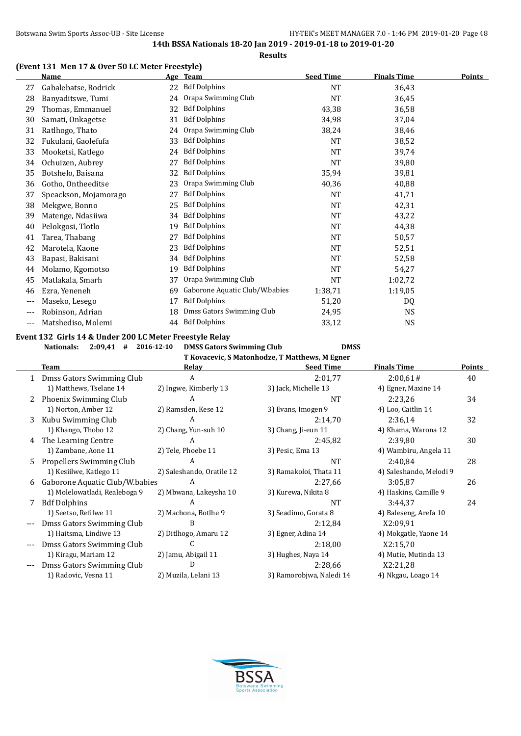**14th BSSA Nationals 18-20 Jan 2019 - 2019-01-18 to 2019-01-20**

**Results**

### (Event 131 Men 17 & Over 50 LC Meter Freestyle)

| | Name | Age | Team | Seed Time | Finals Time | Points |
|---|---|---|---|---|---|---|
| 27 | Gabalebatse, Rodrick | 22 | Bdf Dolphins | NT | 36,43 | |
| 28 | Banyaditswe, Tumi | 24 | Orapa Swimming Club | NT | 36,45 | |
| 29 | Thomas, Emmanuel | 32 | Bdf Dolphins | 43,38 | 36,58 | |
| 30 | Samati, Onkagetse | 31 | Bdf Dolphins | 34,98 | 37,04 | |
| 31 | Ratlhogo, Thato | 24 | Orapa Swimming Club | 38,24 | 38,46 | |
| 32 | Fukulani, Gaolefufa | 33 | Bdf Dolphins | NT | 38,52 | |
| 33 | Mooketsi, Katlego | 24 | Bdf Dolphins | NT | 39,74 | |
| 34 | Ochuizen, Aubrey | 27 | Bdf Dolphins | NT | 39,80 | |
| 35 | Botshelo, Baisana | 32 | Bdf Dolphins | 35,94 | 39,81 | |
| 36 | Gotho, Ontheeditse | 23 | Orapa Swimming Club | 40,36 | 40,88 | |
| 37 | Speackson, Mojamorago | 27 | Bdf Dolphins | NT | 41,71 | |
| 38 | Mekgwe, Bonno | 25 | Bdf Dolphins | NT | 42,31 | |
| 39 | Matenge, Ndasiiwa | 34 | Bdf Dolphins | NT | 43,22 | |
| 40 | Pelokgosi, Tlotlo | 19 | Bdf Dolphins | NT | 44,38 | |
| 41 | Tarea, Thabang | 27 | Bdf Dolphins | NT | 50,57 | |
| 42 | Marotela, Kaone | 23 | Bdf Dolphins | NT | 52,51 | |
| 43 | Bapasi, Bakisani | 34 | Bdf Dolphins | NT | 52,58 | |
| 44 | Molamo, Kgomotso | 19 | Bdf Dolphins | NT | 54,27 | |
| 45 | Matlakala, Smarh | 37 | Orapa Swimming Club | NT | 1:02,72 | |
| 46 | Ezra, Yeneneh | 69 | Gaborone Aquatic Club/W.babies | 1:38,71 | 1:19,05 | |
| --- | Maseko, Lesego | 17 | Bdf Dolphins | 51,20 | DQ | |
| --- | Robinson, Adrian | 18 | Dmss Gators Swimming Club | 24,95 | NS | |
| --- | Matshediso, Molemi | 44 | Bdf Dolphins | 33,12 | NS | |

### Event 132 Girls 14 & Under 200 LC Meter Freestyle Relay

**Nationals: 2:09,41 # 2016-12-10 DMSS Gators Swimming Club DMSS**
**T Kovacevic, S Matonhodze, T Matthews, M Egner**

| | Team | Relay | Seed Time | Finals Time | Points |
|---|---|---|---|---|---|
| 1 | Dmss Gators Swimming Club | A | 2:01,77 | 2:00,61# | 40 |
| | 1) Matthews, Tselane 14 | 2) Ingwe, Kimberly 13 | 3) Jack, Michelle 13 | 4) Egner, Maxine 14 | |
| 2 | Phoenix Swimming Club | A | NT | 2:23,26 | 34 |
| | 1) Norton, Amber 12 | 2) Ramsden, Kese 12 | 3) Evans, Imogen 9 | 4) Loo, Caitlin 14 | |
| 3 | Kubu Swimming Club | A | 2:14,70 | 2:36,14 | 32 |
| | 1) Khango, Thobo 12 | 2) Chang, Yun-suh 10 | 3) Chang, Ji-eun 11 | 4) Khama, Warona 12 | |
| 4 | The Learning Centre | A | 2:45,82 | 2:39,80 | 30 |
| | 1) Zambane, Aone 11 | 2) Tele, Phoebe 11 | 3) Pesic, Ema 13 | 4) Wambiru, Angela 11 | |
| 5 | Propellers Swimming Club | A | NT | 2:40,84 | 28 |
| | 1) Kesiilwe, Katlego 11 | 2) Saleshando, Oratile 12 | 3) Ramakoloi, Thata 11 | 4) Saleshando, Melodi 9 | |
| 6 | Gaborone Aquatic Club/W.babies | A | 2:27,66 | 3:05,87 | 26 |
| | 1) Molelowatladi, Realeboga 9 | 2) Mbwana, Lakeysha 10 | 3) Kurewa, Nikita 8 | 4) Haskins, Camille 9 | |
| 7 | Bdf Dolphins | A | NT | 3:44,37 | 24 |
| | 1) Seetso, Refilwe 11 | 2) Machona, Botlhe 9 | 3) Seadimo, Gorata 8 | 4) Baleseng, Arefa 10 | |
| --- | Dmss Gators Swimming Club | B | 2:12,84 | X2:09,91 | |
| | 1) Haitsma, Lindiwe 13 | 2) Ditlhogo, Amaru 12 | 3) Egner, Adina 14 | 4) Mokgatle, Yaone 14 | |
| --- | Dmss Gators Swimming Club | C | 2:18,00 | X2:15,70 | |
| | 1) Kiragu, Mariam 12 | 2) Jamu, Abigail 11 | 3) Hughes, Naya 14 | 4) Mutie, Mutinda 13 | |
| --- | Dmss Gators Swimming Club | D | 2:28,66 | X2:21,28 | |
| | 1) Radovic, Vesna 11 | 2) Muzila, Lelani 13 | 3) Ramorobjwa, Naledi 14 | 4) Nkgau, Loago 14 | |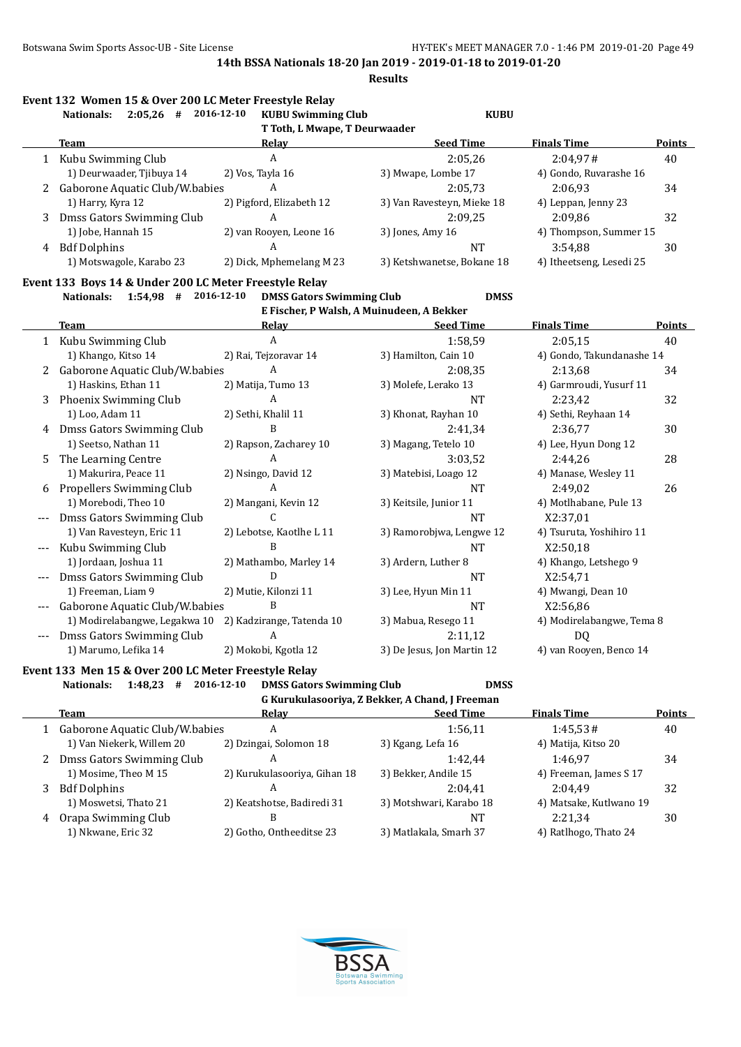**14th BSSA Nationals 18-20 Jan 2019 - 2019-01-18 to 2019-01-20**

**Results**

### Event 132 Women 15 & Over 200 LC Meter Freestyle Relay

**Nationals: 2:05,26 # 2016-12-10 KUBU Swimming Club KUBU**
T Toth, L Mwape, T Deurwaader

| | Team | Relay | Seed Time | Finals Time | Points |
|---|---|---|---|---|---|
| 1 | Kubu Swimming Club | A | 2:05,26 | 2:04,97# | 40 |
| | 1) Deurwaader, Tjibuya 14 | 2) Vos, Tayla 16 | 3) Mwape, Lombe 17 | 4) Gondo, Ruvarashe 16 | |
| 2 | Gaborone Aquatic Club/W.babies | A | 2:05,73 | 2:06,93 | 34 |
| | 1) Harry, Kyra 12 | 2) Pigford, Elizabeth 12 | 3) Van Ravesteyn, Mieke 18 | 4) Leppan, Jenny 23 | |
| 3 | Dmss Gators Swimming Club | A | 2:09,25 | 2:09,86 | 32 |
| | 1) Jobe, Hannah 15 | 2) van Rooyen, Leone 16 | 3) Jones, Amy 16 | 4) Thompson, Summer 15 | |
| 4 | Bdf Dolphins | A | NT | 3:54,88 | 30 |
| | 1) Motswagole, Karabo 23 | 2) Dick, Mphemelang M 23 | 3) Ketshwanetse, Bokane 18 | 4) Itheetseng, Lesedi 25 | |

### Event 133 Boys 14 & Under 200 LC Meter Freestyle Relay

**Nationals: 1:54,98 # 2016-12-10 DMSS Gators Swimming Club DMSS**
E Fischer, P Walsh, A Muinudeen, A Bekker

| | Team | Relay | Seed Time | Finals Time | Points |
|---|---|---|---|---|---|
| 1 | Kubu Swimming Club | A | 1:58,59 | 2:05,15 | 40 |
| | 1) Khango, Kitso 14 | 2) Rai, Tejzoravar 14 | 3) Hamilton, Cain 10 | 4) Gondo, Takundanashe 14 | |
| 2 | Gaborone Aquatic Club/W.babies | A | 2:08,35 | 2:13,68 | 34 |
| | 1) Haskins, Ethan 11 | 2) Matija, Tumo 13 | 3) Molefe, Lerako 13 | 4) Garmroudi, Yusurf 11 | |
| 3 | Phoenix Swimming Club | A | NT | 2:23,42 | 32 |
| | 1) Loo, Adam 11 | 2) Sethi, Khalil 11 | 3) Khonat, Rayhan 10 | 4) Sethi, Reyhaan 14 | |
| 4 | Dmss Gators Swimming Club | B | 2:41,34 | 2:36,77 | 30 |
| | 1) Seetso, Nathan 11 | 2) Rapson, Zacharey 10 | 3) Magang, Tetelo 10 | 4) Lee, Hyun Dong 12 | |
| 5 | The Learning Centre | A | 3:03,52 | 2:44,26 | 28 |
| | 1) Makurira, Peace 11 | 2) Nsingo, David 12 | 3) Matebisi, Loago 12 | 4) Manase, Wesley 11 | |
| 6 | Propellers Swimming Club | A | NT | 2:49,02 | 26 |
| | 1) Morebodi, Theo 10 | 2) Mangani, Kevin 12 | 3) Keitsile, Junior 11 | 4) Motlhabane, Pule 13 | |
| --- | Dmss Gators Swimming Club | C | NT | X2:37,01 | |
| | 1) Van Ravesteyn, Eric 11 | 2) Lebotse, Kaotlhe L 11 | 3) Ramorobjwa, Lengwe 12 | 4) Tsuruta, Yoshihiro 11 | |
| --- | Kubu Swimming Club | B | NT | X2:50,18 | |
| | 1) Jordaan, Joshua 11 | 2) Mathambo, Marley 14 | 3) Ardern, Luther 8 | 4) Khango, Letshego 9 | |
| --- | Dmss Gators Swimming Club | D | NT | X2:54,71 | |
| | 1) Freeman, Liam 9 | 2) Mutie, Kilonzi 11 | 3) Lee, Hyun Min 11 | 4) Mwangi, Dean 10 | |
| --- | Gaborone Aquatic Club/W.babies | B | NT | X2:56,86 | |
| | 1) Modirelabangwe, Legakwa 10 | 2) Kadzirange, Tatenda 10 | 3) Mabua, Resego 11 | 4) Modirelabangwe, Tema 8 | |
| --- | Dmss Gators Swimming Club | A | 2:11,12 | DQ | |
| | 1) Marumo, Lefika 14 | 2) Mokobi, Kgotla 12 | 3) De Jesus, Jon Martin 12 | 4) van Rooyen, Benco 14 | |

### Event 133 Men 15 & Over 200 LC Meter Freestyle Relay

**Nationals: 1:48,23 # 2016-12-10 DMSS Gators Swimming Club DMSS**
G Kurukulasooriya, Z Bekker, A Chand, J Freeman

| | Team | Relay | Seed Time | Finals Time | Points |
|---|---|---|---|---|---|
| 1 | Gaborone Aquatic Club/W.babies | A | 1:56,11 | 1:45,53# | 40 |
| | 1) Van Niekerk, Willem 20 | 2) Dzingai, Solomon 18 | 3) Kgang, Lefa 16 | 4) Matija, Kitso 20 | |
| 2 | Dmss Gators Swimming Club | A | 1:42,44 | 1:46,97 | 34 |
| | 1) Mosime, Theo M 15 | 2) Kurukulasooriya, Gihan 18 | 3) Bekker, Andile 15 | 4) Freeman, James S 17 | |
| 3 | Bdf Dolphins | A | 2:04,41 | 2:04,49 | 32 |
| | 1) Moswetsi, Thato 21 | 2) Keatshotse, Badiredi 31 | 3) Motshwari, Karabo 18 | 4) Matsake, Kutlwano 19 | |
| 4 | Orapa Swimming Club | B | NT | 2:21,34 | 30 |
| | 1) Nkwane, Eric 32 | 2) Gotho, Ontheeditse 23 | 3) Matlakala, Smarh 37 | 4) Ratlhogo, Thato 24 | |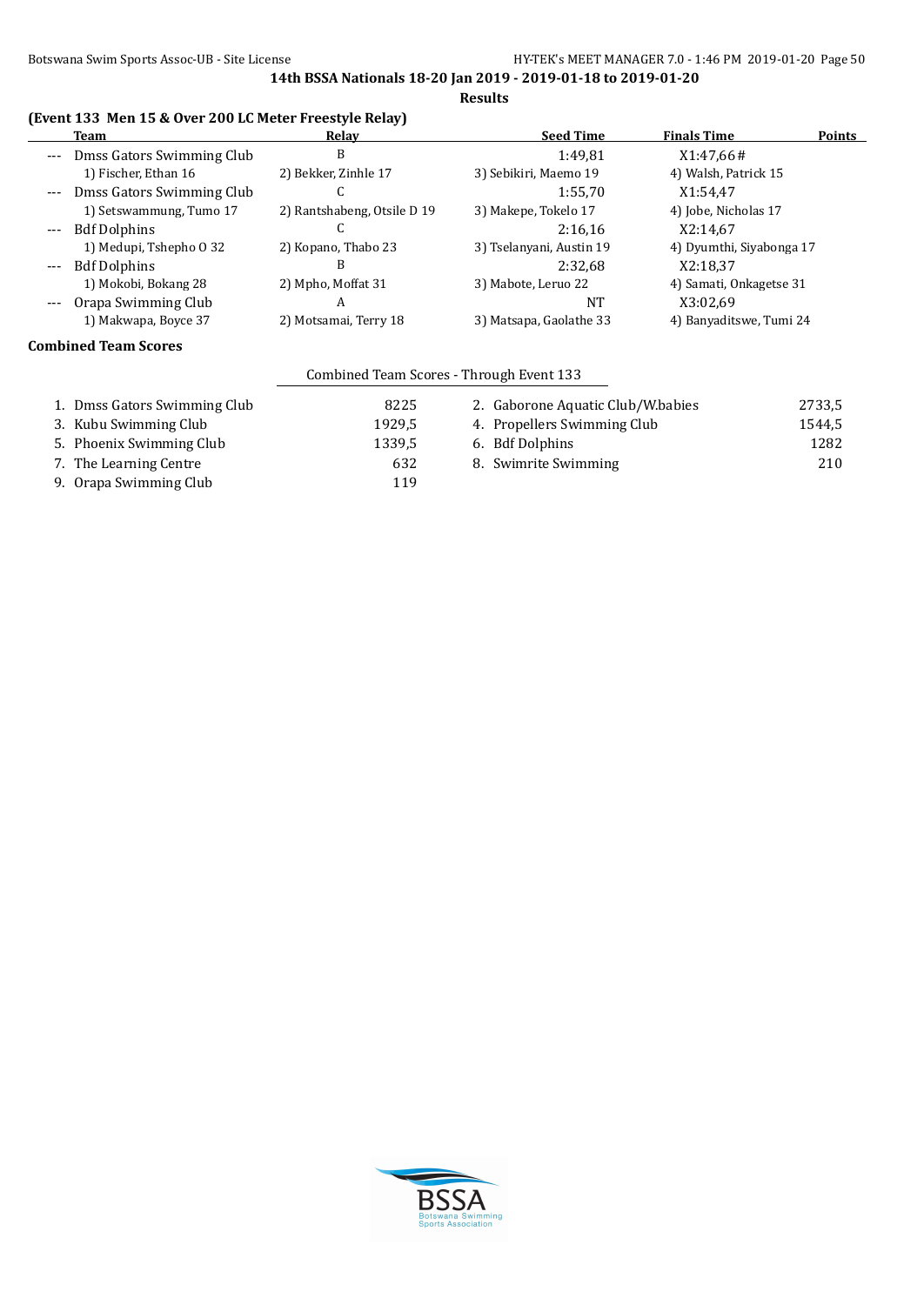**Results**

### (Event 133 Men 15 & Over 200 LC Meter Freestyle Relay)

| | Team | Relay | Seed Time | Finals Time | Points |
|---|---|---|---|---|---|
| --- | Dmss Gators Swimming Club | B | 1:49,81 | X1:47,66# | |
| | 1) Fischer, Ethan 16 | 2) Bekker, Zinhle 17 | 3) Sebikiri, Maemo 19 | 4) Walsh, Patrick 15 | |
| --- | Dmss Gators Swimming Club | C | 1:55,70 | X1:54,47 | |
| | 1) Setswammung, Tumo 17 | 2) Rantshabeng, Otsile D 19 | 3) Makepe, Tokelo 17 | 4) Jobe, Nicholas 17 | |
| --- | Bdf Dolphins | C | 2:16,16 | X2:14,67 | |
| | 1) Medupi, Tshepho O 32 | 2) Kopano, Thabo 23 | 3) Tselanyani, Austin 19 | 4) Dyumthi, Siyabonga 17 | |
| --- | Bdf Dolphins | B | 2:32,68 | X2:18,37 | |
| | 1) Mokobi, Bokang 28 | 2) Mpho, Moffat 31 | 3) Mabote, Leruo 22 | 4) Samati, Onkagetse 31 | |
| --- | Orapa Swimming Club | A | NT | X3:02,69 | |
| | 1) Makwapa, Boyce 37 | 2) Motsamai, Terry 18 | 3) Matsapa, Gaolathe 33 | 4) Banyaditswe, Tumi 24 | |

**Combined Team Scores**

Combined Team Scores - Through Event 133

| | | | |
|---|---|---|---|
| 1. Dmss Gators Swimming Club | 8225 | 2. Gaborone Aquatic Club/W.babies | 2733,5 |
| 3. Kubu Swimming Club | 1929,5 | 4. Propellers Swimming Club | 1544,5 |
| 5. Phoenix Swimming Club | 1339,5 | 6. Bdf Dolphins | 1282 |
| 7. The Learning Centre | 632 | 8. Swimrite Swimming | 210 |
| 9. Orapa Swimming Club | 119 | | |